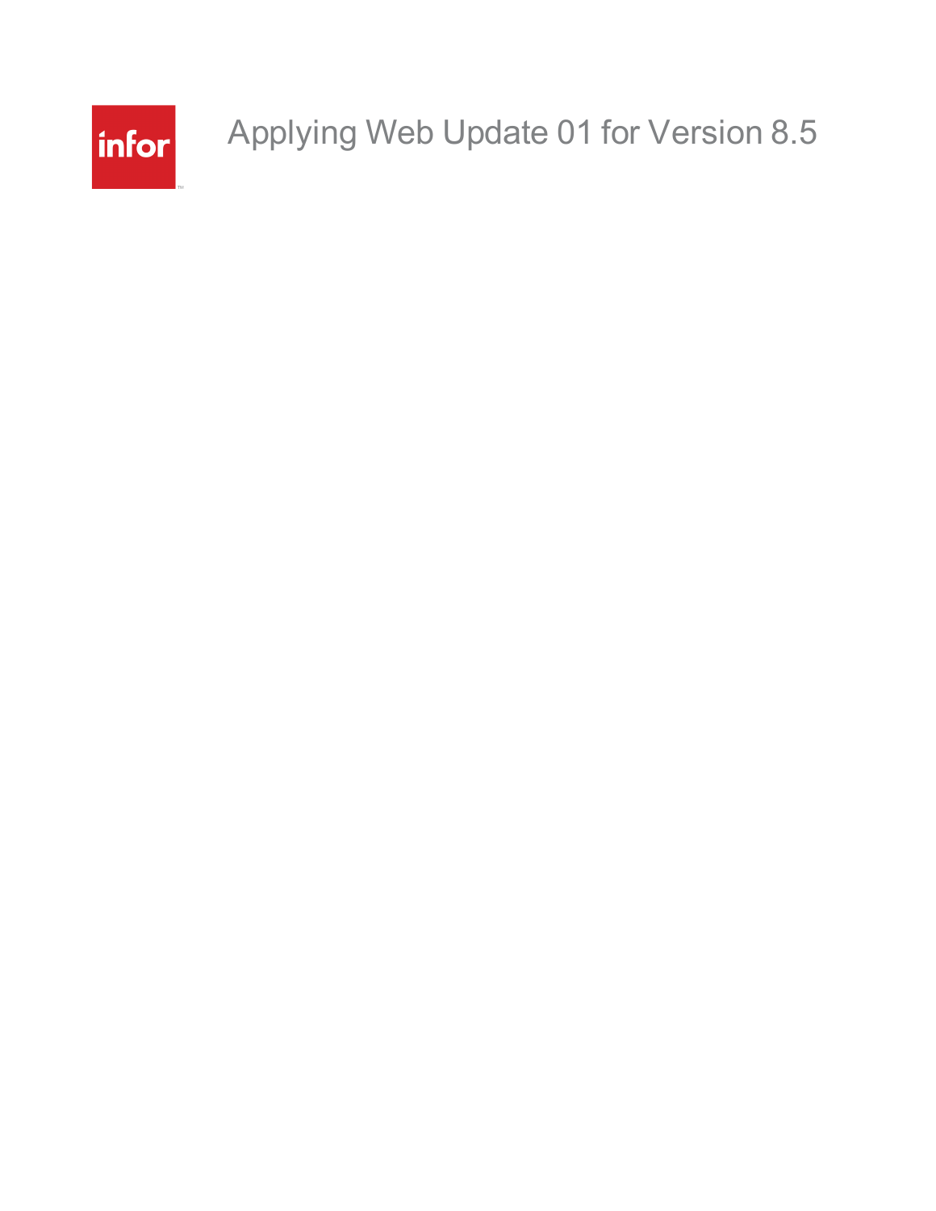# Applying Web Update 01 for Version 8.5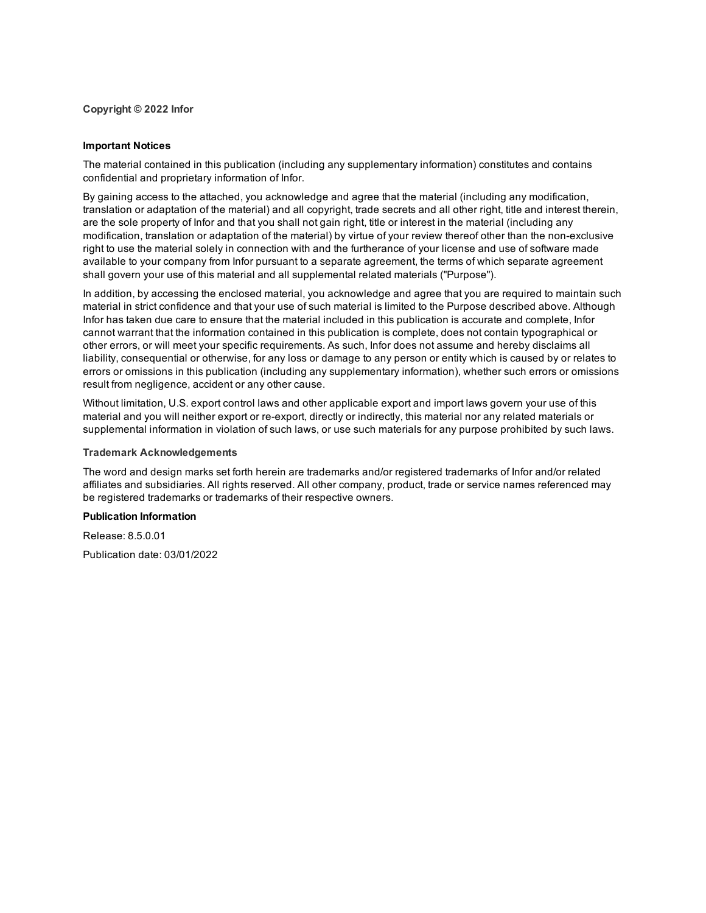**Copyright © 2022 Infor**

**Important Notices**

The material contained in this publication (including any supplementary information) constitutes and contains confidential and proprietary information of Infor.

By gaining access to the attached, you acknowledge and agree that the material (including any modification, translation or adaptation of the material) and all copyright, trade secrets and all other right, title and interest therein, are the sole property of Infor and that you shall not gain right, title or interest in the material (including any modification, translation or adaptation of the material) by virtue of your review thereof other than the non-exclusive right to use the material solely in connection with and the furtherance of your license and use of software made available to your company from Infor pursuant to a separate agreement, the terms of which separate agreement shall govern your use of this material and all supplemental related materials ("Purpose").

In addition, by accessing the enclosed material, you acknowledge and agree that you are required to maintain such material in strict confidence and that your use of such material is limited to the Purpose described above. Although Infor has taken due care to ensure that the material included in this publication is accurate and complete, Infor cannot warrant that the information contained in this publication is complete, does not contain typographical or other errors, or will meet your specific requirements. As such, Infor does not assume and hereby disclaims all liability, consequential or otherwise, for any loss or damage to any person or entity which is caused by or relates to errors or omissions in this publication (including any supplementary information), whether such errors or omissions result from negligence, accident or any other cause.

Without limitation, U.S. export control laws and other applicable export and import laws govern your use of this material and you will neither export or re-export, directly or indirectly, this material nor any related materials or supplemental information in violation of such laws, or use such materials for any purpose prohibited by such laws.

**Trademark Acknowledgements**

The word and design marks set forth herein are trademarks and/or registered trademarks of Infor and/or related affiliates and subsidiaries. All rights reserved. All other company, product, trade or service names referenced may be registered trademarks or trademarks of their respective owners.

**Publication Information**

Release: 8.5.0.01

Publication date: 03/01/2022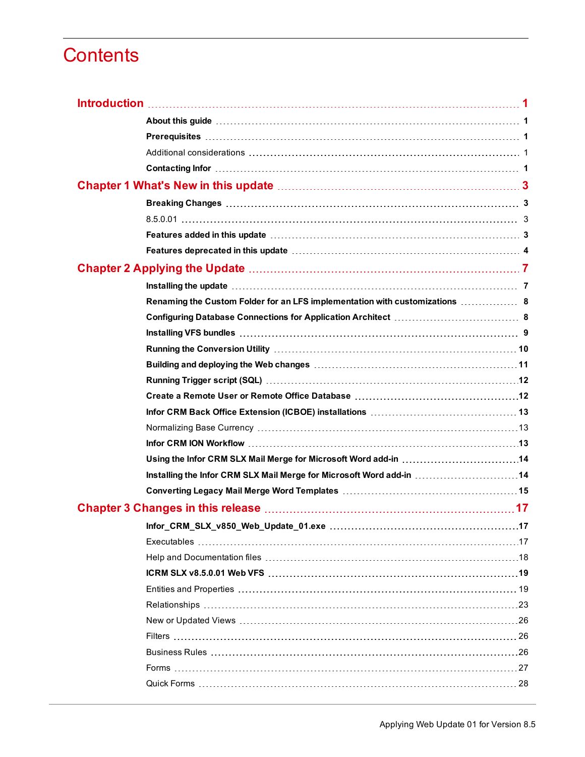# Contents

**Introduction** ........ 1

- **About this guide** ........ 1
- **Prerequisites** ........ 1
- Additional considerations ........ 1
- **Contacting Infor** ........ 1

**Chapter 1 What's New in this update** ........ 3

- **Breaking Changes** ........ 3
- 8.5.0.01 ........ 3
- **Features added in this update** ........ 3
- **Features deprecated in this update** ........ 4

**Chapter 2 Applying the Update** ........ 7

- **Installing the update** ........ 7
- **Renaming the Custom Folder for an LFS implementation with customizations** ........ 8
- **Configuring Database Connections for Application Architect** ........ 8
- **Installing VFS bundles** ........ 9
- **Running the Conversion Utility** ........ 10
- **Building and deploying the Web changes** ........ 11
- **Running Trigger script (SQL)** ........ 12
- **Create a Remote User or Remote Office Database** ........ 12
- **Infor CRM Back Office Extension (ICBOE) installations** ........ 13
- Normalizing Base Currency ........ 13
- **Infor CRM ION Workflow** ........ 13
- **Using the Infor CRM SLX Mail Merge for Microsoft Word add-in** ........ 14
- **Installing the Infor CRM SLX Mail Merge for Microsoft Word add-in** ........ 14
- **Converting Legacy Mail Merge Word Templates** ........ 15

**Chapter 3 Changes in this release** ........ 17

- **Infor_CRM_SLX_v850_Web_Update_01.exe** ........ 17
- Executables ........ 17
- Help and Documentation files ........ 18
- **ICRM SLX v8.5.0.01 Web VFS** ........ 19
- Entities and Properties ........ 19
- Relationships ........ 23
- New or Updated Views ........ 26
- Filters ........ 26
- Business Rules ........ 26
- Forms ........ 27
- Quick Forms ........ 28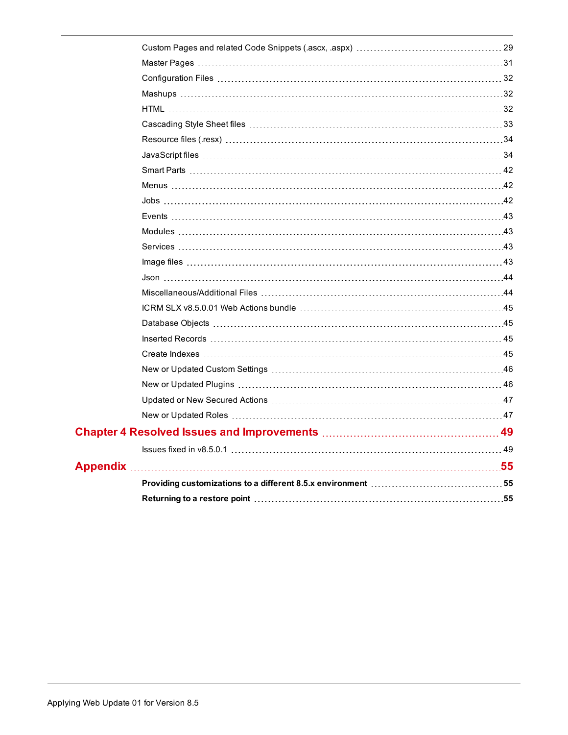Custom Pages and related Code Snippets (.ascx, .aspx) ........ 29

Master Pages ........ 31

Configuration Files ........ 32

Mashups ........ 32

HTML ........ 32

Cascading Style Sheet files ........ 33

Resource files (.resx) ........ 34

JavaScript files ........ 34

Smart Parts ........ 42

Menus ........ 42

Jobs ........ 42

Events ........ 43

Modules ........ 43

Services ........ 43

Image files ........ 43

Json ........ 44

Miscellaneous/Additional Files ........ 44

ICRM SLX v8.5.0.01 Web Actions bundle ........ 45

Database Objects ........ 45

Inserted Records ........ 45

Create Indexes ........ 45

New or Updated Custom Settings ........ 46

New or Updated Plugins ........ 46

Updated or New Secured Actions ........ 47

New or Updated Roles ........ 47

## Chapter 4 Resolved Issues and Improvements ........ 49

Issues fixed in v8.5.0.1 ........ 49

## Appendix ........ 55

**Providing customizations to a different 8.5.x environment ........ 55**

**Returning to a restore point ........ 55**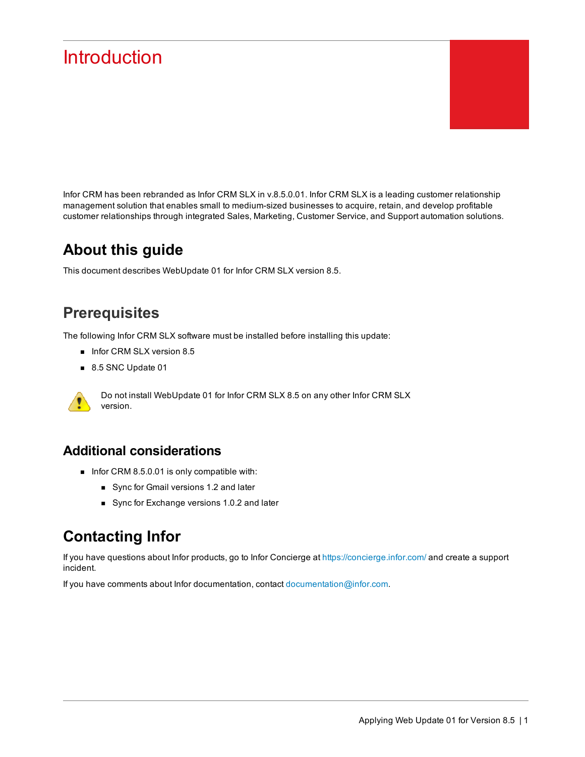# Introduction

Infor CRM has been rebranded as Infor CRM SLX in v.8.5.0.01. Infor CRM SLX is a leading customer relationship management solution that enables small to medium-sized businesses to acquire, retain, and develop profitable customer relationships through integrated Sales, Marketing, Customer Service, and Support automation solutions.

## About this guide

This document describes WebUpdate 01 for Infor CRM SLX version 8.5.

## Prerequisites

The following Infor CRM SLX software must be installed before installing this update:

- Infor CRM SLX version 8.5
- 8.5 SNC Update 01

Do not install WebUpdate 01 for Infor CRM SLX 8.5 on any other Infor CRM SLX version.

### Additional considerations

- Infor CRM 8.5.0.01 is only compatible with:
  - Sync for Gmail versions 1.2 and later
  - Sync for Exchange versions 1.0.2 and later

## Contacting Infor

If you have questions about Infor products, go to Infor Concierge at https://concierge.infor.com/ and create a support incident.

If you have comments about Infor documentation, contact documentation@infor.com.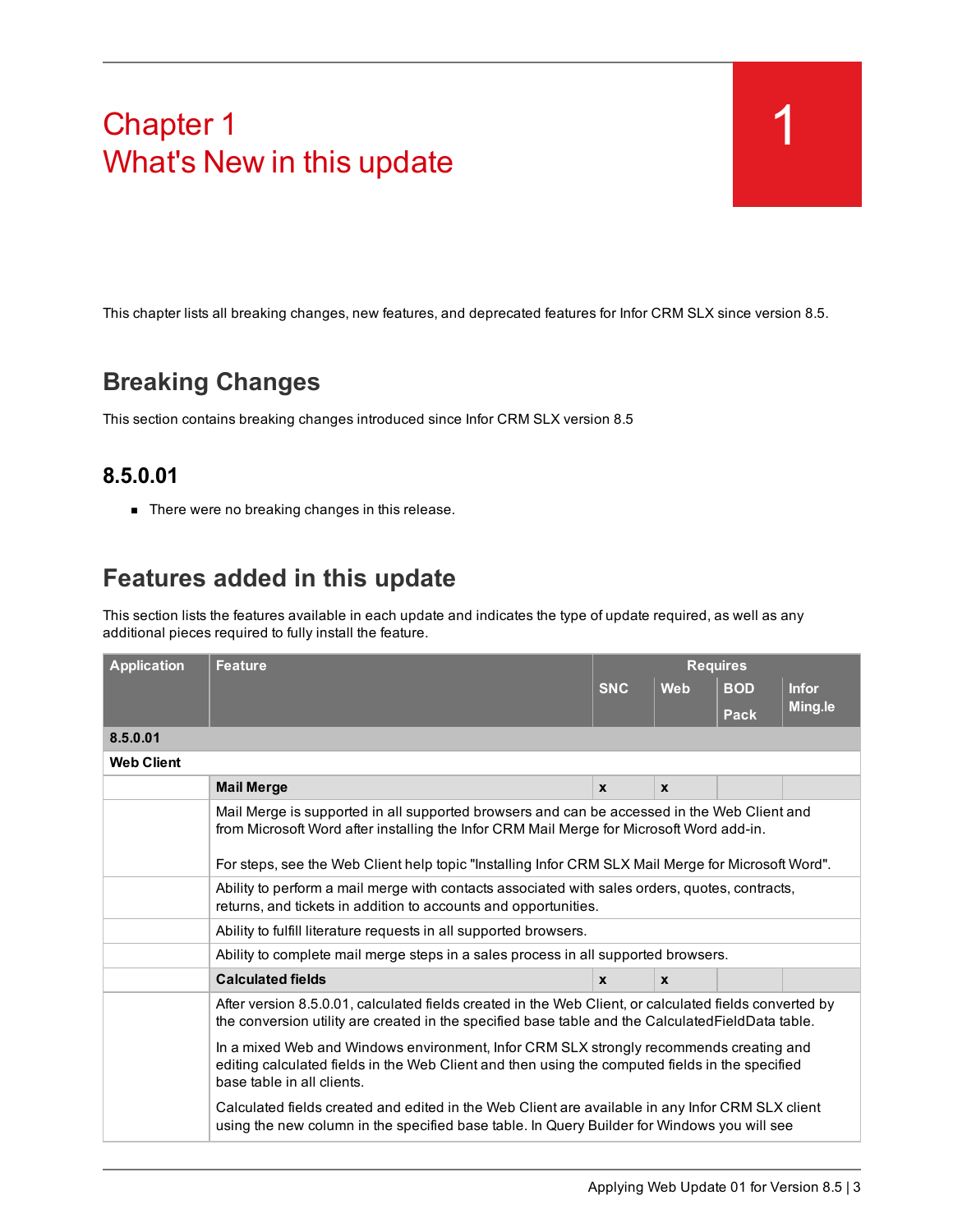# Chapter 1
# What's New in this update

This chapter lists all breaking changes, new features, and deprecated features for Infor CRM SLX since version 8.5.

## Breaking Changes

This section contains breaking changes introduced since Infor CRM SLX version 8.5

### 8.5.0.01

- There were no breaking changes in this release.

## Features added in this update

This section lists the features available in each update and indicates the type of update required, as well as any additional pieces required to fully install the feature.

| Application | Feature | Requires | | | |
|---|---|---|---|---|---|
| | | SNC | Web | BOD Pack | Infor Ming.le |
| **8.5.0.01** | | | | | |
| **Web Client** | | | | | |
| | **Mail Merge** | x | x | | |
| | Mail Merge is supported in all supported browsers and can be accessed in the Web Client and from Microsoft Word after installing the Infor CRM Mail Merge for Microsoft Word add-in.<br><br>For steps, see the Web Client help topic "Installing Infor CRM SLX Mail Merge for Microsoft Word". | | | | |
| | Ability to perform a mail merge with contacts associated with sales orders, quotes, contracts, returns, and tickets in addition to accounts and opportunities. | | | | |
| | Ability to fulfill literature requests in all supported browsers. | | | | |
| | Ability to complete mail merge steps in a sales process in all supported browsers. | | | | |
| | **Calculated fields** | x | x | | |
| | After version 8.5.0.01, calculated fields created in the Web Client, or calculated fields converted by the conversion utility are created in the specified base table and the CalculatedFieldData table.<br><br>In a mixed Web and Windows environment, Infor CRM SLX strongly recommends creating and editing calculated fields in the Web Client and then using the computed fields in the specified base table in all clients.<br><br>Calculated fields created and edited in the Web Client are available in any Infor CRM SLX client using the new column in the specified base table. In Query Builder for Windows you will see | | | | |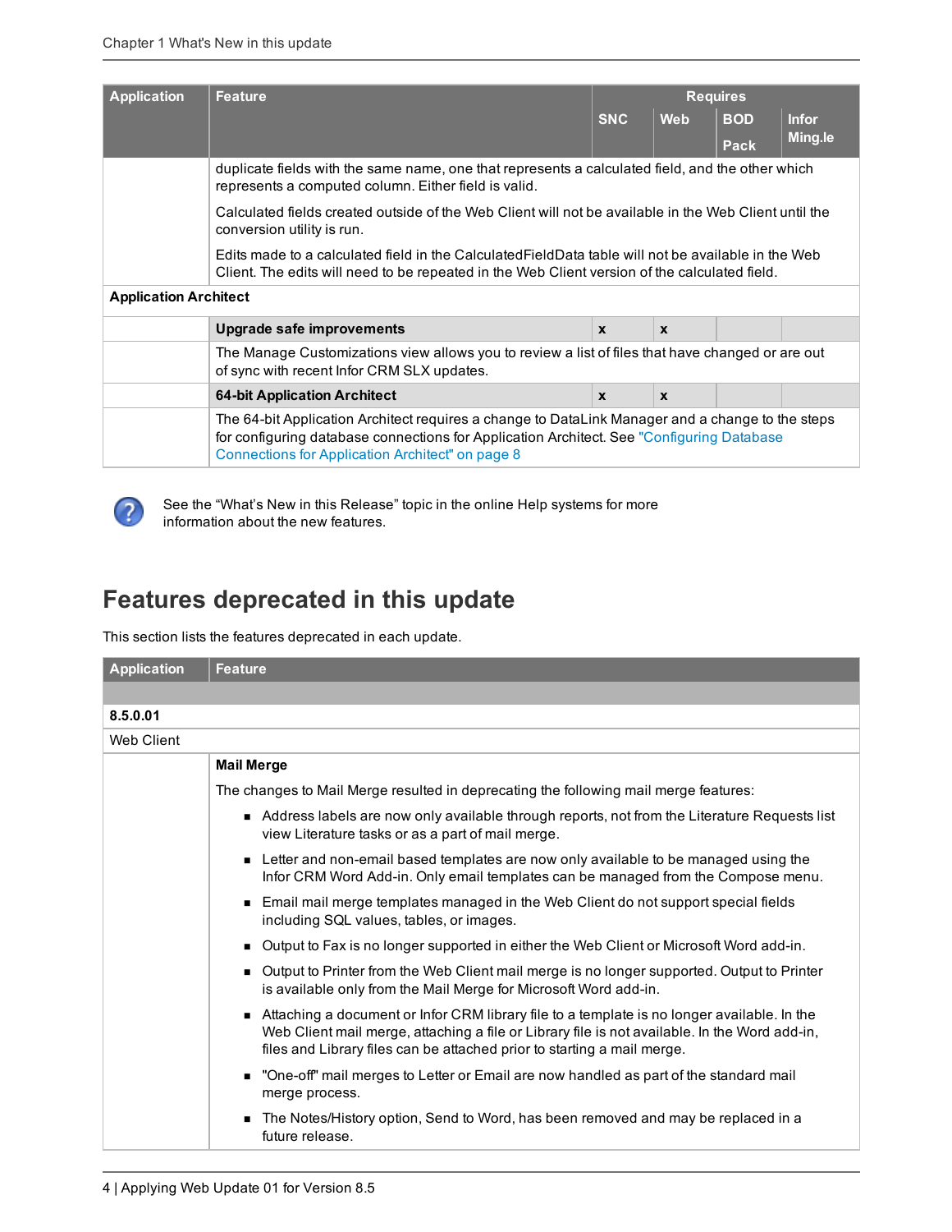| Application | Feature | Requires | | | |
|---|---|---|---|---|---|
| | | SNC | Web | BOD Pack | Infor Ming.le |
| | duplicate fields with the same name, one that represents a calculated field, and the other which represents a computed column. Either field is valid.<br><br>Calculated fields created outside of the Web Client will not be available in the Web Client until the conversion utility is run.<br><br>Edits made to a calculated field in the CalculatedFieldData table will not be available in the Web Client. The edits will need to be repeated in the Web Client version of the calculated field. | | | | |
| **Application Architect** | | | | | |
| | **Upgrade safe improvements** | x | x | | |
| | The Manage Customizations view allows you to review a list of files that have changed or are out of sync with recent Infor CRM SLX updates. | | | | |
| | **64-bit Application Architect** | x | x | | |
| | The 64-bit Application Architect requires a change to DataLink Manager and a change to the steps for configuring database connections for Application Architect. See "Configuring Database Connections for Application Architect" on page 8 | | | | |

See the "What's New in this Release" topic in the online Help systems for more information about the new features.

## Features deprecated in this update

This section lists the features deprecated in each update.

| Application | Feature |
|---|---|
| **8.5.0.01** | |
| Web Client | |
| | **Mail Merge**<br><br>The changes to Mail Merge resulted in deprecating the following mail merge features:<br><br>- Address labels are now only available through reports, not from the Literature Requests list view Literature tasks or as a part of mail merge.<br>- Letter and non-email based templates are now only available to be managed using the Infor CRM Word Add-in. Only email templates can be managed from the Compose menu.<br>- Email mail merge templates managed in the Web Client do not support special fields including SQL values, tables, or images.<br>- Output to Fax is no longer supported in either the Web Client or Microsoft Word add-in.<br>- Output to Printer from the Web Client mail merge is no longer supported. Output to Printer is available only from the Mail Merge for Microsoft Word add-in.<br>- Attaching a document or Infor CRM library file to a template is no longer available. In the Web Client mail merge, attaching a file or Library file is not available. In the Word add-in, files and Library files can be attached prior to starting a mail merge.<br>- "One-off" mail merges to Letter or Email are now handled as part of the standard mail merge process.<br>- The Notes/History option, Send to Word, has been removed and may be replaced in a future release. |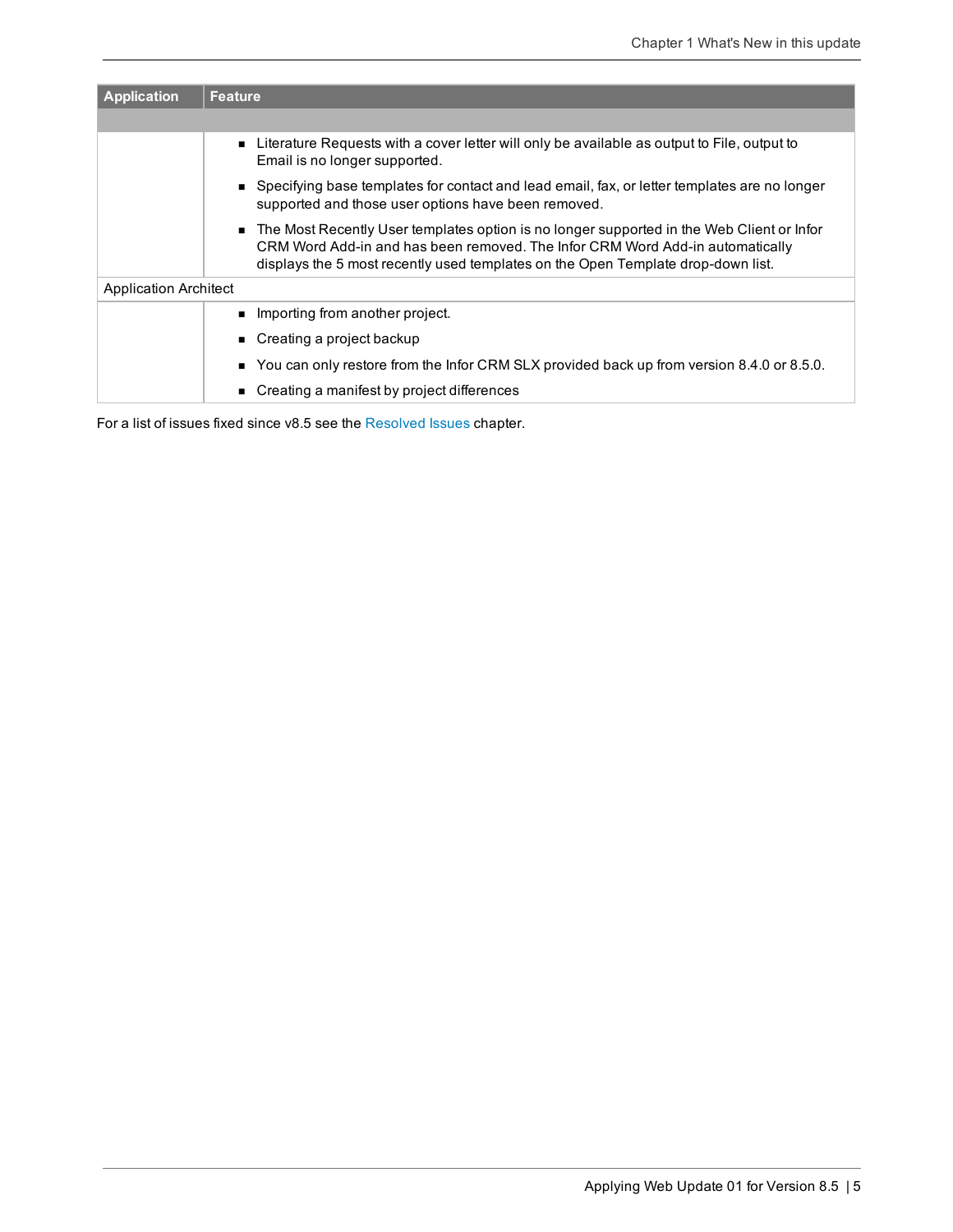| Application | Feature |
| --- | --- |
| | |
| | ■ Literature Requests with a cover letter will only be available as output to File, output to Email is no longer supported.<br>■ Specifying base templates for contact and lead email, fax, or letter templates are no longer supported and those user options have been removed.<br>■ The Most Recently User templates option is no longer supported in the Web Client or Infor CRM Word Add-in and has been removed. The Infor CRM Word Add-in automatically displays the 5 most recently used templates on the Open Template drop-down list. |
| Application Architect | |
| | ■ Importing from another project.<br>■ Creating a project backup<br>■ You can only restore from the Infor CRM SLX provided back up from version 8.4.0 or 8.5.0.<br>■ Creating a manifest by project differences |

For a list of issues fixed since v8.5 see the Resolved Issues chapter.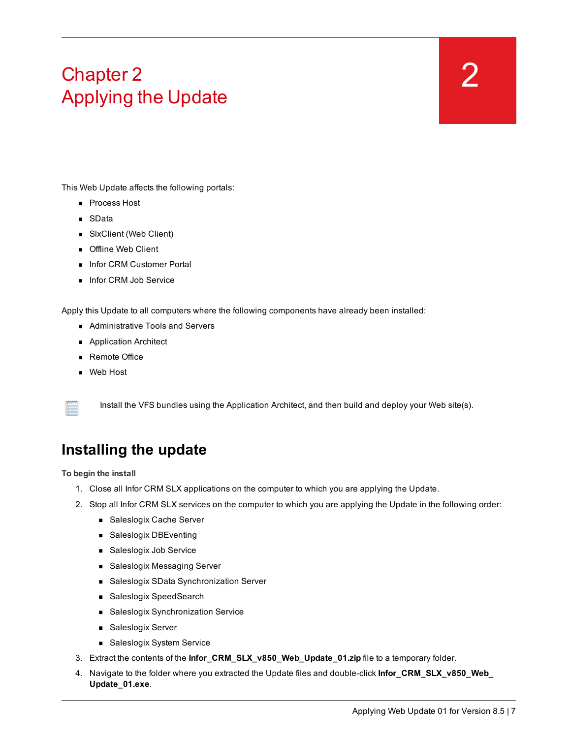# Chapter 2
# Applying the Update

This Web Update affects the following portals:

- Process Host
- SData
- SlxClient (Web Client)
- Offline Web Client
- Infor CRM Customer Portal
- Infor CRM Job Service

Apply this Update to all computers where the following components have already been installed:

- Administrative Tools and Servers
- Application Architect
- Remote Office
- Web Host

Install the VFS bundles using the Application Architect, and then build and deploy your Web site(s).

## Installing the update

**To begin the install**

1. Close all Infor CRM SLX applications on the computer to which you are applying the Update.
2. Stop all Infor CRM SLX services on the computer to which you are applying the Update in the following order:
   - Saleslogix Cache Server
   - Saleslogix DBEventing
   - Saleslogix Job Service
   - Saleslogix Messaging Server
   - Saleslogix SData Synchronization Server
   - Saleslogix SpeedSearch
   - Saleslogix Synchronization Service
   - Saleslogix Server
   - Saleslogix System Service
3. Extract the contents of the **Infor_CRM_SLX_v850_Web_Update_01.zip** file to a temporary folder.
4. Navigate to the folder where you extracted the Update files and double-click **Infor_CRM_SLX_v850_Web_Update_01.exe**.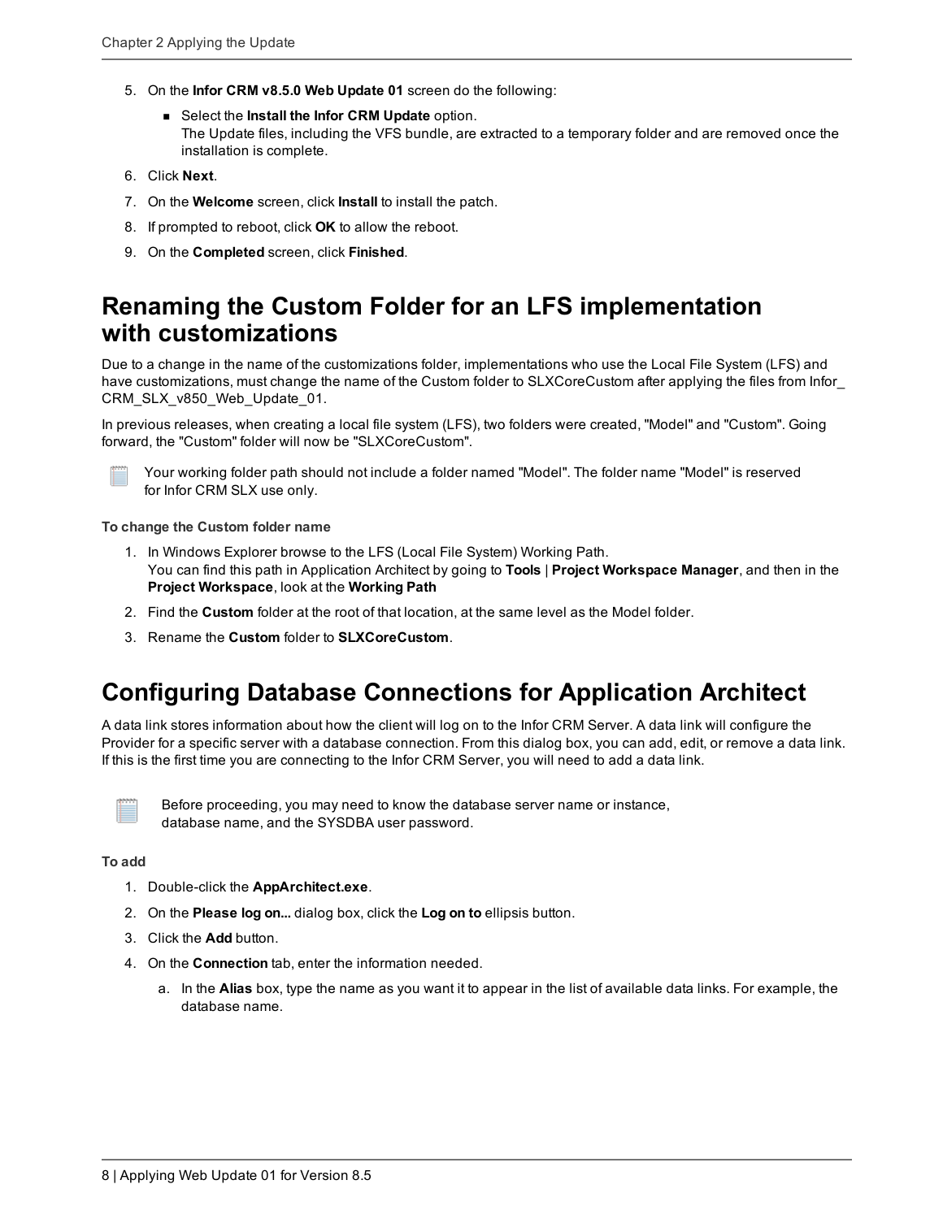5. On the **Infor CRM v8.5.0 Web Update 01** screen do the following:
   - Select the **Install the Infor CRM Update** option.
     The Update files, including the VFS bundle, are extracted to a temporary folder and are removed once the installation is complete.
6. Click **Next**.
7. On the **Welcome** screen, click **Install** to install the patch.
8. If prompted to reboot, click **OK** to allow the reboot.
9. On the **Completed** screen, click **Finished**.

## Renaming the Custom Folder for an LFS implementation with customizations

Due to a change in the name of the customizations folder, implementations who use the Local File System (LFS) and have customizations, must change the name of the Custom folder to SLXCoreCustom after applying the files from Infor_CRM_SLX_v850_Web_Update_01.

In previous releases, when creating a local file system (LFS), two folders were created, "Model" and "Custom". Going forward, the "Custom" folder will now be "SLXCoreCustom".

Your working folder path should not include a folder named "Model". The folder name "Model" is reserved for Infor CRM SLX use only.

**To change the Custom folder name**

1. In Windows Explorer browse to the LFS (Local File System) Working Path.
   You can find this path in Application Architect by going to **Tools** | **Project Workspace Manager**, and then in the **Project Workspace**, look at the **Working Path**
2. Find the **Custom** folder at the root of that location, at the same level as the Model folder.
3. Rename the **Custom** folder to **SLXCoreCustom**.

## Configuring Database Connections for Application Architect

A data link stores information about how the client will log on to the Infor CRM Server. A data link will configure the Provider for a specific server with a database connection. From this dialog box, you can add, edit, or remove a data link. If this is the first time you are connecting to the Infor CRM Server, you will need to add a data link.

Before proceeding, you may need to know the database server name or instance, database name, and the SYSDBA user password.

**To add**

1. Double-click the **AppArchitect.exe**.
2. On the **Please log on...** dialog box, click the **Log on to** ellipsis button.
3. Click the **Add** button.
4. On the **Connection** tab, enter the information needed.
   a. In the **Alias** box, type the name as you want it to appear in the list of available data links. For example, the database name.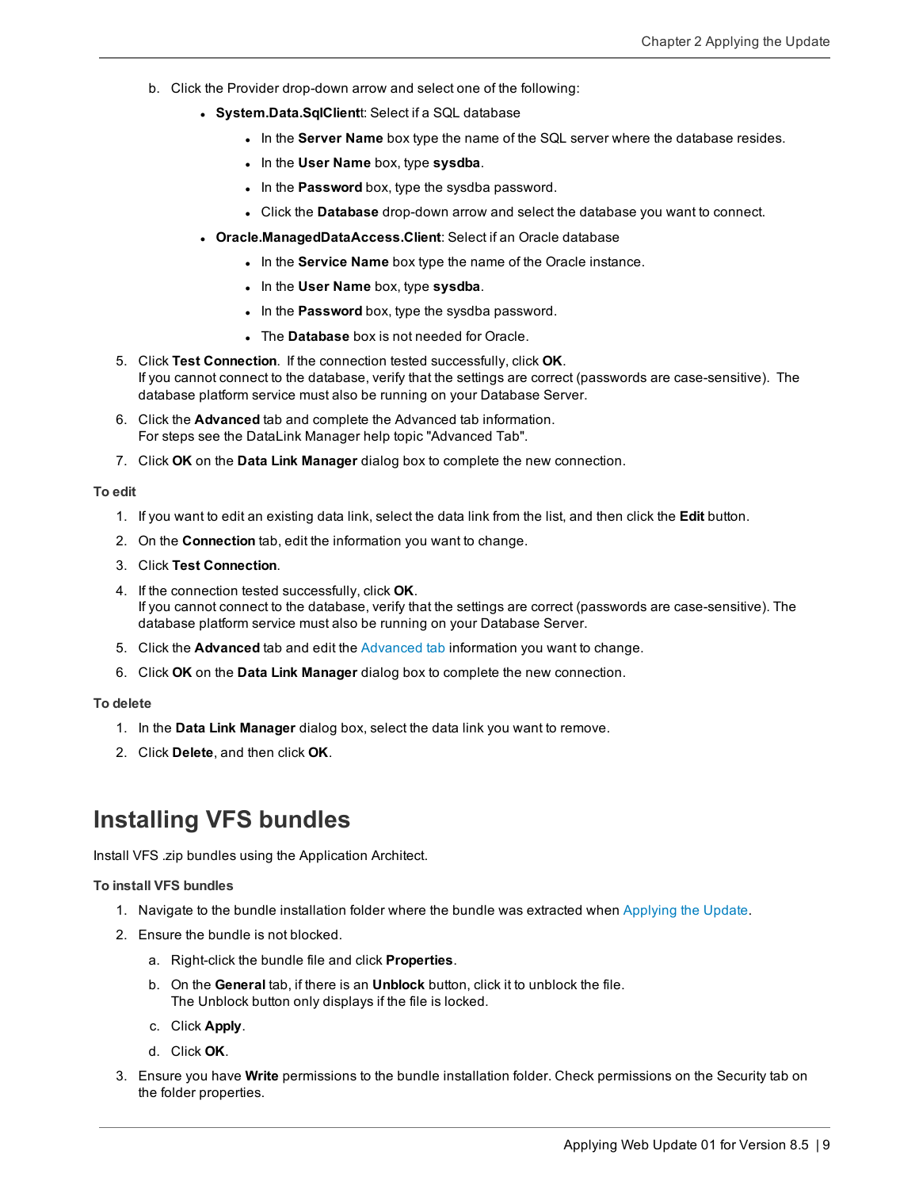b. Click the Provider drop-down arrow and select one of the following:

   - **System.Data.SqlClient**t: Select if a SQL database
     - In the **Server Name** box type the name of the SQL server where the database resides.
     - In the **User Name** box, type **sysdba**.
     - In the **Password** box, type the sysdba password.
     - Click the **Database** drop-down arrow and select the database you want to connect.
   - **Oracle.ManagedDataAccess.Client**: Select if an Oracle database
     - In the **Service Name** box type the name of the Oracle instance.
     - In the **User Name** box, type **sysdba**.
     - In the **Password** box, type the sysdba password.
     - The **Database** box is not needed for Oracle.

5. Click **Test Connection**. If the connection tested successfully, click **OK**.
   If you cannot connect to the database, verify that the settings are correct (passwords are case-sensitive). The database platform service must also be running on your Database Server.
6. Click the **Advanced** tab and complete the Advanced tab information.
   For steps see the DataLink Manager help topic "Advanced Tab".
7. Click **OK** on the **Data Link Manager** dialog box to complete the new connection.

**To edit**

1. If you want to edit an existing data link, select the data link from the list, and then click the **Edit** button.
2. On the **Connection** tab, edit the information you want to change.
3. Click **Test Connection**.
4. If the connection tested successfully, click **OK**.
   If you cannot connect to the database, verify that the settings are correct (passwords are case-sensitive). The database platform service must also be running on your Database Server.
5. Click the **Advanced** tab and edit the Advanced tab information you want to change.
6. Click **OK** on the **Data Link Manager** dialog box to complete the new connection.

**To delete**

1. In the **Data Link Manager** dialog box, select the data link you want to remove.
2. Click **Delete**, and then click **OK**.

# Installing VFS bundles

Install VFS .zip bundles using the Application Architect.

**To install VFS bundles**

1. Navigate to the bundle installation folder where the bundle was extracted when Applying the Update.
2. Ensure the bundle is not blocked.
   a. Right-click the bundle file and click **Properties**.
   b. On the **General** tab, if there is an **Unblock** button, click it to unblock the file.
      The Unblock button only displays if the file is locked.
   c. Click **Apply**.
   d. Click **OK**.
3. Ensure you have **Write** permissions to the bundle installation folder. Check permissions on the Security tab on the folder properties.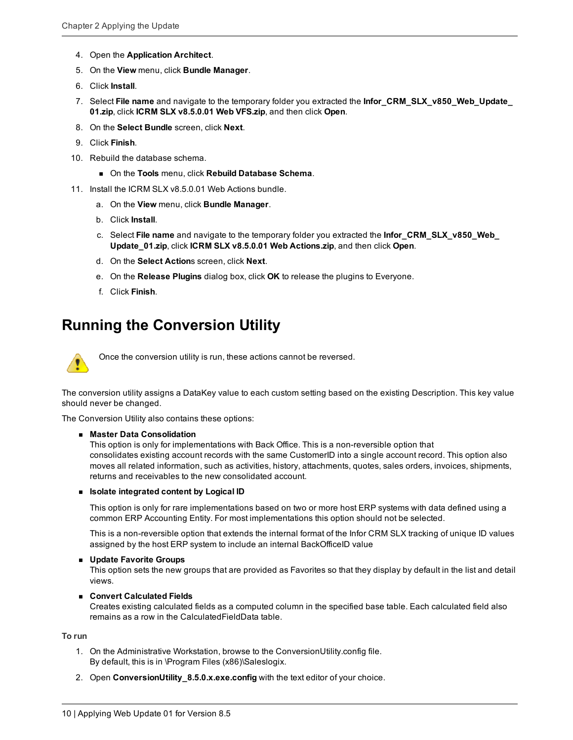4. Open the **Application Architect**.
5. On the **View** menu, click **Bundle Manager**.
6. Click **Install**.
7. Select **File name** and navigate to the temporary folder you extracted the **Infor_CRM_SLX_v850_Web_Update_01.zip**, click **ICRM SLX v8.5.0.01 Web VFS.zip**, and then click **Open**.
8. On the **Select Bundle** screen, click **Next**.
9. Click **Finish**.
10. Rebuild the database schema.
    - On the **Tools** menu, click **Rebuild Database Schema**.
11. Install the ICRM SLX v8.5.0.01 Web Actions bundle.
    a. On the **View** menu, click **Bundle Manager**.
    b. Click **Install**.
    c. Select **File name** and navigate to the temporary folder you extracted the **Infor_CRM_SLX_v850_Web_Update_01.zip**, click **ICRM SLX v8.5.0.01 Web Actions.zip**, and then click **Open**.
    d. On the **Select Action**s screen, click **Next**.
    e. On the **Release Plugins** dialog box, click **OK** to release the plugins to Everyone.
    f. Click **Finish**.

## Running the Conversion Utility

Once the conversion utility is run, these actions cannot be reversed.

The conversion utility assigns a DataKey value to each custom setting based on the existing Description. This key value should never be changed.

The Conversion Utility also contains these options:

- **Master Data Consolidation**
  This option is only for implementations with Back Office. This is a non-reversible option that consolidates existing account records with the same CustomerID into a single account record. This option also moves all related information, such as activities, history, attachments, quotes, sales orders, invoices, shipments, returns and receivables to the new consolidated account.
- **Isolate integrated content by Logical ID**

  This option is only for rare implementations based on two or more host ERP systems with data defined using a common ERP Accounting Entity. For most implementations this option should not be selected.

  This is a non-reversible option that extends the internal format of the Infor CRM SLX tracking of unique ID values assigned by the host ERP system to include an internal BackOfficeID value
- **Update Favorite Groups**
  This option sets the new groups that are provided as Favorites so that they display by default in the list and detail views.
- **Convert Calculated Fields**
  Creates existing calculated fields as a computed column in the specified base table. Each calculated field also remains as a row in the CalculatedFieldData table.

**To run**

1. On the Administrative Workstation, browse to the ConversionUtility.config file.
   By default, this is in \Program Files (x86)\Saleslogix.
2. Open **ConversionUtility_8.5.0.x.exe.config** with the text editor of your choice.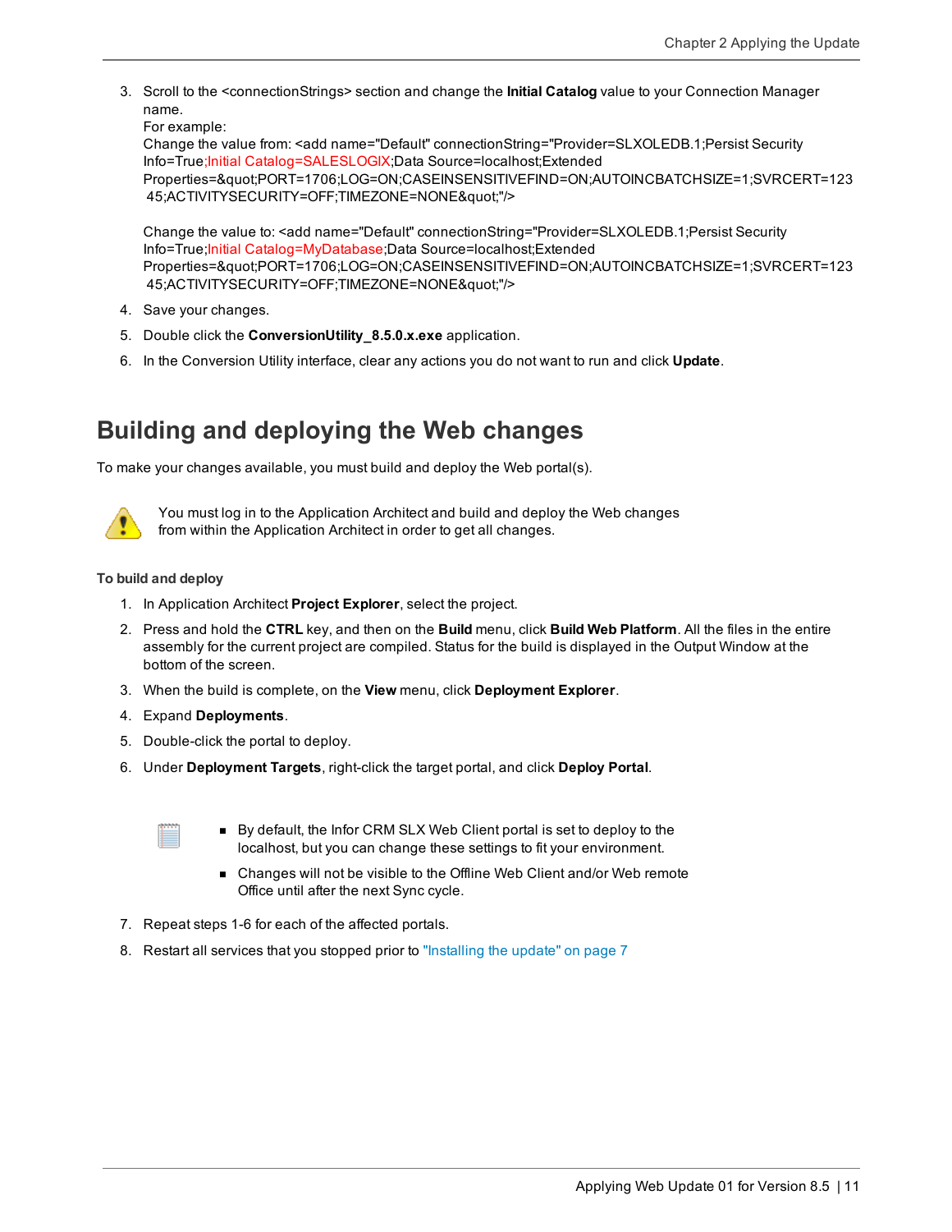3. Scroll to the <connectionStrings> section and change the **Initial Catalog** value to your Connection Manager name.
   For example:
   Change the value from: <add name="Default" connectionString="Provider=SLXOLEDB.1;Persist Security Info=True;Initial Catalog=SALESLOGIX;Data Source=localhost;Extended Properties=&quot;PORT=1706;LOG=ON;CASEINSENSITIVEFIND=ON;AUTOINCBATCHSIZE=1;SVRCERT=12345;ACTIVITYSECURITY=OFF;TIMEZONE=NONE&quot;"/>

   Change the value to: <add name="Default" connectionString="Provider=SLXOLEDB.1;Persist Security Info=True;Initial Catalog=MyDatabase;Data Source=localhost;Extended Properties=&quot;PORT=1706;LOG=ON;CASEINSENSITIVEFIND=ON;AUTOINCBATCHSIZE=1;SVRCERT=12345;ACTIVITYSECURITY=OFF;TIMEZONE=NONE&quot;"/>
4. Save your changes.
5. Double click the **ConversionUtility_8.5.0.x.exe** application.
6. In the Conversion Utility interface, clear any actions you do not want to run and click **Update**.

# Building and deploying the Web changes

To make your changes available, you must build and deploy the Web portal(s).

You must log in to the Application Architect and build and deploy the Web changes from within the Application Architect in order to get all changes.

**To build and deploy**

1. In Application Architect **Project Explorer**, select the project.
2. Press and hold the **CTRL** key, and then on the **Build** menu, click **Build Web Platform**. All the files in the entire assembly for the current project are compiled. Status for the build is displayed in the Output Window at the bottom of the screen.
3. When the build is complete, on the **View** menu, click **Deployment Explorer**.
4. Expand **Deployments**.
5. Double-click the portal to deploy.
6. Under **Deployment Targets**, right-click the target portal, and click **Deploy Portal**.

   - By default, the Infor CRM SLX Web Client portal is set to deploy to the localhost, but you can change these settings to fit your environment.
   - Changes will not be visible to the Offline Web Client and/or Web remote Office until after the next Sync cycle.

7. Repeat steps 1-6 for each of the affected portals.
8. Restart all services that you stopped prior to "Installing the update" on page 7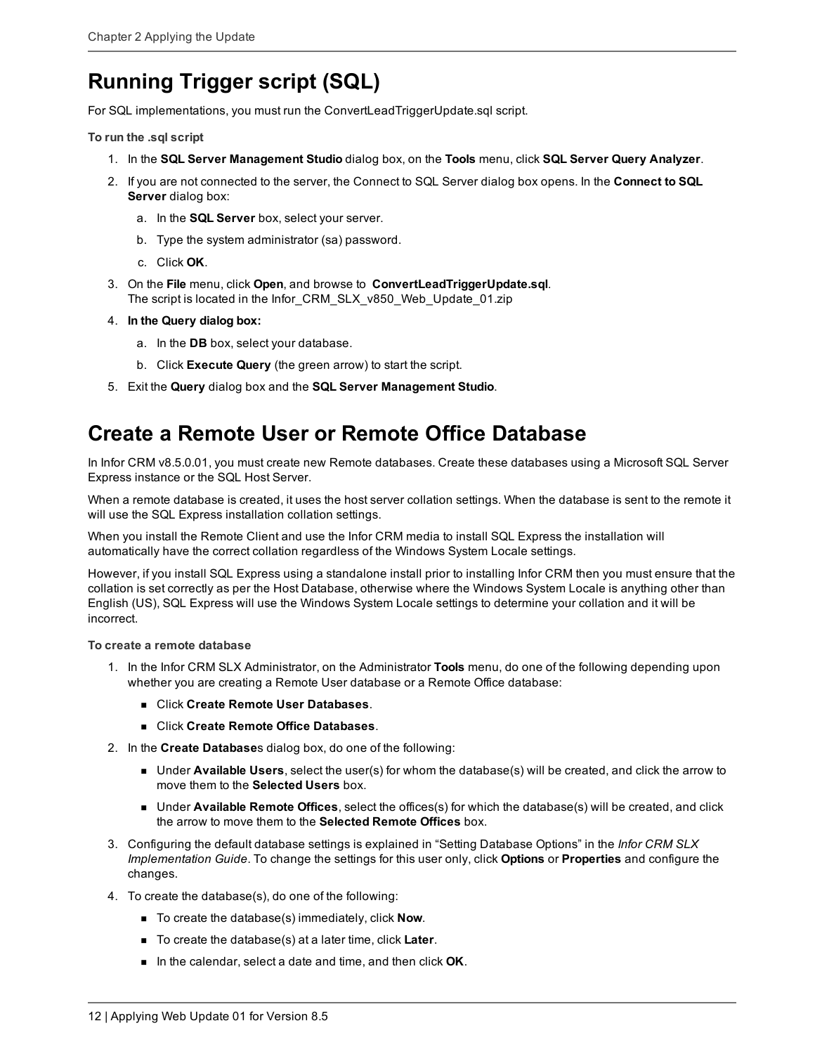# Running Trigger script (SQL)

For SQL implementations, you must run the ConvertLeadTriggerUpdate.sql script.

**To run the .sql script**

1. In the **SQL Server Management Studio** dialog box, on the **Tools** menu, click **SQL Server Query Analyzer**.
2. If you are not connected to the server, the Connect to SQL Server dialog box opens. In the **Connect to SQL Server** dialog box:
   a. In the **SQL Server** box, select your server.
   b. Type the system administrator (sa) password.
   c. Click **OK**.
3. On the **File** menu, click **Open**, and browse to **ConvertLeadTriggerUpdate.sql**.
   The script is located in the Infor_CRM_SLX_v850_Web_Update_01.zip
4. **In the Query dialog box:**
   a. In the **DB** box, select your database.
   b. Click **Execute Query** (the green arrow) to start the script.
5. Exit the **Query** dialog box and the **SQL Server Management Studio**.

# Create a Remote User or Remote Office Database

In Infor CRM v8.5.0.01, you must create new Remote databases. Create these databases using a Microsoft SQL Server Express instance or the SQL Host Server.

When a remote database is created, it uses the host server collation settings. When the database is sent to the remote it will use the SQL Express installation collation settings.

When you install the Remote Client and use the Infor CRM media to install SQL Express the installation will automatically have the correct collation regardless of the Windows System Locale settings.

However, if you install SQL Express using a standalone install prior to installing Infor CRM then you must ensure that the collation is set correctly as per the Host Database, otherwise where the Windows System Locale is anything other than English (US), SQL Express will use the Windows System Locale settings to determine your collation and it will be incorrect.

**To create a remote database**

1. In the Infor CRM SLX Administrator, on the Administrator **Tools** menu, do one of the following depending upon whether you are creating a Remote User database or a Remote Office database:
   - Click **Create Remote User Databases**.
   - Click **Create Remote Office Databases**.
2. In the **Create Database**s dialog box, do one of the following:
   - Under **Available Users**, select the user(s) for whom the database(s) will be created, and click the arrow to move them to the **Selected Users** box.
   - Under **Available Remote Offices**, select the offices(s) for which the database(s) will be created, and click the arrow to move them to the **Selected Remote Offices** box.
3. Configuring the default database settings is explained in “Setting Database Options” in the *Infor CRM SLX Implementation Guide*. To change the settings for this user only, click **Options** or **Properties** and configure the changes.
4. To create the database(s), do one of the following:
   - To create the database(s) immediately, click **Now**.
   - To create the database(s) at a later time, click **Later**.
   - In the calendar, select a date and time, and then click **OK**.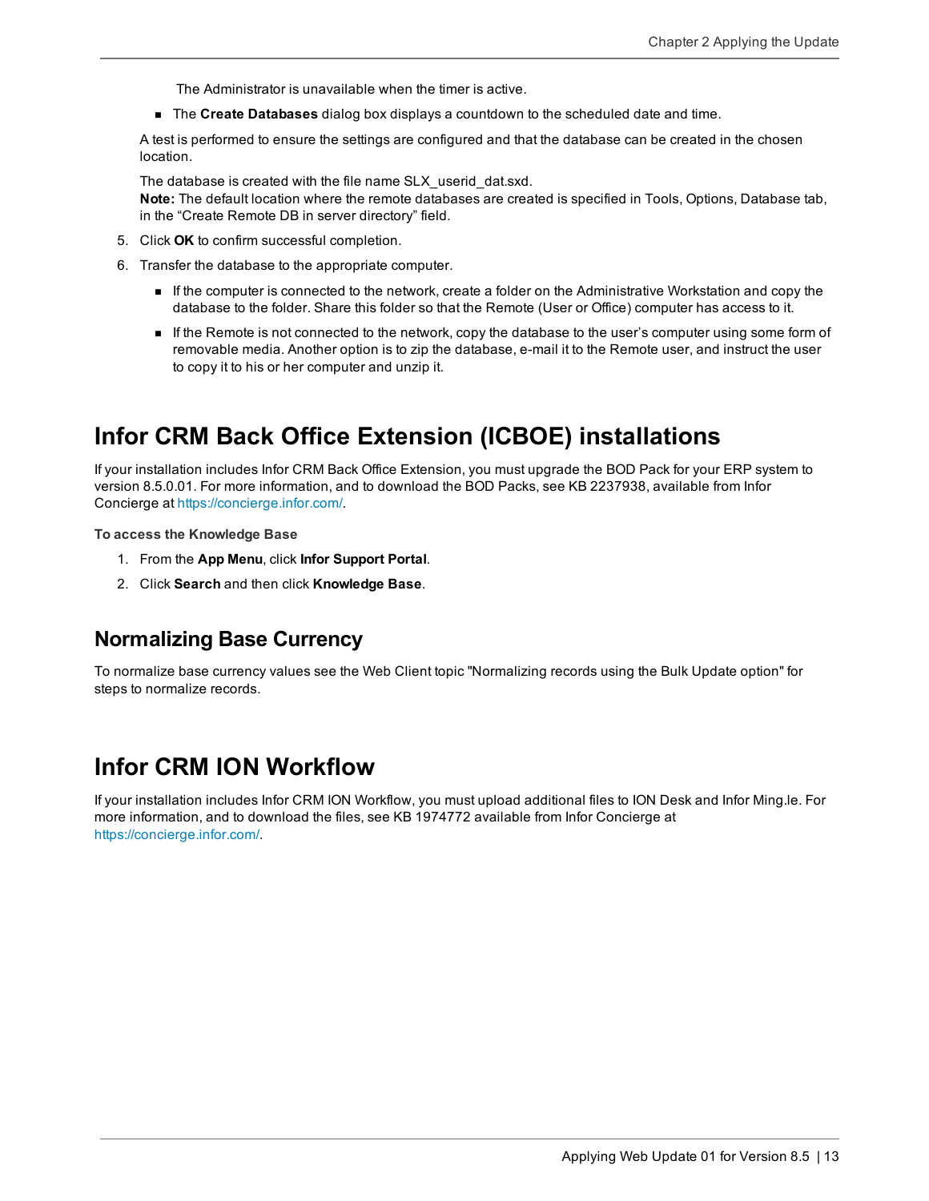The Administrator is unavailable when the timer is active.

- The **Create Databases** dialog box displays a countdown to the scheduled date and time.

A test is performed to ensure the settings are configured and that the database can be created in the chosen location.

The database is created with the file name SLX_userid_dat.sxd.
**Note:** The default location where the remote databases are created is specified in Tools, Options, Database tab, in the “Create Remote DB in server directory” field.

5. Click **OK** to confirm successful completion.
6. Transfer the database to the appropriate computer.
   - If the computer is connected to the network, create a folder on the Administrative Workstation and copy the database to the folder. Share this folder so that the Remote (User or Office) computer has access to it.
   - If the Remote is not connected to the network, copy the database to the user’s computer using some form of removable media. Another option is to zip the database, e-mail it to the Remote user, and instruct the user to copy it to his or her computer and unzip it.

# Infor CRM Back Office Extension (ICBOE) installations

If your installation includes Infor CRM Back Office Extension, you must upgrade the BOD Pack for your ERP system to version 8.5.0.01. For more information, and to download the BOD Packs, see KB 2237938, available from Infor Concierge at https://concierge.infor.com/.

**To access the Knowledge Base**

1. From the **App Menu**, click **Infor Support Portal**.
2. Click **Search** and then click **Knowledge Base**.

## Normalizing Base Currency

To normalize base currency values see the Web Client topic "Normalizing records using the Bulk Update option" for steps to normalize records.

# Infor CRM ION Workflow

If your installation includes Infor CRM ION Workflow, you must upload additional files to ION Desk and Infor Ming.le. For more information, and to download the files, see KB 1974772 available from Infor Concierge at https://concierge.infor.com/.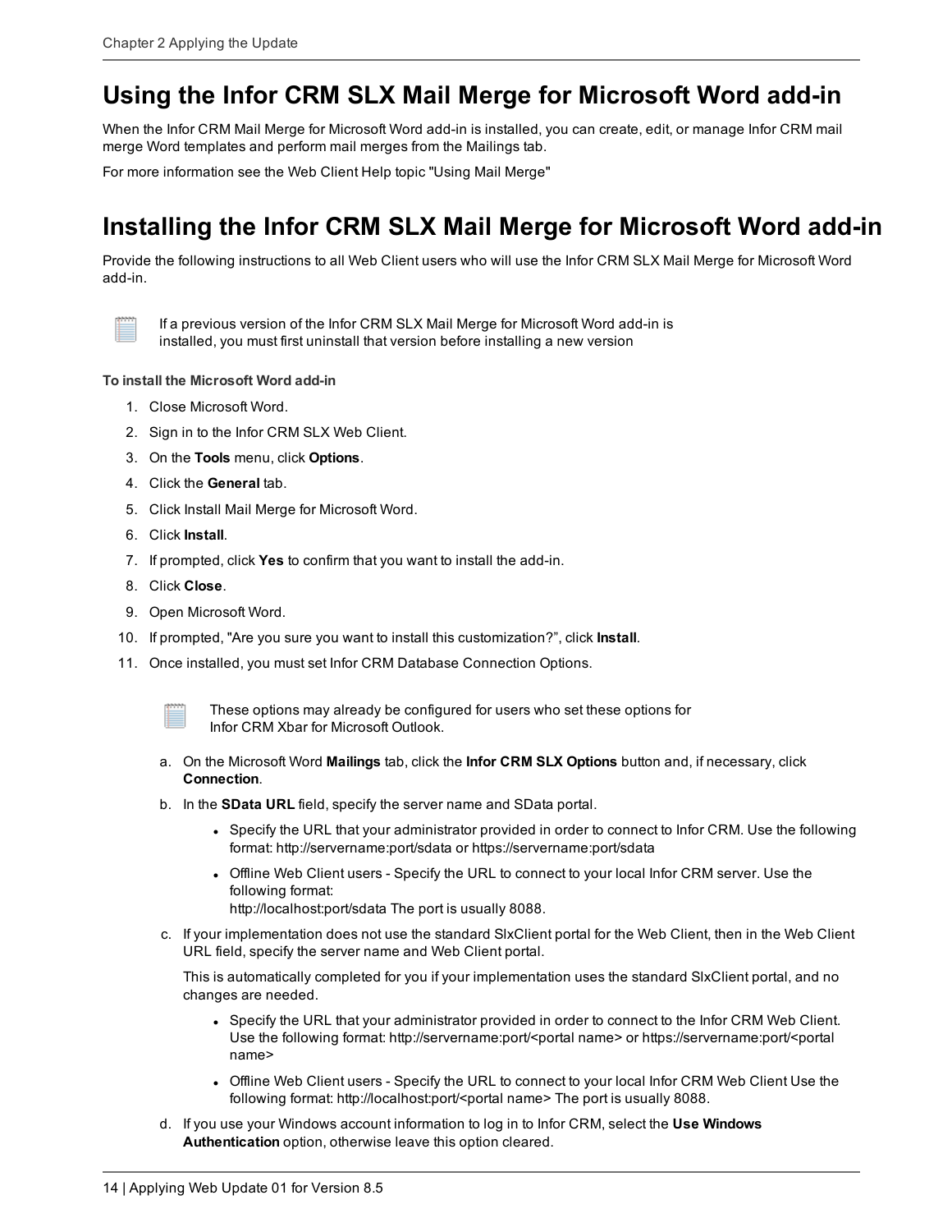# Using the Infor CRM SLX Mail Merge for Microsoft Word add-in

When the Infor CRM Mail Merge for Microsoft Word add-in is installed, you can create, edit, or manage Infor CRM mail merge Word templates and perform mail merges from the Mailings tab.

For more information see the Web Client Help topic "Using Mail Merge"

# Installing the Infor CRM SLX Mail Merge for Microsoft Word add-in

Provide the following instructions to all Web Client users who will use the Infor CRM SLX Mail Merge for Microsoft Word add-in.

> If a previous version of the Infor CRM SLX Mail Merge for Microsoft Word add-in is installed, you must first uninstall that version before installing a new version

**To install the Microsoft Word add-in**

1. Close Microsoft Word.
2. Sign in to the Infor CRM SLX Web Client.
3. On the **Tools** menu, click **Options**.
4. Click the **General** tab.
5. Click Install Mail Merge for Microsoft Word.
6. Click **Install**.
7. If prompted, click **Yes** to confirm that you want to install the add-in.
8. Click **Close**.
9. Open Microsoft Word.
10. If prompted, "Are you sure you want to install this customization?", click **Install**.
11. Once installed, you must set Infor CRM Database Connection Options.

    > These options may already be configured for users who set these options for Infor CRM Xbar for Microsoft Outlook.

    a. On the Microsoft Word **Mailings** tab, click the **Infor CRM SLX Options** button and, if necessary, click **Connection**.

    b. In the **SData URL** field, specify the server name and SData portal.

    - Specify the URL that your administrator provided in order to connect to Infor CRM. Use the following format: http://servername:port/sdata or https://servername:port/sdata
    - Offline Web Client users - Specify the URL to connect to your local Infor CRM server. Use the following format:
      http://localhost:port/sdata The port is usually 8088.

    c. If your implementation does not use the standard SlxClient portal for the Web Client, then in the Web Client URL field, specify the server name and Web Client portal.

    This is automatically completed for you if your implementation uses the standard SlxClient portal, and no changes are needed.

    - Specify the URL that your administrator provided in order to connect to the Infor CRM Web Client. Use the following format: http://servername:port/<portal name> or https://servername:port/<portal name>
    - Offline Web Client users - Specify the URL to connect to your local Infor CRM Web Client Use the following format: http://localhost:port/<portal name> The port is usually 8088.

    d. If you use your Windows account information to log in to Infor CRM, select the **Use Windows Authentication** option, otherwise leave this option cleared.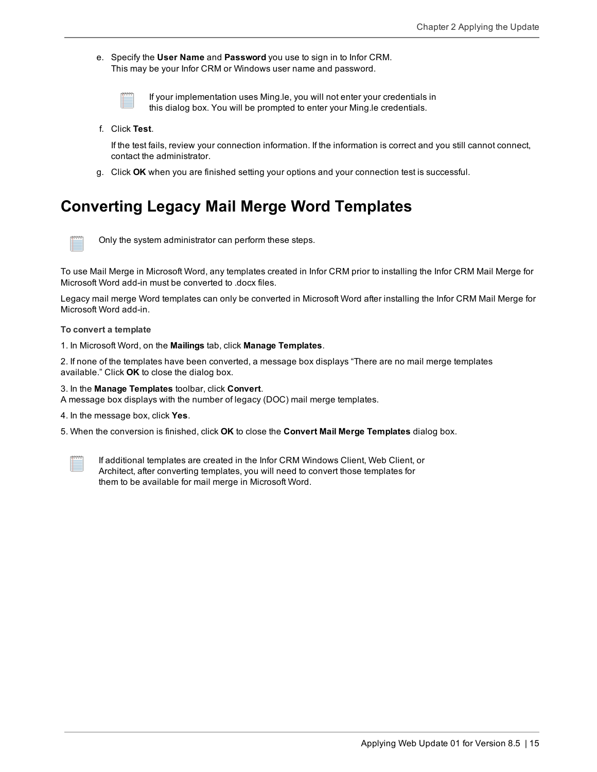e. Specify the **User Name** and **Password** you use to sign in to Infor CRM.
   This may be your Infor CRM or Windows user name and password.

   > If your implementation uses Ming.le, you will not enter your credentials in this dialog box. You will be prompted to enter your Ming.le credentials.

f. Click **Test**.

   If the test fails, review your connection information. If the information is correct and you still cannot connect, contact the administrator.

g. Click **OK** when you are finished setting your options and your connection test is successful.

# Converting Legacy Mail Merge Word Templates

> Only the system administrator can perform these steps.

To use Mail Merge in Microsoft Word, any templates created in Infor CRM prior to installing the Infor CRM Mail Merge for Microsoft Word add-in must be converted to .docx files.

Legacy mail merge Word templates can only be converted in Microsoft Word after installing the Infor CRM Mail Merge for Microsoft Word add-in.

**To convert a template**

1. In Microsoft Word, on the **Mailings** tab, click **Manage Templates**.
2. If none of the templates have been converted, a message box displays "There are no mail merge templates available." Click **OK** to close the dialog box.
3. In the **Manage Templates** toolbar, click **Convert**.
   A message box displays with the number of legacy (DOC) mail merge templates.
4. In the message box, click **Yes**.
5. When the conversion is finished, click **OK** to close the **Convert Mail Merge Templates** dialog box.

> If additional templates are created in the Infor CRM Windows Client, Web Client, or Architect, after converting templates, you will need to convert those templates for them to be available for mail merge in Microsoft Word.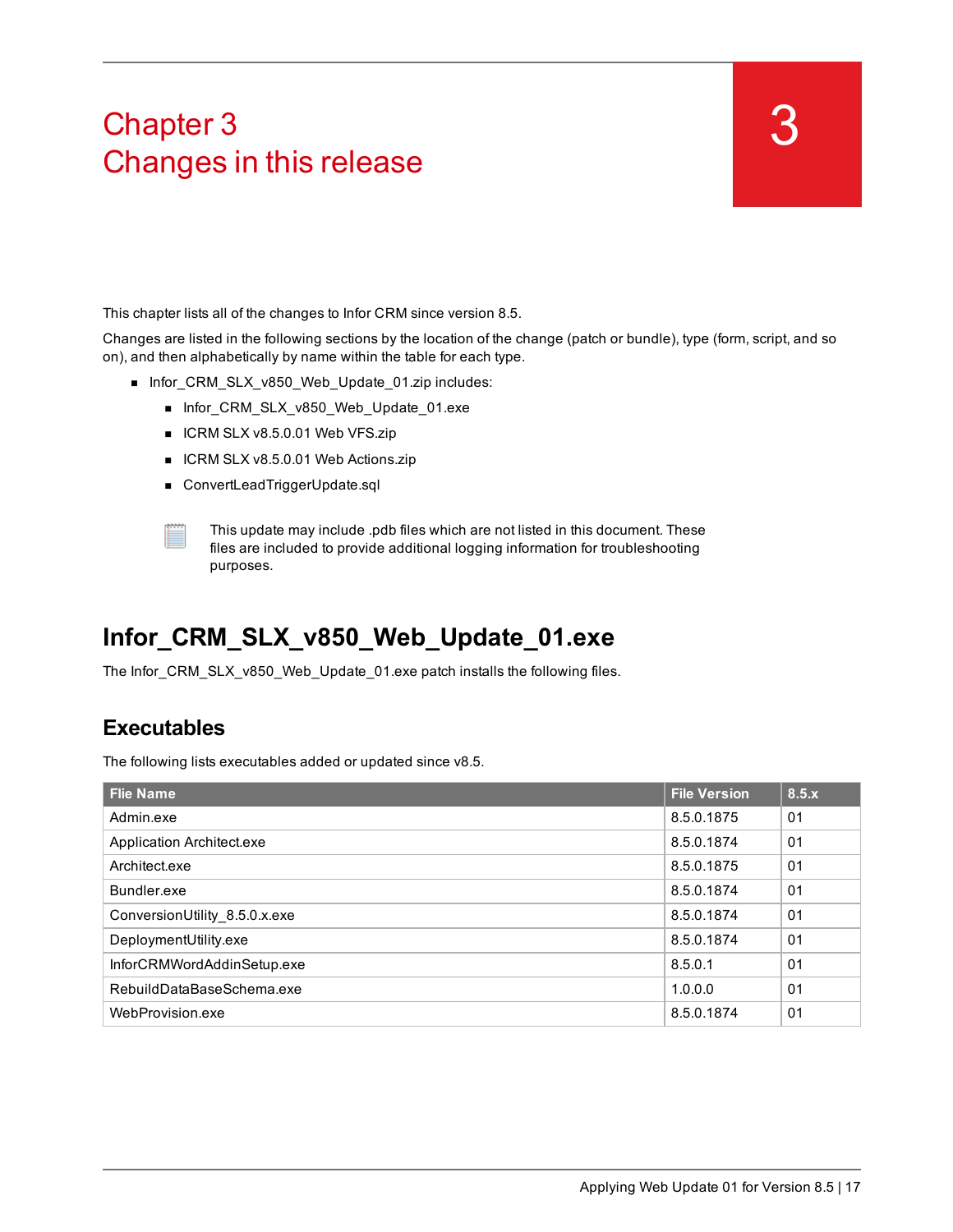# Chapter 3
# Changes in this release

3

This chapter lists all of the changes to Infor CRM since version 8.5.

Changes are listed in the following sections by the location of the change (patch or bundle), type (form, script, and so on), and then alphabetically by name within the table for each type.

- Infor_CRM_SLX_v850_Web_Update_01.zip includes:
  - Infor_CRM_SLX_v850_Web_Update_01.exe
  - ICRM SLX v8.5.0.01 Web VFS.zip
  - ICRM SLX v8.5.0.01 Web Actions.zip
  - ConvertLeadTriggerUpdate.sql

This update may include .pdb files which are not listed in this document. These files are included to provide additional logging information for troubleshooting purposes.

## Infor_CRM_SLX_v850_Web_Update_01.exe

The Infor_CRM_SLX_v850_Web_Update_01.exe patch installs the following files.

### Executables

The following lists executables added or updated since v8.5.

| Flie Name | File Version | 8.5.x |
|---|---|---|
| Admin.exe | 8.5.0.1875 | 01 |
| Application Architect.exe | 8.5.0.1874 | 01 |
| Architect.exe | 8.5.0.1875 | 01 |
| Bundler.exe | 8.5.0.1874 | 01 |
| ConversionUtility_8.5.0.x.exe | 8.5.0.1874 | 01 |
| DeploymentUtility.exe | 8.5.0.1874 | 01 |
| InforCRMWordAddinSetup.exe | 8.5.0.1 | 01 |
| RebuildDataBaseSchema.exe | 1.0.0.0 | 01 |
| WebProvision.exe | 8.5.0.1874 | 01 |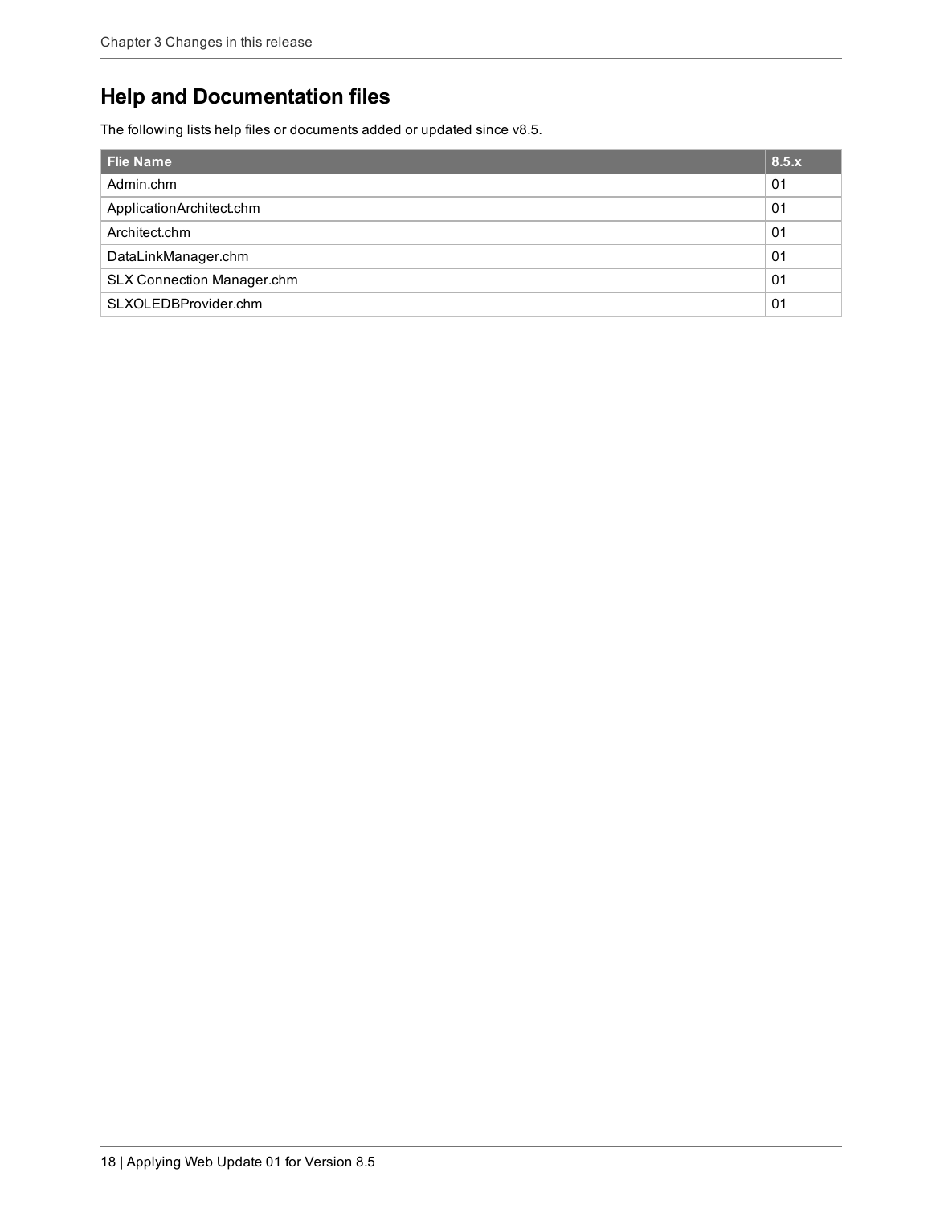## Help and Documentation files

The following lists help files or documents added or updated since v8.5.

| Flie Name | 8.5.x |
| --- | --- |
| Admin.chm | 01 |
| ApplicationArchitect.chm | 01 |
| Architect.chm | 01 |
| DataLinkManager.chm | 01 |
| SLX Connection Manager.chm | 01 |
| SLXOLEDBProvider.chm | 01 |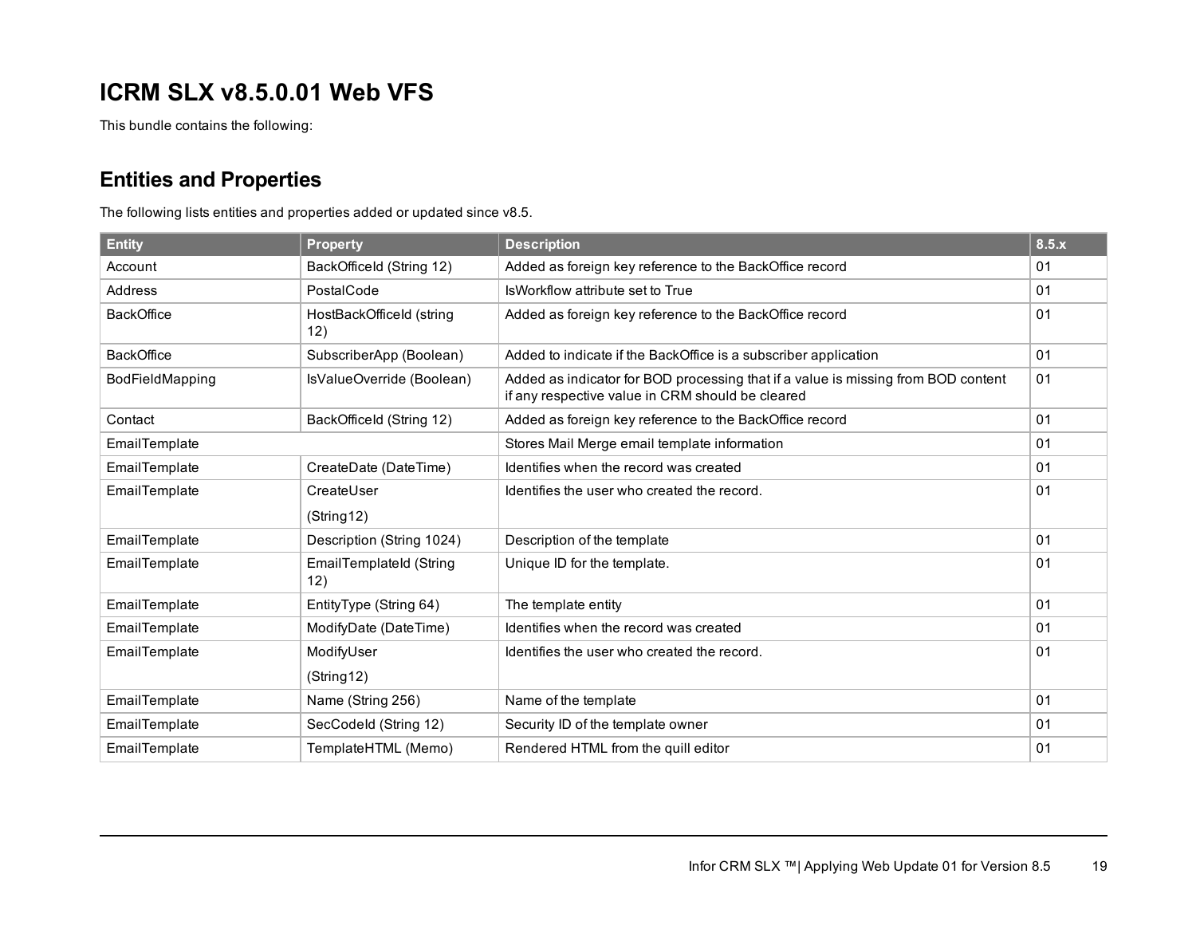# ICRM SLX v8.5.0.01 Web VFS

This bundle contains the following:

## Entities and Properties

The following lists entities and properties added or updated since v8.5.

| Entity | Property | Description | 8.5.x |
|---|---|---|---|
| Account | BackOfficeId (String 12) | Added as foreign key reference to the BackOffice record | 01 |
| Address | PostalCode | IsWorkflow attribute set to True | 01 |
| BackOffice | HostBackOfficeId (string 12) | Added as foreign key reference to the BackOffice record | 01 |
| BackOffice | SubscriberApp (Boolean) | Added to indicate if the BackOffice is a subscriber application | 01 |
| BodFieldMapping | IsValueOverride (Boolean) | Added as indicator for BOD processing that if a value is missing from BOD content if any respective value in CRM should be cleared | 01 |
| Contact | BackOfficeId (String 12) | Added as foreign key reference to the BackOffice record | 01 |
| EmailTemplate | | Stores Mail Merge email template information | 01 |
| EmailTemplate | CreateDate (DateTime) | Identifies when the record was created | 01 |
| EmailTemplate | CreateUser (String12) | Identifies the user who created the record. | 01 |
| EmailTemplate | Description (String 1024) | Description of the template | 01 |
| EmailTemplate | EmailTemplateId (String 12) | Unique ID for the template. | 01 |
| EmailTemplate | EntityType (String 64) | The template entity | 01 |
| EmailTemplate | ModifyDate (DateTime) | Identifies when the record was created | 01 |
| EmailTemplate | ModifyUser (String12) | Identifies the user who created the record. | 01 |
| EmailTemplate | Name (String 256) | Name of the template | 01 |
| EmailTemplate | SecCodeId (String 12) | Security ID of the template owner | 01 |
| EmailTemplate | TemplateHTML (Memo) | Rendered HTML from the quill editor | 01 |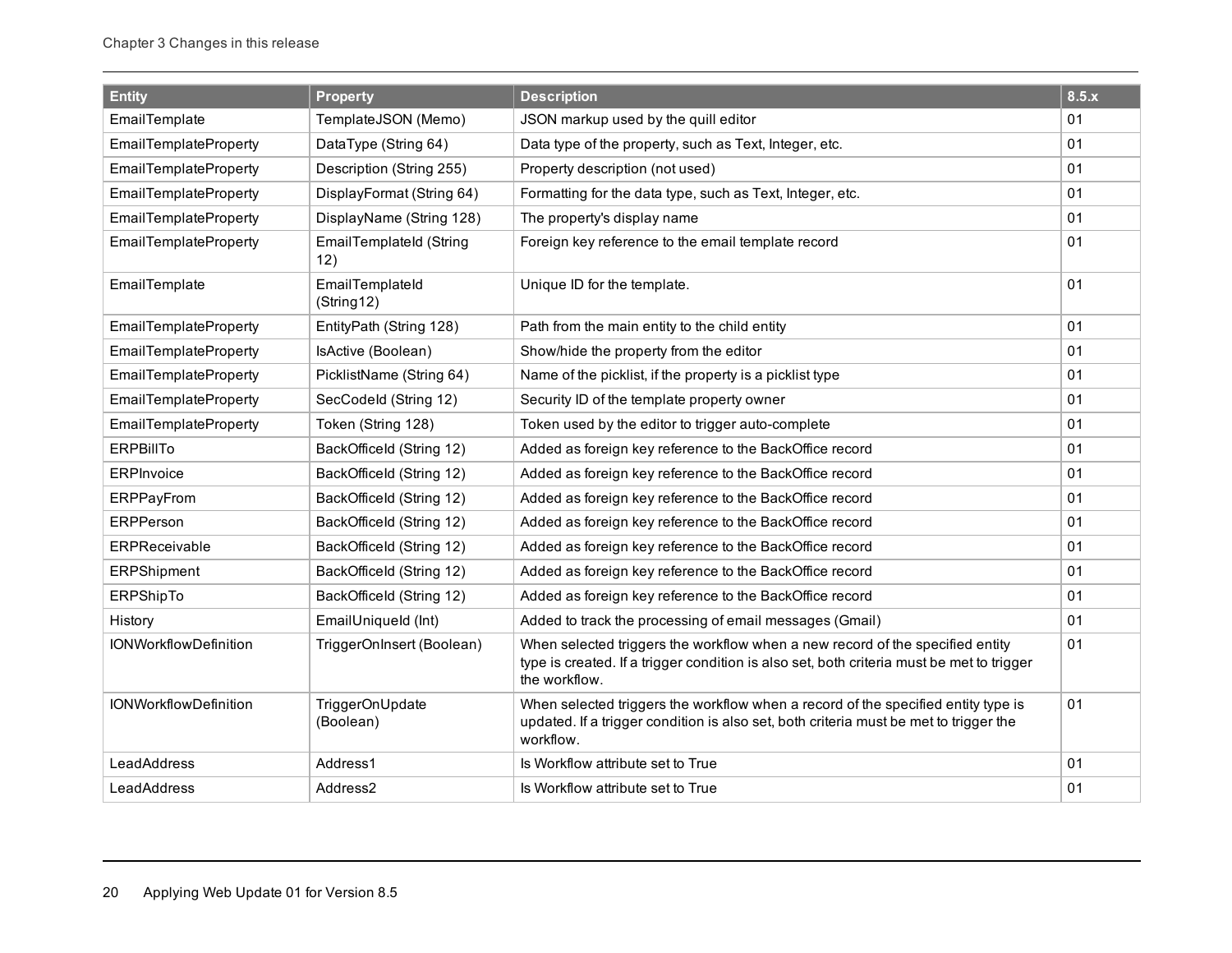| Entity | Property | Description | 8.5.x |
|---|---|---|---|
| EmailTemplate | TemplateJSON (Memo) | JSON markup used by the quill editor | 01 |
| EmailTemplateProperty | DataType (String 64) | Data type of the property, such as Text, Integer, etc. | 01 |
| EmailTemplateProperty | Description (String 255) | Property description (not used) | 01 |
| EmailTemplateProperty | DisplayFormat (String 64) | Formatting for the data type, such as Text, Integer, etc. | 01 |
| EmailTemplateProperty | DisplayName (String 128) | The property's display name | 01 |
| EmailTemplateProperty | EmailTemplateId (String 12) | Foreign key reference to the email template record | 01 |
| EmailTemplate | EmailTemplateId (String12) | Unique ID for the template. | 01 |
| EmailTemplateProperty | EntityPath (String 128) | Path from the main entity to the child entity | 01 |
| EmailTemplateProperty | IsActive (Boolean) | Show/hide the property from the editor | 01 |
| EmailTemplateProperty | PicklistName (String 64) | Name of the picklist, if the property is a picklist type | 01 |
| EmailTemplateProperty | SecCodeId (String 12) | Security ID of the template property owner | 01 |
| EmailTemplateProperty | Token (String 128) | Token used by the editor to trigger auto-complete | 01 |
| ERPBillTo | BackOfficeId (String 12) | Added as foreign key reference to the BackOffice record | 01 |
| ERPInvoice | BackOfficeId (String 12) | Added as foreign key reference to the BackOffice record | 01 |
| ERPPayFrom | BackOfficeId (String 12) | Added as foreign key reference to the BackOffice record | 01 |
| ERPPerson | BackOfficeId (String 12) | Added as foreign key reference to the BackOffice record | 01 |
| ERPReceivable | BackOfficeId (String 12) | Added as foreign key reference to the BackOffice record | 01 |
| ERPShipment | BackOfficeId (String 12) | Added as foreign key reference to the BackOffice record | 01 |
| ERPShipTo | BackOfficeId (String 12) | Added as foreign key reference to the BackOffice record | 01 |
| History | EmailUniqueId (Int) | Added to track the processing of email messages (Gmail) | 01 |
| IONWorkflowDefinition | TriggerOnInsert (Boolean) | When selected triggers the workflow when a new record of the specified entity type is created. If a trigger condition is also set, both criteria must be met to trigger the workflow. | 01 |
| IONWorkflowDefinition | TriggerOnUpdate (Boolean) | When selected triggers the workflow when a record of the specified entity type is updated. If a trigger condition is also set, both criteria must be met to trigger the workflow. | 01 |
| LeadAddress | Address1 | Is Workflow attribute set to True | 01 |
| LeadAddress | Address2 | Is Workflow attribute set to True | 01 |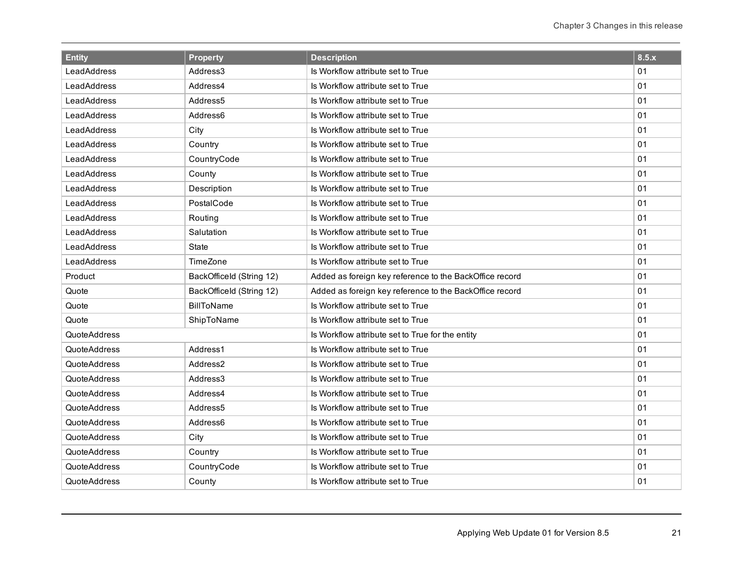| Entity | Property | Description | 8.5.x |
|---|---|---|---|
| LeadAddress | Address3 | Is Workflow attribute set to True | 01 |
| LeadAddress | Address4 | Is Workflow attribute set to True | 01 |
| LeadAddress | Address5 | Is Workflow attribute set to True | 01 |
| LeadAddress | Address6 | Is Workflow attribute set to True | 01 |
| LeadAddress | City | Is Workflow attribute set to True | 01 |
| LeadAddress | Country | Is Workflow attribute set to True | 01 |
| LeadAddress | CountryCode | Is Workflow attribute set to True | 01 |
| LeadAddress | County | Is Workflow attribute set to True | 01 |
| LeadAddress | Description | Is Workflow attribute set to True | 01 |
| LeadAddress | PostalCode | Is Workflow attribute set to True | 01 |
| LeadAddress | Routing | Is Workflow attribute set to True | 01 |
| LeadAddress | Salutation | Is Workflow attribute set to True | 01 |
| LeadAddress | State | Is Workflow attribute set to True | 01 |
| LeadAddress | TimeZone | Is Workflow attribute set to True | 01 |
| Product | BackOfficeId (String 12) | Added as foreign key reference to the BackOffice record | 01 |
| Quote | BackOfficeId (String 12) | Added as foreign key reference to the BackOffice record | 01 |
| Quote | BillToName | Is Workflow attribute set to True | 01 |
| Quote | ShipToName | Is Workflow attribute set to True | 01 |
| QuoteAddress | | Is Workflow attribute set to True for the entity | 01 |
| QuoteAddress | Address1 | Is Workflow attribute set to True | 01 |
| QuoteAddress | Address2 | Is Workflow attribute set to True | 01 |
| QuoteAddress | Address3 | Is Workflow attribute set to True | 01 |
| QuoteAddress | Address4 | Is Workflow attribute set to True | 01 |
| QuoteAddress | Address5 | Is Workflow attribute set to True | 01 |
| QuoteAddress | Address6 | Is Workflow attribute set to True | 01 |
| QuoteAddress | City | Is Workflow attribute set to True | 01 |
| QuoteAddress | Country | Is Workflow attribute set to True | 01 |
| QuoteAddress | CountryCode | Is Workflow attribute set to True | 01 |
| QuoteAddress | County | Is Workflow attribute set to True | 01 |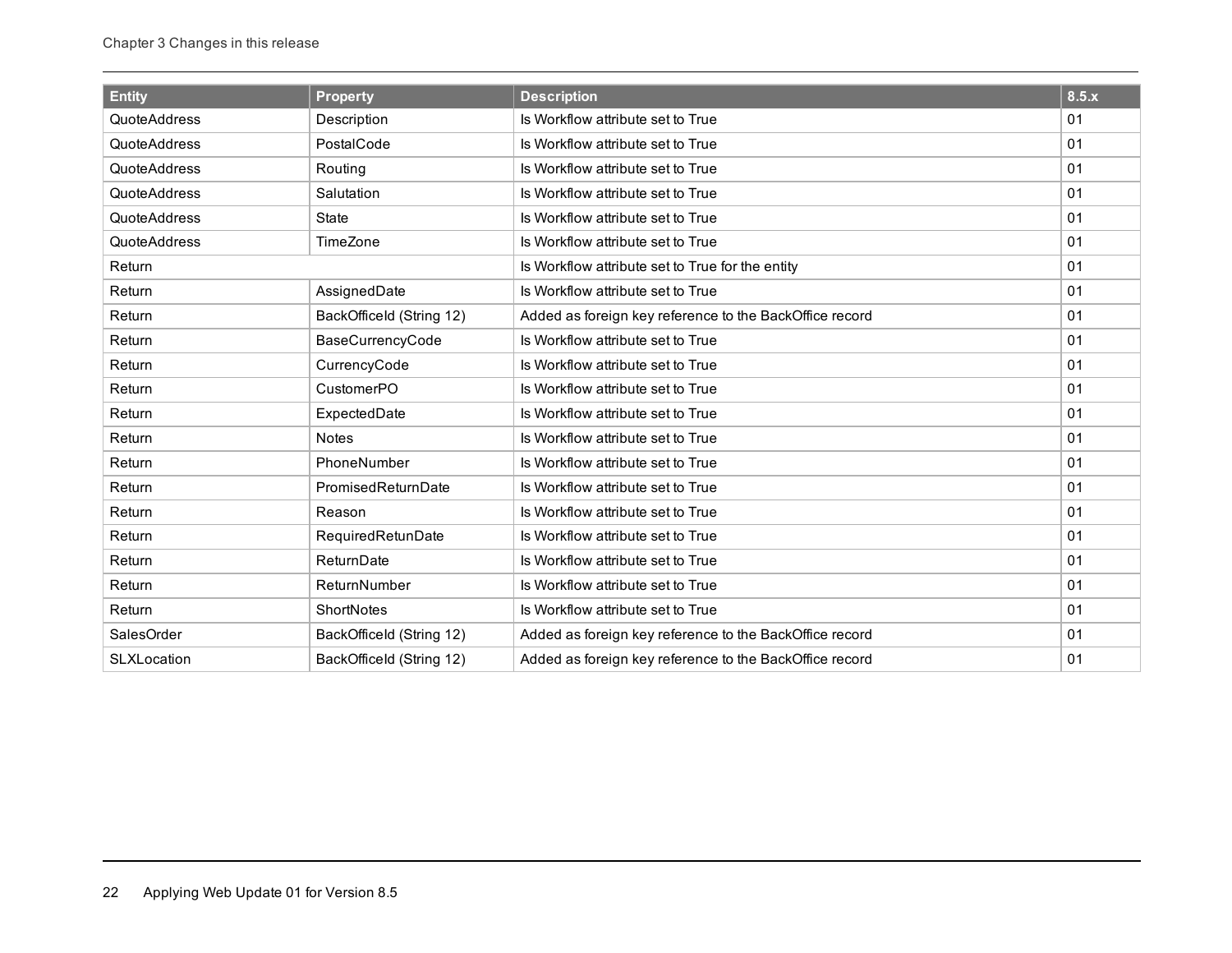| Entity | Property | Description | 8.5.x |
|---|---|---|---|
| QuoteAddress | Description | Is Workflow attribute set to True | 01 |
| QuoteAddress | PostalCode | Is Workflow attribute set to True | 01 |
| QuoteAddress | Routing | Is Workflow attribute set to True | 01 |
| QuoteAddress | Salutation | Is Workflow attribute set to True | 01 |
| QuoteAddress | State | Is Workflow attribute set to True | 01 |
| QuoteAddress | TimeZone | Is Workflow attribute set to True | 01 |
| Return | | Is Workflow attribute set to True for the entity | 01 |
| Return | AssignedDate | Is Workflow attribute set to True | 01 |
| Return | BackOfficeId (String 12) | Added as foreign key reference to the BackOffice record | 01 |
| Return | BaseCurrencyCode | Is Workflow attribute set to True | 01 |
| Return | CurrencyCode | Is Workflow attribute set to True | 01 |
| Return | CustomerPO | Is Workflow attribute set to True | 01 |
| Return | ExpectedDate | Is Workflow attribute set to True | 01 |
| Return | Notes | Is Workflow attribute set to True | 01 |
| Return | PhoneNumber | Is Workflow attribute set to True | 01 |
| Return | PromisedReturnDate | Is Workflow attribute set to True | 01 |
| Return | Reason | Is Workflow attribute set to True | 01 |
| Return | RequiredRetunDate | Is Workflow attribute set to True | 01 |
| Return | ReturnDate | Is Workflow attribute set to True | 01 |
| Return | ReturnNumber | Is Workflow attribute set to True | 01 |
| Return | ShortNotes | Is Workflow attribute set to True | 01 |
| SalesOrder | BackOfficeId (String 12) | Added as foreign key reference to the BackOffice record | 01 |
| SLXLocation | BackOfficeId (String 12) | Added as foreign key reference to the BackOffice record | 01 |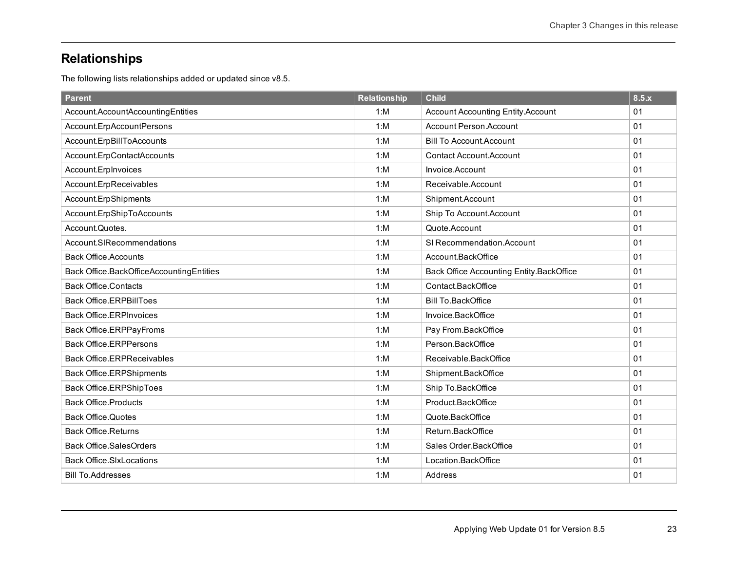## Relationships

The following lists relationships added or updated since v8.5.

| Parent | Relationship | Child | 8.5.x |
|---|---|---|---|
| Account.AccountAccountingEntities | 1:M | Account Accounting Entity.Account | 01 |
| Account.ErpAccountPersons | 1:M | Account Person.Account | 01 |
| Account.ErpBillToAccounts | 1:M | Bill To Account.Account | 01 |
| Account.ErpContactAccounts | 1:M | Contact Account.Account | 01 |
| Account.ErpInvoices | 1:M | Invoice.Account | 01 |
| Account.ErpReceivables | 1:M | Receivable.Account | 01 |
| Account.ErpShipments | 1:M | Shipment.Account | 01 |
| Account.ErpShipToAccounts | 1:M | Ship To Account.Account | 01 |
| Account.Quotes. | 1:M | Quote.Account | 01 |
| Account.SIRecommendations | 1:M | SI Recommendation.Account | 01 |
| Back Office.Accounts | 1:M | Account.BackOffice | 01 |
| Back Office.BackOfficeAccountingEntities | 1:M | Back Office Accounting Entity.BackOffice | 01 |
| Back Office.Contacts | 1:M | Contact.BackOffice | 01 |
| Back Office.ERPBillToes | 1:M | Bill To.BackOffice | 01 |
| Back Office.ERPInvoices | 1:M | Invoice.BackOffice | 01 |
| Back Office.ERPPayFroms | 1:M | Pay From.BackOffice | 01 |
| Back Office.ERPPersons | 1:M | Person.BackOffice | 01 |
| Back Office.ERPReceivables | 1:M | Receivable.BackOffice | 01 |
| Back Office.ERPShipments | 1:M | Shipment.BackOffice | 01 |
| Back Office.ERPShipToes | 1:M | Ship To.BackOffice | 01 |
| Back Office.Products | 1:M | Product.BackOffice | 01 |
| Back Office.Quotes | 1:M | Quote.BackOffice | 01 |
| Back Office.Returns | 1:M | Return.BackOffice | 01 |
| Back Office.SalesOrders | 1:M | Sales Order.BackOffice | 01 |
| Back Office.SlxLocations | 1:M | Location.BackOffice | 01 |
| Bill To.Addresses | 1:M | Address | 01 |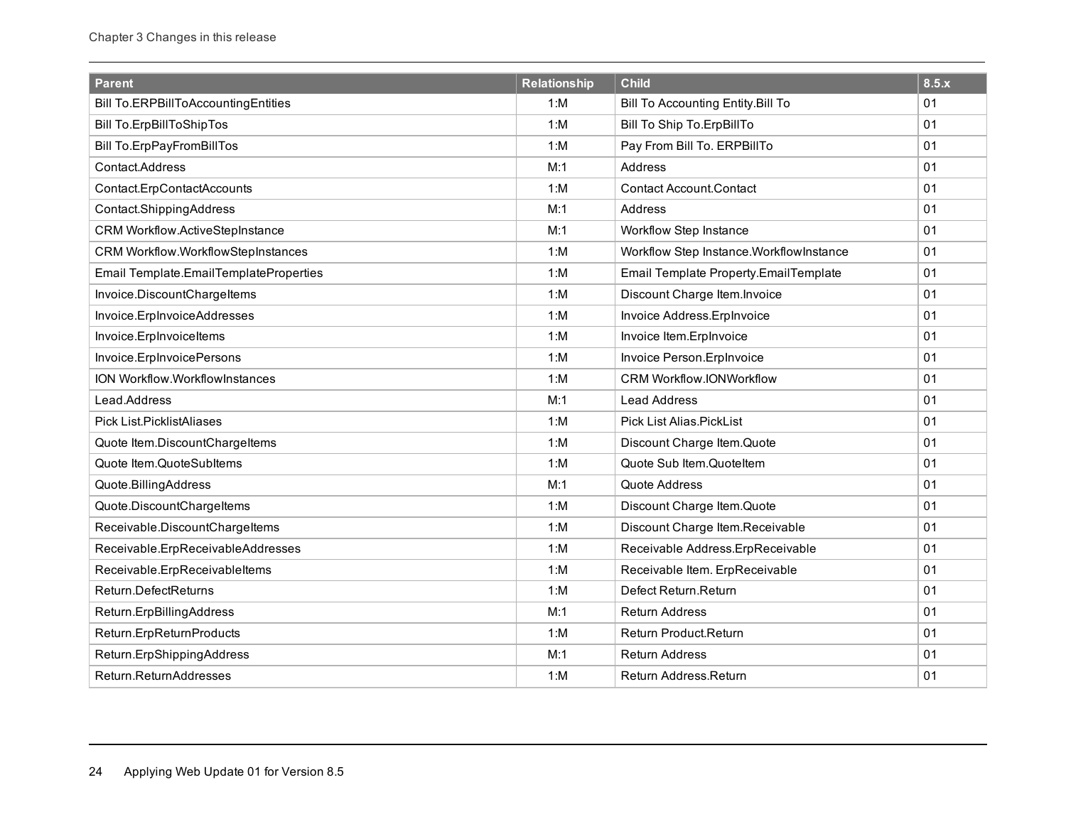| Parent | Relationship | Child | 8.5.x |
|---|---|---|---|
| Bill To.ERPBillToAccountingEntities | 1:M | Bill To Accounting Entity.Bill To | 01 |
| Bill To.ErpBillToShipTos | 1:M | Bill To Ship To.ErpBillTo | 01 |
| Bill To.ErpPayFromBillTos | 1:M | Pay From Bill To. ERPBillTo | 01 |
| Contact.Address | M:1 | Address | 01 |
| Contact.ErpContactAccounts | 1:M | Contact Account.Contact | 01 |
| Contact.ShippingAddress | M:1 | Address | 01 |
| CRM Workflow.ActiveStepInstance | M:1 | Workflow Step Instance | 01 |
| CRM Workflow.WorkflowStepInstances | 1:M | Workflow Step Instance.WorkflowInstance | 01 |
| Email Template.EmailTemplateProperties | 1:M | Email Template Property.EmailTemplate | 01 |
| Invoice.DiscountChargeItems | 1:M | Discount Charge Item.Invoice | 01 |
| Invoice.ErpInvoiceAddresses | 1:M | Invoice Address.ErpInvoice | 01 |
| Invoice.ErpInvoiceItems | 1:M | Invoice Item.ErpInvoice | 01 |
| Invoice.ErpInvoicePersons | 1:M | Invoice Person.ErpInvoice | 01 |
| ION Workflow.WorkflowInstances | 1:M | CRM Workflow.IONWorkflow | 01 |
| Lead.Address | M:1 | Lead Address | 01 |
| Pick List.PicklistAliases | 1:M | Pick List Alias.PickList | 01 |
| Quote Item.DiscountChargeItems | 1:M | Discount Charge Item.Quote | 01 |
| Quote Item.QuoteSubItems | 1:M | Quote Sub Item.QuoteItem | 01 |
| Quote.BillingAddress | M:1 | Quote Address | 01 |
| Quote.DiscountChargeItems | 1:M | Discount Charge Item.Quote | 01 |
| Receivable.DiscountChargeItems | 1:M | Discount Charge Item.Receivable | 01 |
| Receivable.ErpReceivableAddresses | 1:M | Receivable Address.ErpReceivable | 01 |
| Receivable.ErpReceivableItems | 1:M | Receivable Item. ErpReceivable | 01 |
| Return.DefectReturns | 1:M | Defect Return.Return | 01 |
| Return.ErpBillingAddress | M:1 | Return Address | 01 |
| Return.ErpReturnProducts | 1:M | Return Product.Return | 01 |
| Return.ErpShippingAddress | M:1 | Return Address | 01 |
| Return.ReturnAddresses | 1:M | Return Address.Return | 01 |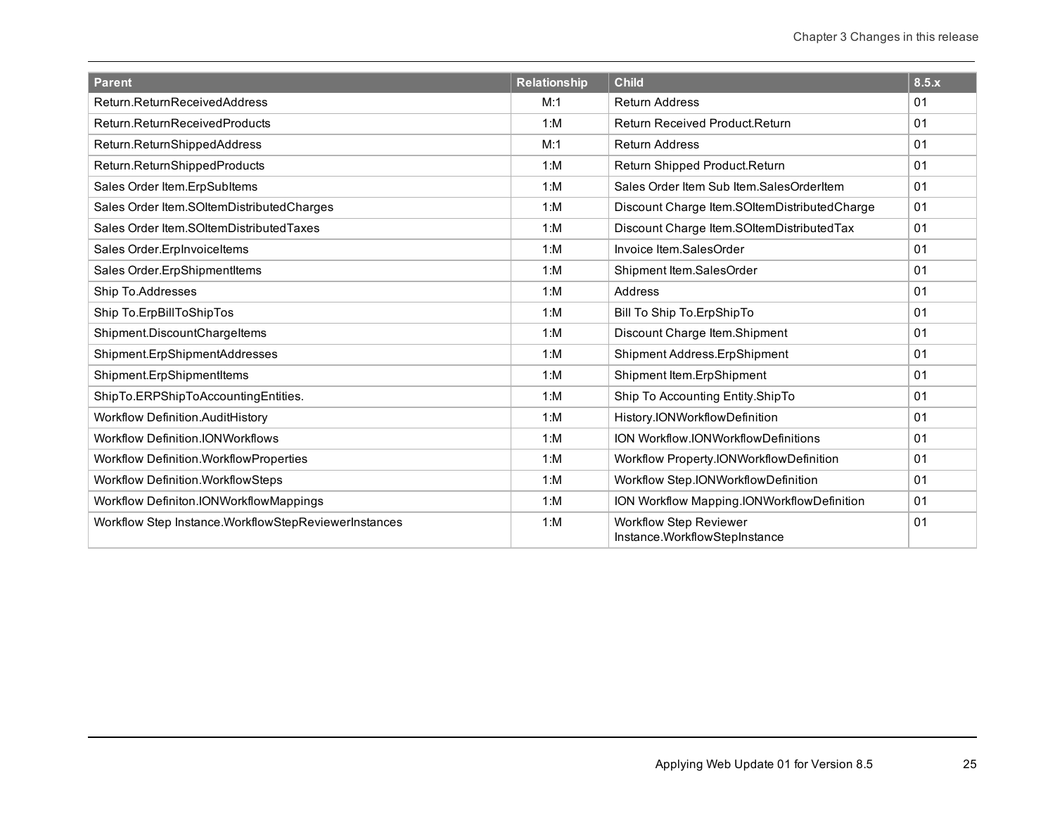| Parent | Relationship | Child | 8.5.x |
| --- | --- | --- | --- |
| Return.ReturnReceivedAddress | M:1 | Return Address | 01 |
| Return.ReturnReceivedProducts | 1:M | Return Received Product.Return | 01 |
| Return.ReturnShippedAddress | M:1 | Return Address | 01 |
| Return.ReturnShippedProducts | 1:M | Return Shipped Product.Return | 01 |
| Sales Order Item.ErpSubItems | 1:M | Sales Order Item Sub Item.SalesOrderItem | 01 |
| Sales Order Item.SOItemDistributedCharges | 1:M | Discount Charge Item.SOItemDistributedCharge | 01 |
| Sales Order Item.SOItemDistributedTaxes | 1:M | Discount Charge Item.SOItemDistributedTax | 01 |
| Sales Order.ErpInvoiceItems | 1:M | Invoice Item.SalesOrder | 01 |
| Sales Order.ErpShipmentItems | 1:M | Shipment Item.SalesOrder | 01 |
| Ship To.Addresses | 1:M | Address | 01 |
| Ship To.ErpBillToShipTos | 1:M | Bill To Ship To.ErpShipTo | 01 |
| Shipment.DiscountChargeItems | 1:M | Discount Charge Item.Shipment | 01 |
| Shipment.ErpShipmentAddresses | 1:M | Shipment Address.ErpShipment | 01 |
| Shipment.ErpShipmentItems | 1:M | Shipment Item.ErpShipment | 01 |
| ShipTo.ERPShipToAccountingEntities. | 1:M | Ship To Accounting Entity.ShipTo | 01 |
| Workflow Definition.AuditHistory | 1:M | History.IONWorkflowDefinition | 01 |
| Workflow Definition.IONWorkflows | 1:M | ION Workflow.IONWorkflowDefinitions | 01 |
| Workflow Definition.WorkflowProperties | 1:M | Workflow Property.IONWorkflowDefinition | 01 |
| Workflow Definition.WorkflowSteps | 1:M | Workflow Step.IONWorkflowDefinition | 01 |
| Workflow Definiton.IONWorkflowMappings | 1:M | ION Workflow Mapping.IONWorkflowDefinition | 01 |
| Workflow Step Instance.WorkflowStepReviewerInstances | 1:M | Workflow Step Reviewer Instance.WorkflowStepInstance | 01 |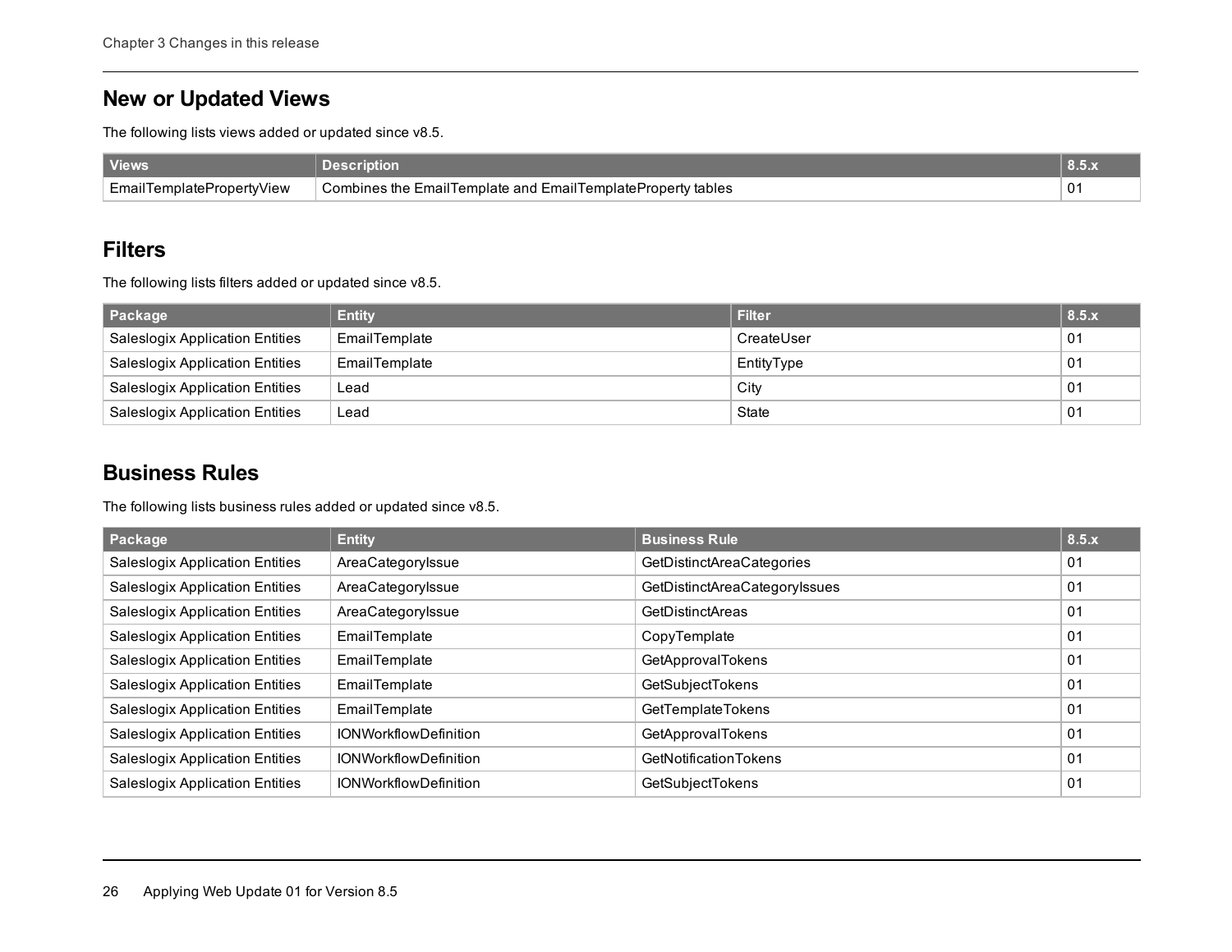## New or Updated Views

The following lists views added or updated since v8.5.

| Views | Description | 8.5.x |
|---|---|---|
| EmailTemplatePropertyView | Combines the EmailTemplate and EmailTemplateProperty tables | 01 |

## Filters

The following lists filters added or updated since v8.5.

| Package | Entity | Filter | 8.5.x |
|---|---|---|---|
| Saleslogix Application Entities | EmailTemplate | CreateUser | 01 |
| Saleslogix Application Entities | EmailTemplate | EntityType | 01 |
| Saleslogix Application Entities | Lead | City | 01 |
| Saleslogix Application Entities | Lead | State | 01 |

## Business Rules

The following lists business rules added or updated since v8.5.

| Package | Entity | Business Rule | 8.5.x |
|---|---|---|---|
| Saleslogix Application Entities | AreaCategoryIssue | GetDistinctAreaCategories | 01 |
| Saleslogix Application Entities | AreaCategoryIssue | GetDistinctAreaCategoryIssues | 01 |
| Saleslogix Application Entities | AreaCategoryIssue | GetDistinctAreas | 01 |
| Saleslogix Application Entities | EmailTemplate | CopyTemplate | 01 |
| Saleslogix Application Entities | EmailTemplate | GetApprovalTokens | 01 |
| Saleslogix Application Entities | EmailTemplate | GetSubjectTokens | 01 |
| Saleslogix Application Entities | EmailTemplate | GetTemplateTokens | 01 |
| Saleslogix Application Entities | IONWorkflowDefinition | GetApprovalTokens | 01 |
| Saleslogix Application Entities | IONWorkflowDefinition | GetNotificationTokens | 01 |
| Saleslogix Application Entities | IONWorkflowDefinition | GetSubjectTokens | 01 |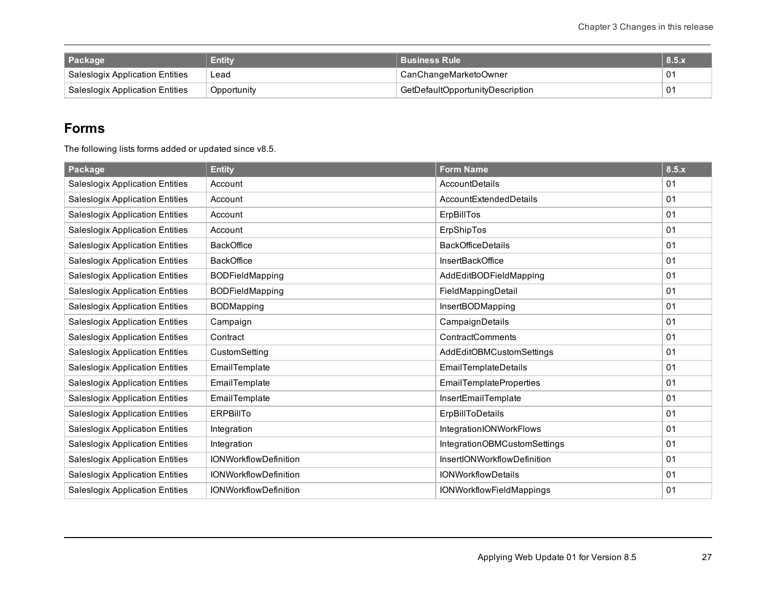| Package | Entity | Business Rule | 8.5.x |
| --- | --- | --- | --- |
| Saleslogix Application Entities | Lead | CanChangeMarketoOwner | 01 |
| Saleslogix Application Entities | Opportunity | GetDefaultOpportunityDescription | 01 |

## Forms

The following lists forms added or updated since v8.5.

| Package | Entity | Form Name | 8.5.x |
| --- | --- | --- | --- |
| Saleslogix Application Entities | Account | AccountDetails | 01 |
| Saleslogix Application Entities | Account | AccountExtendedDetails | 01 |
| Saleslogix Application Entities | Account | ErpBillTos | 01 |
| Saleslogix Application Entities | Account | ErpShipTos | 01 |
| Saleslogix Application Entities | BackOffice | BackOfficeDetails | 01 |
| Saleslogix Application Entities | BackOffice | InsertBackOffice | 01 |
| Saleslogix Application Entities | BODFieldMapping | AddEditBODFieldMapping | 01 |
| Saleslogix Application Entities | BODFieldMapping | FieldMappingDetail | 01 |
| Saleslogix Application Entities | BODMapping | InsertBODMapping | 01 |
| Saleslogix Application Entities | Campaign | CampaignDetails | 01 |
| Saleslogix Application Entities | Contract | ContractComments | 01 |
| Saleslogix Application Entities | CustomSetting | AddEditOBMCustomSettings | 01 |
| Saleslogix Application Entities | EmailTemplate | EmailTemplateDetails | 01 |
| Saleslogix Application Entities | EmailTemplate | EmailTemplateProperties | 01 |
| Saleslogix Application Entities | EmailTemplate | InsertEmailTemplate | 01 |
| Saleslogix Application Entities | ERPBillTo | ErpBillToDetails | 01 |
| Saleslogix Application Entities | Integration | IntegrationIONWorkFlows | 01 |
| Saleslogix Application Entities | Integration | IntegrationOBMCustomSettings | 01 |
| Saleslogix Application Entities | IONWorkflowDefinition | InsertIONWorkflowDefinition | 01 |
| Saleslogix Application Entities | IONWorkflowDefinition | IONWorkflowDetails | 01 |
| Saleslogix Application Entities | IONWorkflowDefinition | IONWorkflowFieldMappings | 01 |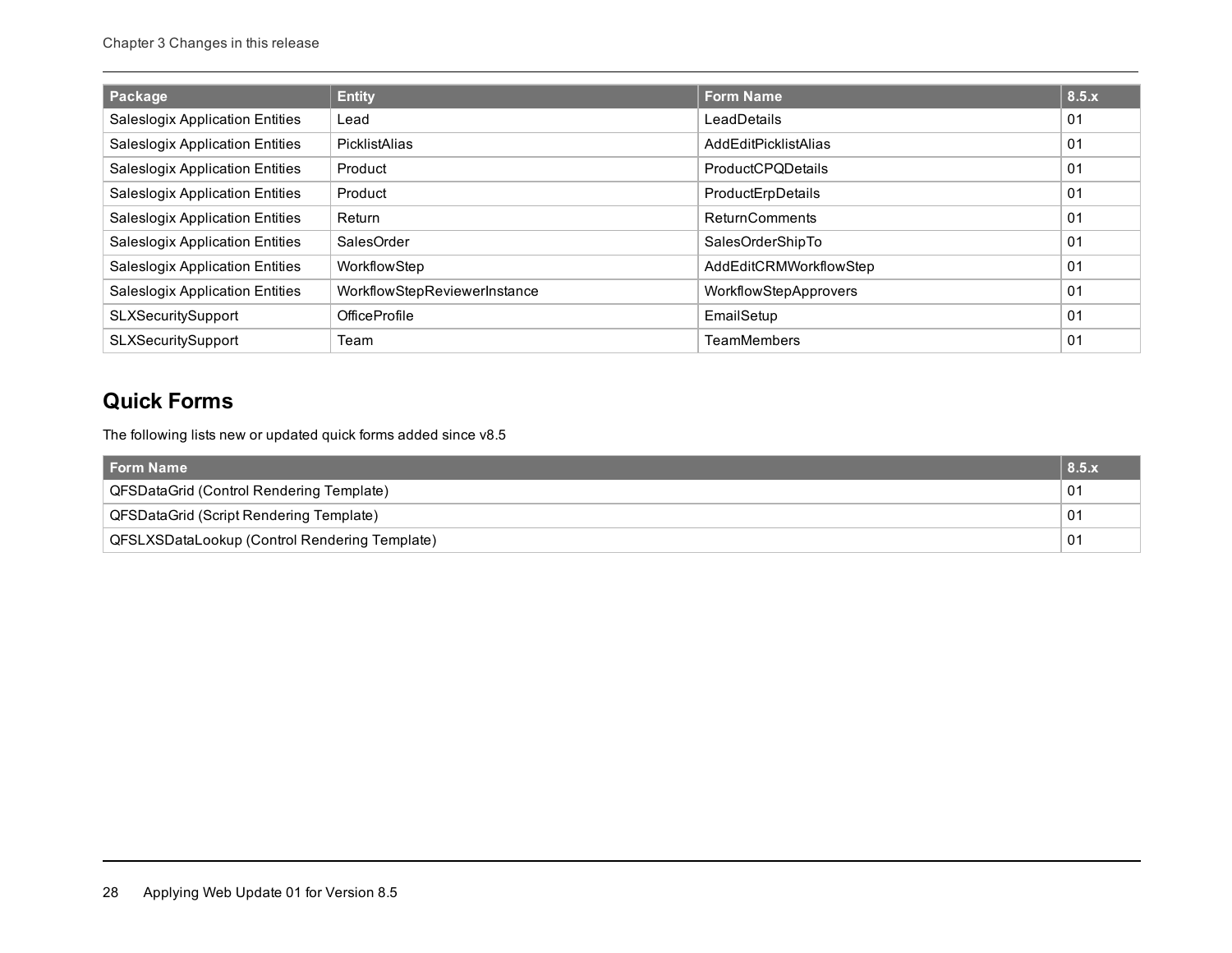| Package | Entity | Form Name | 8.5.x |
| --- | --- | --- | --- |
| Saleslogix Application Entities | Lead | LeadDetails | 01 |
| Saleslogix Application Entities | PicklistAlias | AddEditPicklistAlias | 01 |
| Saleslogix Application Entities | Product | ProductCPQDetails | 01 |
| Saleslogix Application Entities | Product | ProductErpDetails | 01 |
| Saleslogix Application Entities | Return | ReturnComments | 01 |
| Saleslogix Application Entities | SalesOrder | SalesOrderShipTo | 01 |
| Saleslogix Application Entities | WorkflowStep | AddEditCRMWorkflowStep | 01 |
| Saleslogix Application Entities | WorkflowStepReviewerInstance | WorkflowStepApprovers | 01 |
| SLXSecuritySupport | OfficeProfile | EmailSetup | 01 |
| SLXSecuritySupport | Team | TeamMembers | 01 |

## Quick Forms

The following lists new or updated quick forms added since v8.5

| Form Name | 8.5.x |
| --- | --- |
| QFSDataGrid (Control Rendering Template) | 01 |
| QFSDataGrid (Script Rendering Template) | 01 |
| QFSLXSDataLookup (Control Rendering Template) | 01 |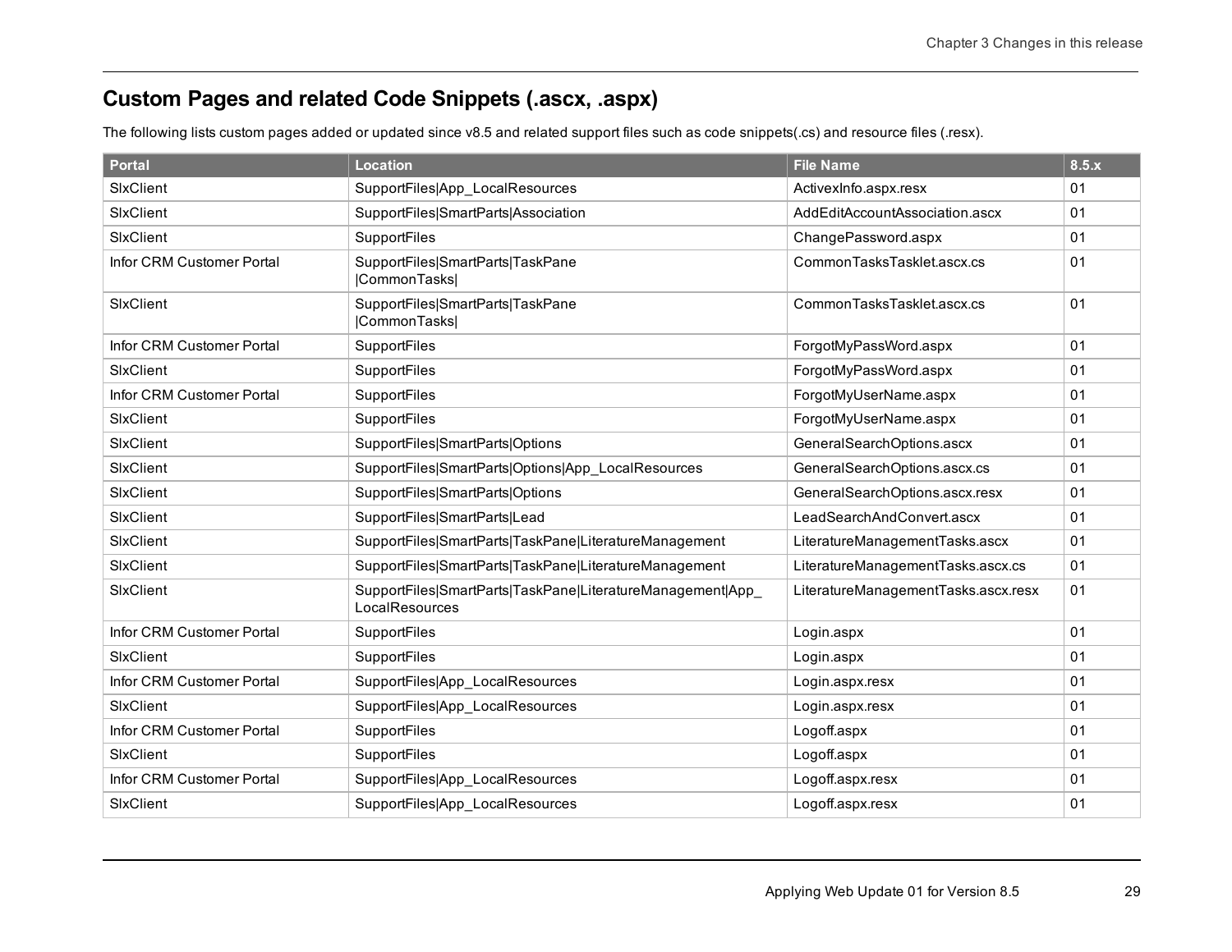## Custom Pages and related Code Snippets (.ascx, .aspx)

The following lists custom pages added or updated since v8.5 and related support files such as code snippets(.cs) and resource files (.resx).

| Portal | Location | File Name | 8.5.x |
|---|---|---|---|
| SlxClient | SupportFiles\|App_LocalResources | ActivexInfo.aspx.resx | 01 |
| SlxClient | SupportFiles\|SmartParts\|Association | AddEditAccountAssociation.ascx | 01 |
| SlxClient | SupportFiles | ChangePassword.aspx | 01 |
| Infor CRM Customer Portal | SupportFiles\|SmartParts\|TaskPane \|CommonTasks\| | CommonTasksTasklet.ascx.cs | 01 |
| SlxClient | SupportFiles\|SmartParts\|TaskPane \|CommonTasks\| | CommonTasksTasklet.ascx.cs | 01 |
| Infor CRM Customer Portal | SupportFiles | ForgotMyPassWord.aspx | 01 |
| SlxClient | SupportFiles | ForgotMyPassWord.aspx | 01 |
| Infor CRM Customer Portal | SupportFiles | ForgotMyUserName.aspx | 01 |
| SlxClient | SupportFiles | ForgotMyUserName.aspx | 01 |
| SlxClient | SupportFiles\|SmartParts\|Options | GeneralSearchOptions.ascx | 01 |
| SlxClient | SupportFiles\|SmartParts\|Options\|App_LocalResources | GeneralSearchOptions.ascx.cs | 01 |
| SlxClient | SupportFiles\|SmartParts\|Options | GeneralSearchOptions.ascx.resx | 01 |
| SlxClient | SupportFiles\|SmartParts\|Lead | LeadSearchAndConvert.ascx | 01 |
| SlxClient | SupportFiles\|SmartParts\|TaskPane\|LiteratureManagement | LiteratureManagementTasks.ascx | 01 |
| SlxClient | SupportFiles\|SmartParts\|TaskPane\|LiteratureManagement | LiteratureManagementTasks.ascx.cs | 01 |
| SlxClient | SupportFiles\|SmartParts\|TaskPane\|LiteratureManagement\|App_ LocalResources | LiteratureManagementTasks.ascx.resx | 01 |
| Infor CRM Customer Portal | SupportFiles | Login.aspx | 01 |
| SlxClient | SupportFiles | Login.aspx | 01 |
| Infor CRM Customer Portal | SupportFiles\|App_LocalResources | Login.aspx.resx | 01 |
| SlxClient | SupportFiles\|App_LocalResources | Login.aspx.resx | 01 |
| Infor CRM Customer Portal | SupportFiles | Logoff.aspx | 01 |
| SlxClient | SupportFiles | Logoff.aspx | 01 |
| Infor CRM Customer Portal | SupportFiles\|App_LocalResources | Logoff.aspx.resx | 01 |
| SlxClient | SupportFiles\|App_LocalResources | Logoff.aspx.resx | 01 |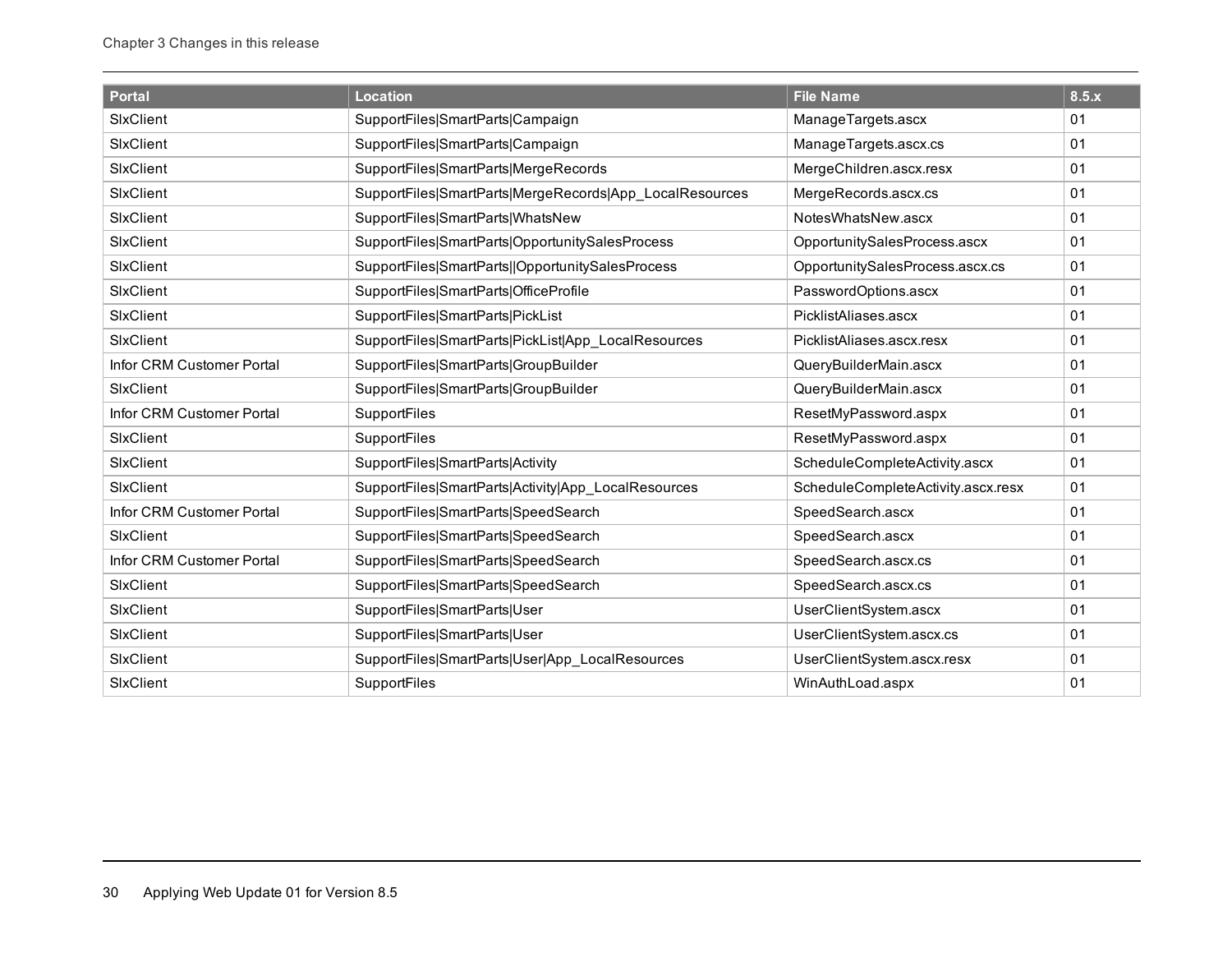| Portal | Location | File Name | 8.5.x |
|---|---|---|---|
| SlxClient | SupportFiles\|SmartParts\|Campaign | ManageTargets.ascx | 01 |
| SlxClient | SupportFiles\|SmartParts\|Campaign | ManageTargets.ascx.cs | 01 |
| SlxClient | SupportFiles\|SmartParts\|MergeRecords | MergeChildren.ascx.resx | 01 |
| SlxClient | SupportFiles\|SmartParts\|MergeRecords\|App_LocalResources | MergeRecords.ascx.cs | 01 |
| SlxClient | SupportFiles\|SmartParts\|WhatsNew | NotesWhatsNew.ascx | 01 |
| SlxClient | SupportFiles\|SmartParts\|OpportunitySalesProcess | OpportunitySalesProcess.ascx | 01 |
| SlxClient | SupportFiles\|SmartParts\|\|OpportunitySalesProcess | OpportunitySalesProcess.ascx.cs | 01 |
| SlxClient | SupportFiles\|SmartParts\|OfficeProfile | PasswordOptions.ascx | 01 |
| SlxClient | SupportFiles\|SmartParts\|PickList | PicklistAliases.ascx | 01 |
| SlxClient | SupportFiles\|SmartParts\|PickList\|App_LocalResources | PicklistAliases.ascx.resx | 01 |
| Infor CRM Customer Portal | SupportFiles\|SmartParts\|GroupBuilder | QueryBuilderMain.ascx | 01 |
| SlxClient | SupportFiles\|SmartParts\|GroupBuilder | QueryBuilderMain.ascx | 01 |
| Infor CRM Customer Portal | SupportFiles | ResetMyPassword.aspx | 01 |
| SlxClient | SupportFiles | ResetMyPassword.aspx | 01 |
| SlxClient | SupportFiles\|SmartParts\|Activity | ScheduleCompleteActivity.ascx | 01 |
| SlxClient | SupportFiles\|SmartParts\|Activity\|App_LocalResources | ScheduleCompleteActivity.ascx.resx | 01 |
| Infor CRM Customer Portal | SupportFiles\|SmartParts\|SpeedSearch | SpeedSearch.ascx | 01 |
| SlxClient | SupportFiles\|SmartParts\|SpeedSearch | SpeedSearch.ascx | 01 |
| Infor CRM Customer Portal | SupportFiles\|SmartParts\|SpeedSearch | SpeedSearch.ascx.cs | 01 |
| SlxClient | SupportFiles\|SmartParts\|SpeedSearch | SpeedSearch.ascx.cs | 01 |
| SlxClient | SupportFiles\|SmartParts\|User | UserClientSystem.ascx | 01 |
| SlxClient | SupportFiles\|SmartParts\|User | UserClientSystem.ascx.cs | 01 |
| SlxClient | SupportFiles\|SmartParts\|User\|App_LocalResources | UserClientSystem.ascx.resx | 01 |
| SlxClient | SupportFiles | WinAuthLoad.aspx | 01 |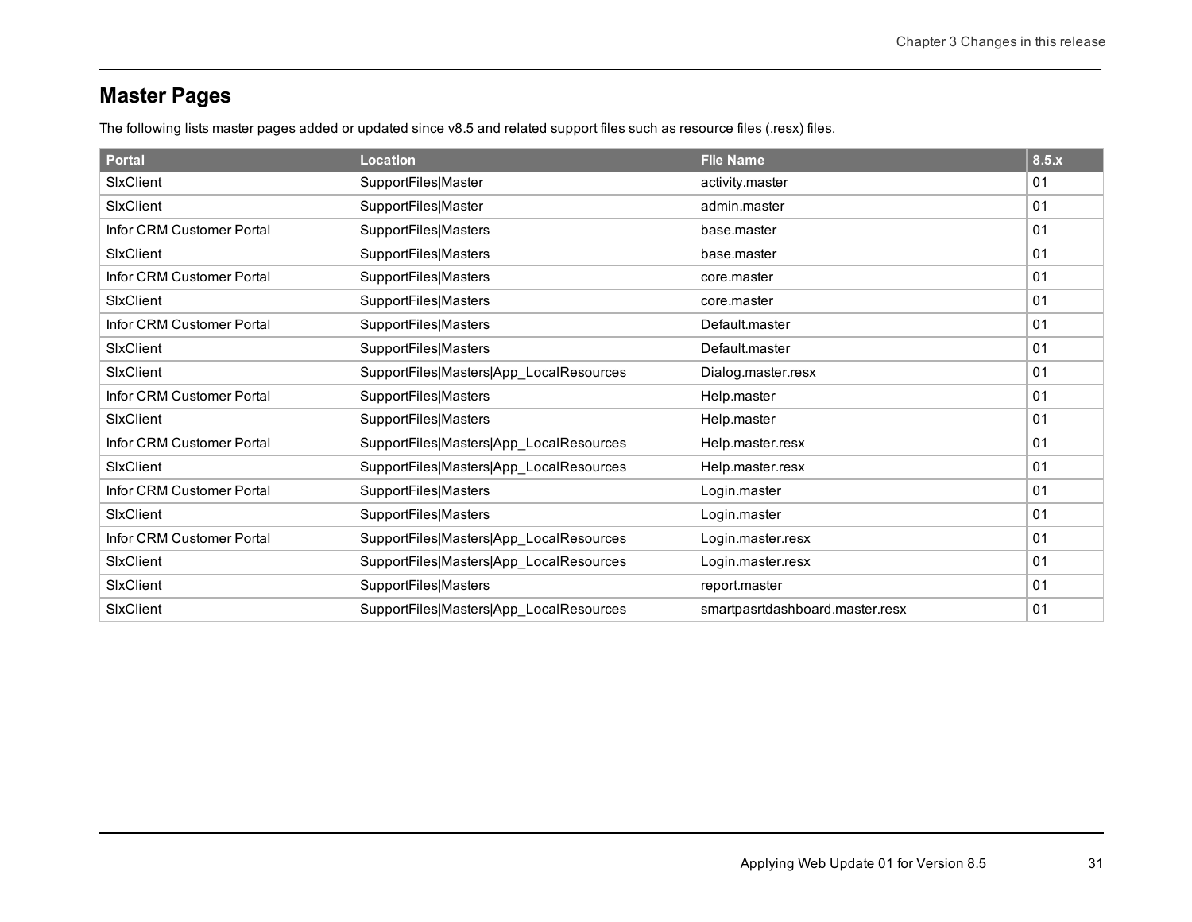## Master Pages

The following lists master pages added or updated since v8.5 and related support files such as resource files (.resx) files.

| Portal | Location | Flie Name | 8.5.x |
|---|---|---|---|
| SlxClient | SupportFiles\|Master | activity.master | 01 |
| SlxClient | SupportFiles\|Master | admin.master | 01 |
| Infor CRM Customer Portal | SupportFiles\|Masters | base.master | 01 |
| SlxClient | SupportFiles\|Masters | base.master | 01 |
| Infor CRM Customer Portal | SupportFiles\|Masters | core.master | 01 |
| SlxClient | SupportFiles\|Masters | core.master | 01 |
| Infor CRM Customer Portal | SupportFiles\|Masters | Default.master | 01 |
| SlxClient | SupportFiles\|Masters | Default.master | 01 |
| SlxClient | SupportFiles\|Masters\|App_LocalResources | Dialog.master.resx | 01 |
| Infor CRM Customer Portal | SupportFiles\|Masters | Help.master | 01 |
| SlxClient | SupportFiles\|Masters | Help.master | 01 |
| Infor CRM Customer Portal | SupportFiles\|Masters\|App_LocalResources | Help.master.resx | 01 |
| SlxClient | SupportFiles\|Masters\|App_LocalResources | Help.master.resx | 01 |
| Infor CRM Customer Portal | SupportFiles\|Masters | Login.master | 01 |
| SlxClient | SupportFiles\|Masters | Login.master | 01 |
| Infor CRM Customer Portal | SupportFiles\|Masters\|App_LocalResources | Login.master.resx | 01 |
| SlxClient | SupportFiles\|Masters\|App_LocalResources | Login.master.resx | 01 |
| SlxClient | SupportFiles\|Masters | report.master | 01 |
| SlxClient | SupportFiles\|Masters\|App_LocalResources | smartpasrtdashboard.master.resx | 01 |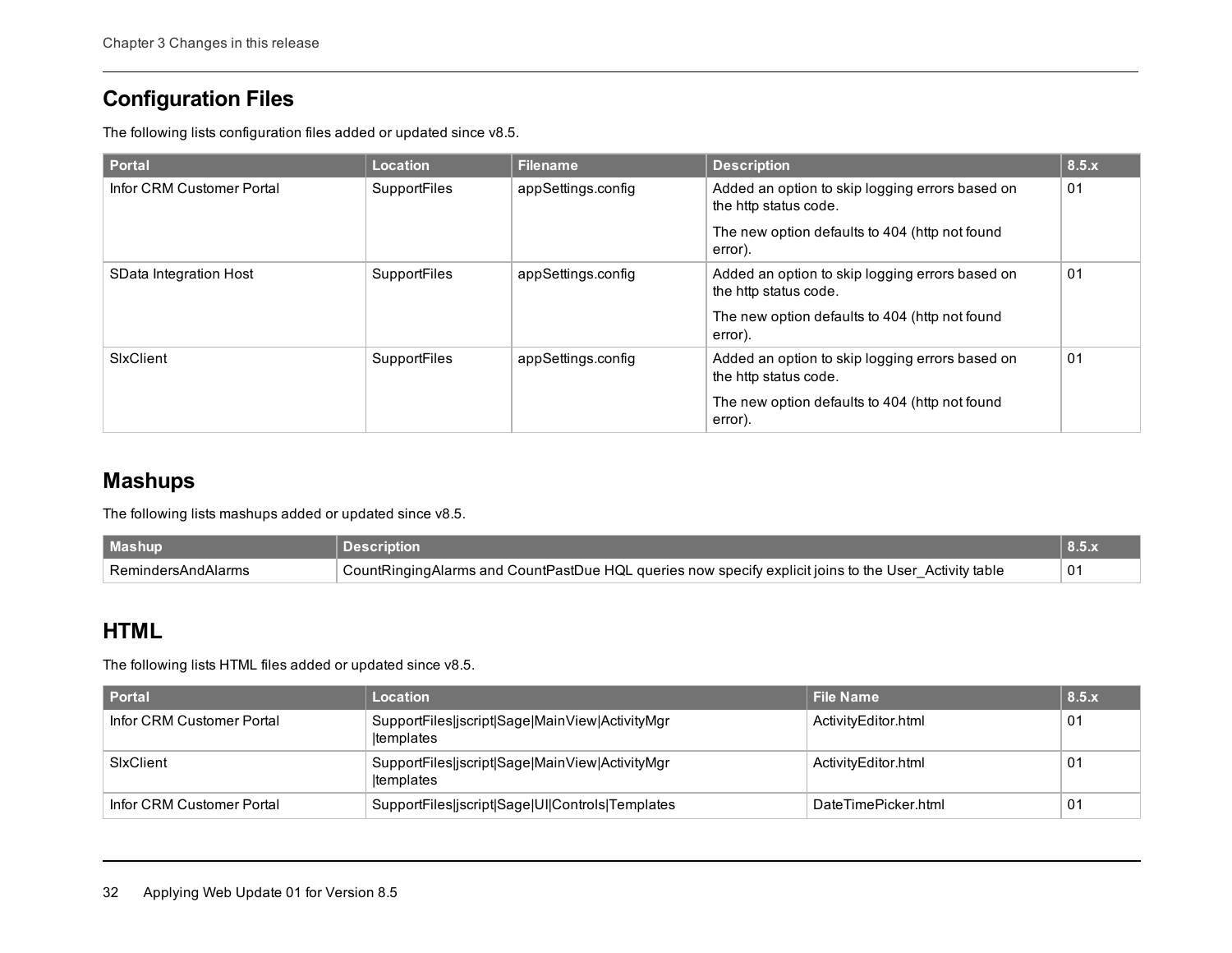## Configuration Files

The following lists configuration files added or updated since v8.5.

| Portal | Location | Filename | Description | 8.5.x |
|---|---|---|---|---|
| Infor CRM Customer Portal | SupportFiles | appSettings.config | Added an option to skip logging errors based on the http status code. The new option defaults to 404 (http not found error). | 01 |
| SData Integration Host | SupportFiles | appSettings.config | Added an option to skip logging errors based on the http status code. The new option defaults to 404 (http not found error). | 01 |
| SlxClient | SupportFiles | appSettings.config | Added an option to skip logging errors based on the http status code. The new option defaults to 404 (http not found error). | 01 |

## Mashups

The following lists mashups added or updated since v8.5.

| Mashup | Description | 8.5.x |
|---|---|---|
| RemindersAndAlarms | CountRingingAlarms and CountPastDue HQL queries now specify explicit joins to the User_Activity table | 01 |

## HTML

The following lists HTML files added or updated since v8.5.

| Portal | Location | File Name | 8.5.x |
|---|---|---|---|
| Infor CRM Customer Portal | SupportFiles\|jscript\|Sage\|MainView\|ActivityMgr\|templates | ActivityEditor.html | 01 |
| SlxClient | SupportFiles\|jscript\|Sage\|MainView\|ActivityMgr\|templates | ActivityEditor.html | 01 |
| Infor CRM Customer Portal | SupportFiles\|jscript\|Sage\|UI\|Controls\|Templates | DateTimePicker.html | 01 |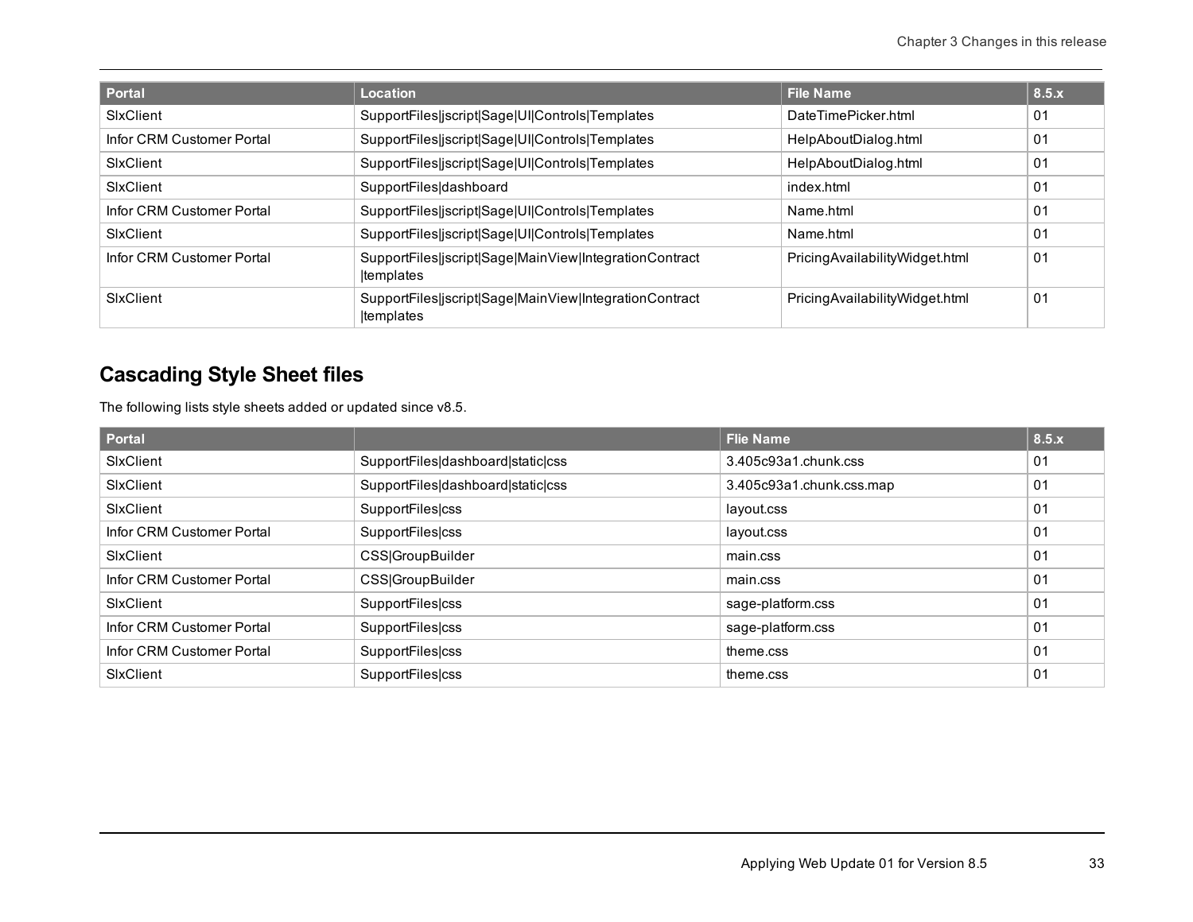| Portal | Location | File Name | 8.5.x |
|---|---|---|---|
| SlxClient | SupportFiles\|jscript\|Sage\|UI\|Controls\|Templates | DateTimePicker.html | 01 |
| Infor CRM Customer Portal | SupportFiles\|jscript\|Sage\|UI\|Controls\|Templates | HelpAboutDialog.html | 01 |
| SlxClient | SupportFiles\|jscript\|Sage\|UI\|Controls\|Templates | HelpAboutDialog.html | 01 |
| SlxClient | SupportFiles\|dashboard | index.html | 01 |
| Infor CRM Customer Portal | SupportFiles\|jscript\|Sage\|UI\|Controls\|Templates | Name.html | 01 |
| SlxClient | SupportFiles\|jscript\|Sage\|UI\|Controls\|Templates | Name.html | 01 |
| Infor CRM Customer Portal | SupportFiles\|jscript\|Sage\|MainView\|IntegrationContract \|templates | PricingAvailabilityWidget.html | 01 |
| SlxClient | SupportFiles\|jscript\|Sage\|MainView\|IntegrationContract \|templates | PricingAvailabilityWidget.html | 01 |

## Cascading Style Sheet files

The following lists style sheets added or updated since v8.5.

| Portal | | Flie Name | 8.5.x |
|---|---|---|---|
| SlxClient | SupportFiles\|dashboard\|static\|css | 3.405c93a1.chunk.css | 01 |
| SlxClient | SupportFiles\|dashboard\|static\|css | 3.405c93a1.chunk.css.map | 01 |
| SlxClient | SupportFiles\|css | layout.css | 01 |
| Infor CRM Customer Portal | SupportFiles\|css | layout.css | 01 |
| SlxClient | CSS\|GroupBuilder | main.css | 01 |
| Infor CRM Customer Portal | CSS\|GroupBuilder | main.css | 01 |
| SlxClient | SupportFiles\|css | sage-platform.css | 01 |
| Infor CRM Customer Portal | SupportFiles\|css | sage-platform.css | 01 |
| Infor CRM Customer Portal | SupportFiles\|css | theme.css | 01 |
| SlxClient | SupportFiles\|css | theme.css | 01 |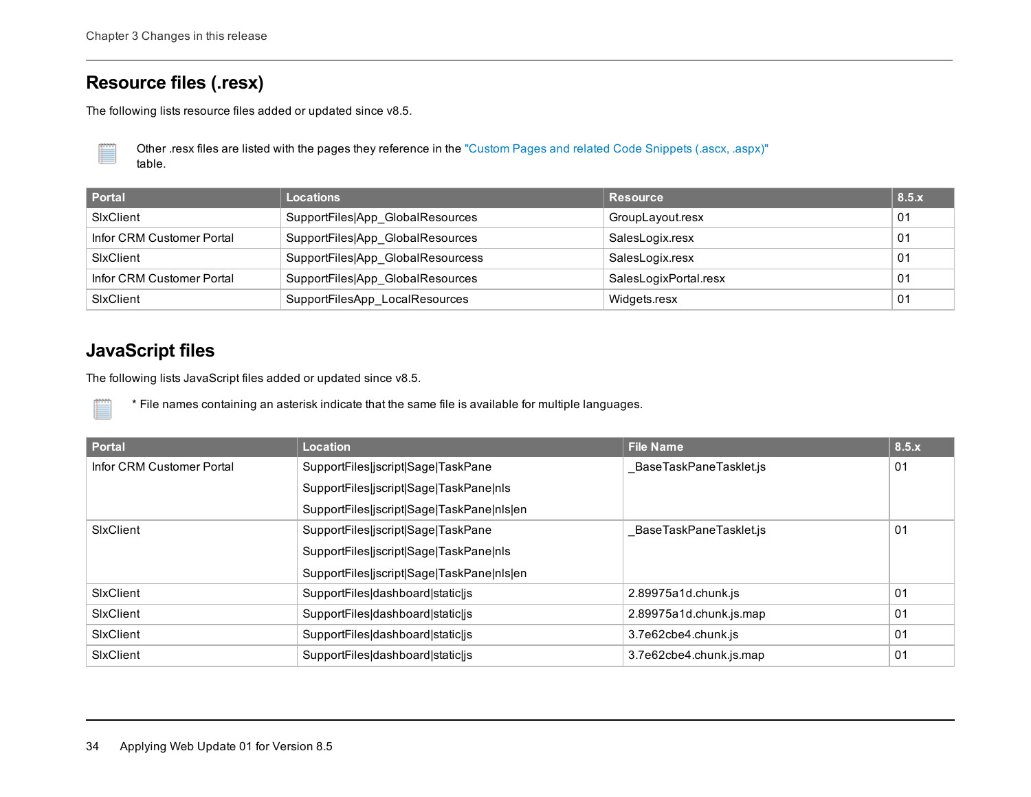## Resource files (.resx)

The following lists resource files added or updated since v8.5.

Other .resx files are listed with the pages they reference in the "Custom Pages and related Code Snippets (.ascx, .aspx)" table.

| Portal | Locations | Resource | 8.5.x |
| --- | --- | --- | --- |
| SlxClient | SupportFiles\|App_GlobalResources | GroupLayout.resx | 01 |
| Infor CRM Customer Portal | SupportFiles\|App_GlobalResources | SalesLogix.resx | 01 |
| SlxClient | SupportFiles\|App_GlobalResourcess | SalesLogix.resx | 01 |
| Infor CRM Customer Portal | SupportFiles\|App_GlobalResources | SalesLogixPortal.resx | 01 |
| SlxClient | SupportFilesApp_LocalResources | Widgets.resx | 01 |

## JavaScript files

The following lists JavaScript files added or updated since v8.5.

* File names containing an asterisk indicate that the same file is available for multiple languages.

| Portal | Location | File Name | 8.5.x |
| --- | --- | --- | --- |
| Infor CRM Customer Portal | SupportFiles\|jscript\|Sage\|TaskPane<br>SupportFiles\|jscript\|Sage\|TaskPane\|nls<br>SupportFiles\|jscript\|Sage\|TaskPane\|nls\|en | _BaseTaskPaneTasklet.js | 01 |
| SlxClient | SupportFiles\|jscript\|Sage\|TaskPane<br>SupportFiles\|jscript\|Sage\|TaskPane\|nls<br>SupportFiles\|jscript\|Sage\|TaskPane\|nls\|en | _BaseTaskPaneTasklet.js | 01 |
| SlxClient | SupportFiles\|dashboard\|static\|js | 2.89975a1d.chunk.js | 01 |
| SlxClient | SupportFiles\|dashboard\|static\|js | 2.89975a1d.chunk.js.map | 01 |
| SlxClient | SupportFiles\|dashboard\|static\|js | 3.7e62cbe4.chunk.js | 01 |
| SlxClient | SupportFiles\|dashboard\|static\|js | 3.7e62cbe4.chunk.js.map | 01 |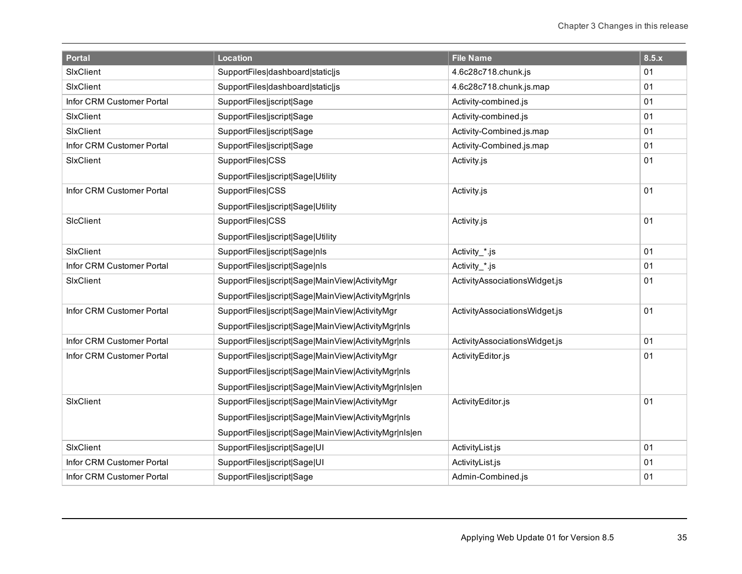| Portal | Location | File Name | 8.5.x |
| --- | --- | --- | --- |
| SlxClient | SupportFiles\|dashboard\|static\|js | 4.6c28c718.chunk.js | 01 |
| SlxClient | SupportFiles\|dashboard\|static\|js | 4.6c28c718.chunk.js.map | 01 |
| Infor CRM Customer Portal | SupportFiles\|jscript\|Sage | Activity-combined.js | 01 |
| SlxClient | SupportFiles\|jscript\|Sage | Activity-combined.js | 01 |
| SlxClient | SupportFiles\|jscript\|Sage | Activity-Combined.js.map | 01 |
| Infor CRM Customer Portal | SupportFiles\|jscript\|Sage | Activity-Combined.js.map | 01 |
| SlxClient | SupportFiles\|CSS<br>SupportFiles\|jscript\|Sage\|Utility | Activity.js | 01 |
| Infor CRM Customer Portal | SupportFiles\|CSS<br>SupportFiles\|jscript\|Sage\|Utility | Activity.js | 01 |
| SlcClient | SupportFiles\|CSS<br>SupportFiles\|jscript\|Sage\|Utility | Activity.js | 01 |
| SlxClient | SupportFiles\|jscript\|Sage\|nls | Activity_*.js | 01 |
| Infor CRM Customer Portal | SupportFiles\|jscript\|Sage\|nls | Activity_*.js | 01 |
| SlxClient | SupportFiles\|jscript\|Sage\|MainView\|ActivityMgr<br>SupportFiles\|jscript\|Sage\|MainView\|ActivityMgr\|nls | ActivityAssociationsWidget.js | 01 |
| Infor CRM Customer Portal | SupportFiles\|jscript\|Sage\|MainView\|ActivityMgr<br>SupportFiles\|jscript\|Sage\|MainView\|ActivityMgr\|nls | ActivityAssociationsWidget.js | 01 |
| Infor CRM Customer Portal | SupportFiles\|jscript\|Sage\|MainView\|ActivityMgr\|nls | ActivityAssociationsWidget.js | 01 |
| Infor CRM Customer Portal | SupportFiles\|jscript\|Sage\|MainView\|ActivityMgr<br>SupportFiles\|jscript\|Sage\|MainView\|ActivityMgr\|nls<br>SupportFiles\|jscript\|Sage\|MainView\|ActivityMgr\|nls\|en | ActivityEditor.js | 01 |
| SlxClient | SupportFiles\|jscript\|Sage\|MainView\|ActivityMgr<br>SupportFiles\|jscript\|Sage\|MainView\|ActivityMgr\|nls<br>SupportFiles\|jscript\|Sage\|MainView\|ActivityMgr\|nls\|en | ActivityEditor.js | 01 |
| SlxClient | SupportFiles\|jscript\|Sage\|UI | ActivityList.js | 01 |
| Infor CRM Customer Portal | SupportFiles\|jscript\|Sage\|UI | ActivityList.js | 01 |
| Infor CRM Customer Portal | SupportFiles\|jscript\|Sage | Admin-Combined.js | 01 |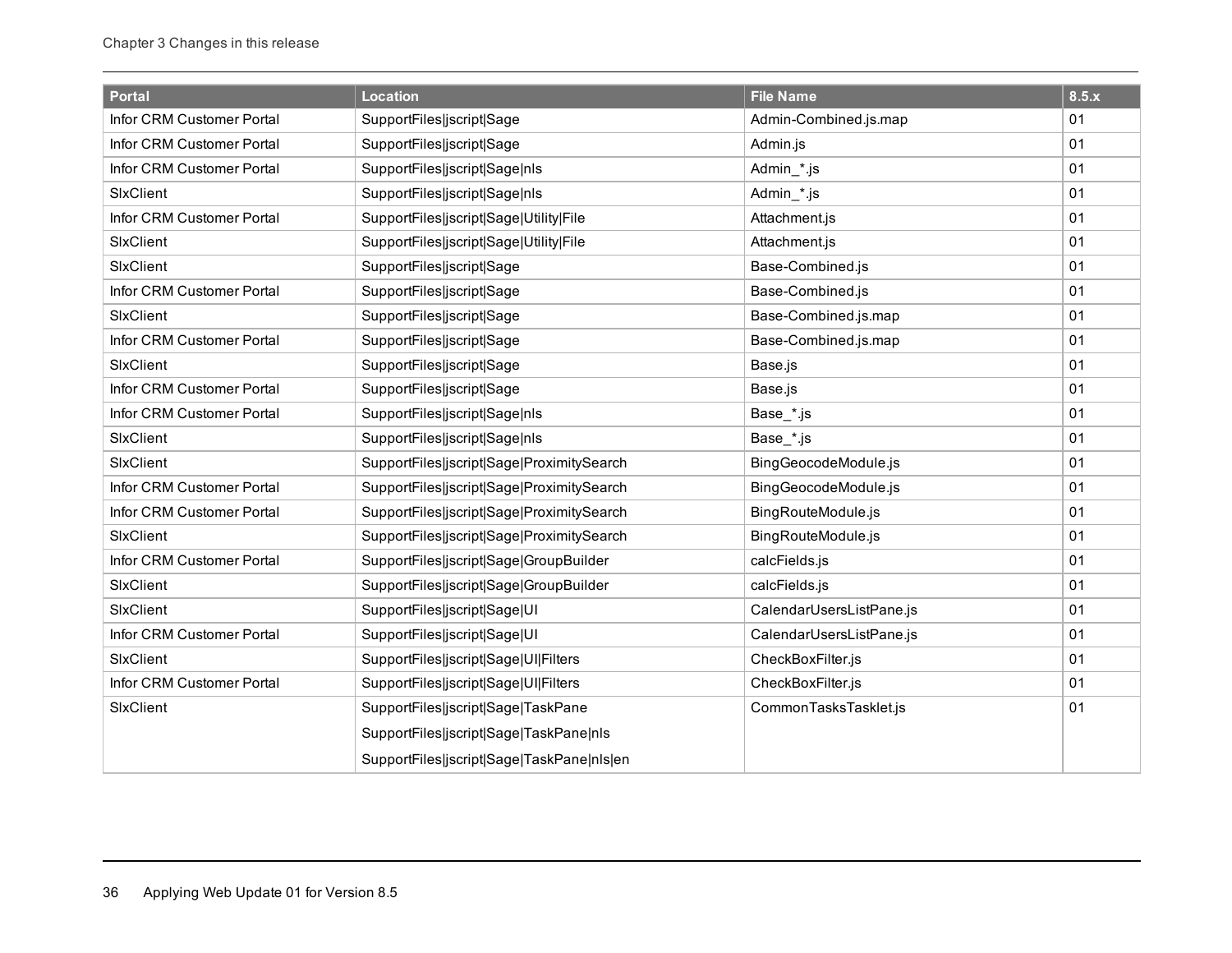| Portal | Location | File Name | 8.5.x |
| --- | --- | --- | --- |
| Infor CRM Customer Portal | SupportFiles\|jscript\|Sage | Admin-Combined.js.map | 01 |
| Infor CRM Customer Portal | SupportFiles\|jscript\|Sage | Admin.js | 01 |
| Infor CRM Customer Portal | SupportFiles\|jscript\|Sage\|nls | Admin_*.js | 01 |
| SlxClient | SupportFiles\|jscript\|Sage\|nls | Admin_*.js | 01 |
| Infor CRM Customer Portal | SupportFiles\|jscript\|Sage\|Utility\|File | Attachment.js | 01 |
| SlxClient | SupportFiles\|jscript\|Sage\|Utility\|File | Attachment.js | 01 |
| SlxClient | SupportFiles\|jscript\|Sage | Base-Combined.js | 01 |
| Infor CRM Customer Portal | SupportFiles\|jscript\|Sage | Base-Combined.js | 01 |
| SlxClient | SupportFiles\|jscript\|Sage | Base-Combined.js.map | 01 |
| Infor CRM Customer Portal | SupportFiles\|jscript\|Sage | Base-Combined.js.map | 01 |
| SlxClient | SupportFiles\|jscript\|Sage | Base.js | 01 |
| Infor CRM Customer Portal | SupportFiles\|jscript\|Sage | Base.js | 01 |
| Infor CRM Customer Portal | SupportFiles\|jscript\|Sage\|nls | Base_*.js | 01 |
| SlxClient | SupportFiles\|jscript\|Sage\|nls | Base_*.js | 01 |
| SlxClient | SupportFiles\|jscript\|Sage\|ProximitySearch | BingGeocodeModule.js | 01 |
| Infor CRM Customer Portal | SupportFiles\|jscript\|Sage\|ProximitySearch | BingGeocodeModule.js | 01 |
| Infor CRM Customer Portal | SupportFiles\|jscript\|Sage\|ProximitySearch | BingRouteModule.js | 01 |
| SlxClient | SupportFiles\|jscript\|Sage\|ProximitySearch | BingRouteModule.js | 01 |
| Infor CRM Customer Portal | SupportFiles\|jscript\|Sage\|GroupBuilder | calcFields.js | 01 |
| SlxClient | SupportFiles\|jscript\|Sage\|GroupBuilder | calcFields.js | 01 |
| SlxClient | SupportFiles\|jscript\|Sage\|UI | CalendarUsersListPane.js | 01 |
| Infor CRM Customer Portal | SupportFiles\|jscript\|Sage\|UI | CalendarUsersListPane.js | 01 |
| SlxClient | SupportFiles\|jscript\|Sage\|UI\|Filters | CheckBoxFilter.js | 01 |
| Infor CRM Customer Portal | SupportFiles\|jscript\|Sage\|UI\|Filters | CheckBoxFilter.js | 01 |
| SlxClient | SupportFiles\|jscript\|Sage\|TaskPane<br>SupportFiles\|jscript\|Sage\|TaskPane\|nls<br>SupportFiles\|jscript\|Sage\|TaskPane\|nls\|en | CommonTasksTasklet.js | 01 |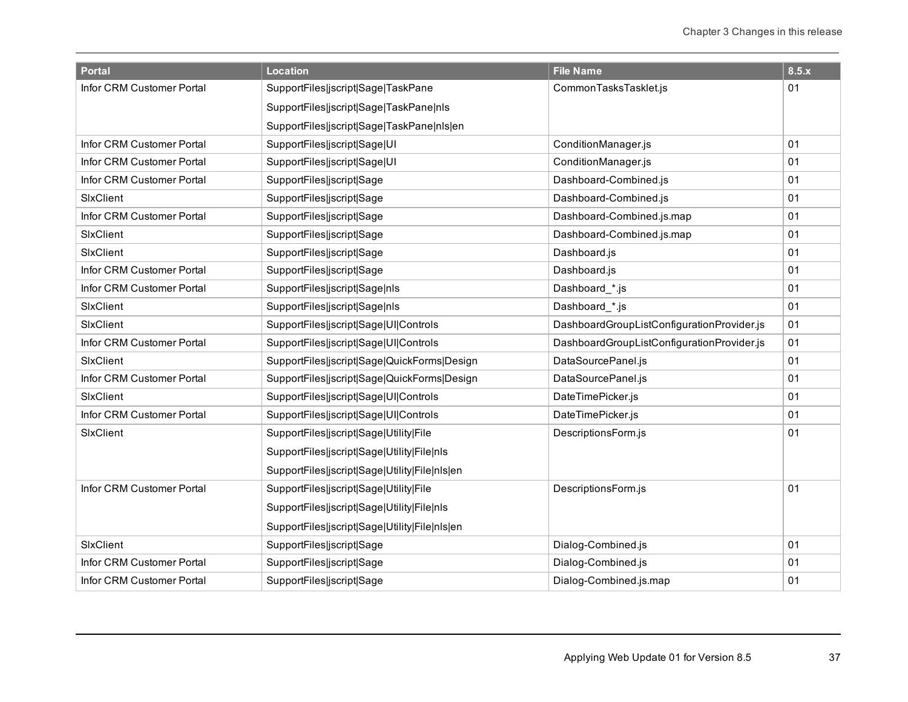| Portal | Location | File Name | 8.5.x |
| --- | --- | --- | --- |
| Infor CRM Customer Portal | SupportFiles\|jscript\|Sage\|TaskPane<br>SupportFiles\|jscript\|Sage\|TaskPane\|nls<br>SupportFiles\|jscript\|Sage\|TaskPane\|nls\|en | CommonTasksTasklet.js | 01 |
| Infor CRM Customer Portal | SupportFiles\|jscript\|Sage\|UI | ConditionManager.js | 01 |
| Infor CRM Customer Portal | SupportFiles\|jscript\|Sage\|UI | ConditionManager.js | 01 |
| Infor CRM Customer Portal | SupportFiles\|jscript\|Sage | Dashboard-Combined.js | 01 |
| SlxClient | SupportFiles\|jscript\|Sage | Dashboard-Combined.js | 01 |
| Infor CRM Customer Portal | SupportFiles\|jscript\|Sage | Dashboard-Combined.js.map | 01 |
| SlxClient | SupportFiles\|jscript\|Sage | Dashboard-Combined.js.map | 01 |
| SlxClient | SupportFiles\|jscript\|Sage | Dashboard.js | 01 |
| Infor CRM Customer Portal | SupportFiles\|jscript\|Sage | Dashboard.js | 01 |
| Infor CRM Customer Portal | SupportFiles\|jscript\|Sage\|nls | Dashboard_*.js | 01 |
| SlxClient | SupportFiles\|jscript\|Sage\|nls | Dashboard_*.js | 01 |
| SlxClient | SupportFiles\|jscript\|Sage\|UI\|Controls | DashboardGroupListConfigurationProvider.js | 01 |
| Infor CRM Customer Portal | SupportFiles\|jscript\|Sage\|UI\|Controls | DashboardGroupListConfigurationProvider.js | 01 |
| SlxClient | SupportFiles\|jscript\|Sage\|QuickForms\|Design | DataSourcePanel.js | 01 |
| Infor CRM Customer Portal | SupportFiles\|jscript\|Sage\|QuickForms\|Design | DataSourcePanel.js | 01 |
| SlxClient | SupportFiles\|jscript\|Sage\|UI\|Controls | DateTimePicker.js | 01 |
| Infor CRM Customer Portal | SupportFiles\|jscript\|Sage\|UI\|Controls | DateTimePicker.js | 01 |
| SlxClient | SupportFiles\|jscript\|Sage\|Utility\|File<br>SupportFiles\|jscript\|Sage\|Utility\|File\|nls<br>SupportFiles\|jscript\|Sage\|Utility\|File\|nls\|en | DescriptionsForm.js | 01 |
| Infor CRM Customer Portal | SupportFiles\|jscript\|Sage\|Utility\|File<br>SupportFiles\|jscript\|Sage\|Utility\|File\|nls<br>SupportFiles\|jscript\|Sage\|Utility\|File\|nls\|en | DescriptionsForm.js | 01 |
| SlxClient | SupportFiles\|jscript\|Sage | Dialog-Combined.js | 01 |
| Infor CRM Customer Portal | SupportFiles\|jscript\|Sage | Dialog-Combined.js | 01 |
| Infor CRM Customer Portal | SupportFiles\|jscript\|Sage | Dialog-Combined.js.map | 01 |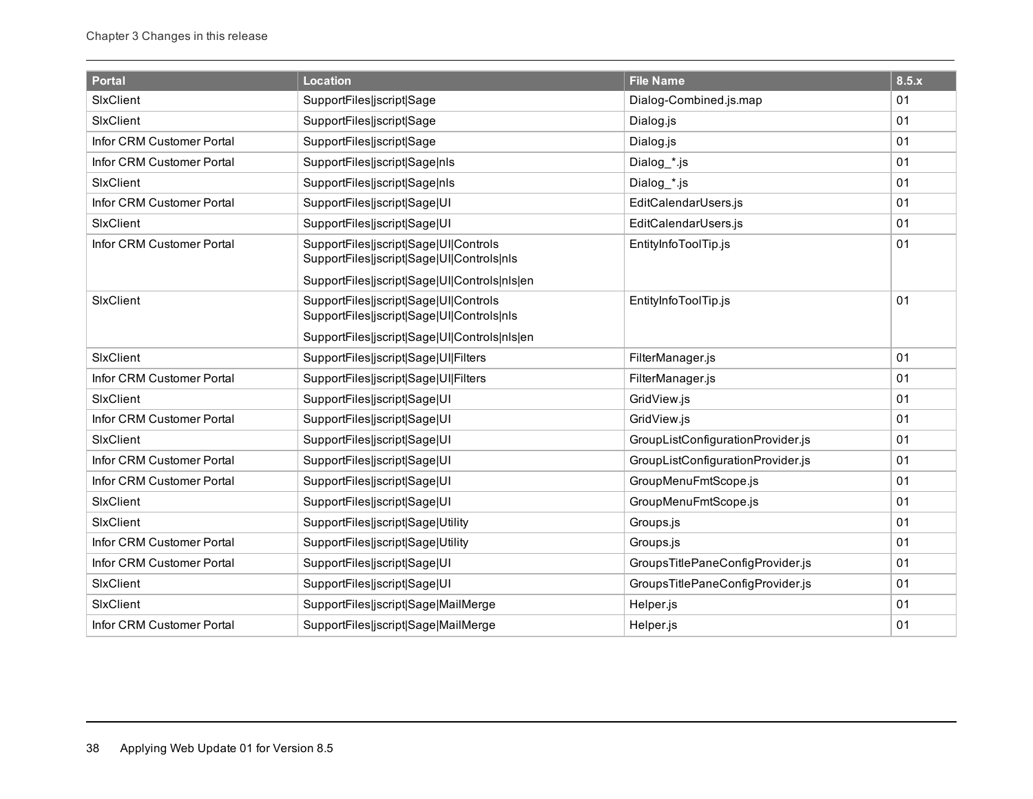| Portal | Location | File Name | 8.5.x |
| --- | --- | --- | --- |
| SlxClient | SupportFiles\|jscript\|Sage | Dialog-Combined.js.map | 01 |
| SlxClient | SupportFiles\|jscript\|Sage | Dialog.js | 01 |
| Infor CRM Customer Portal | SupportFiles\|jscript\|Sage | Dialog.js | 01 |
| Infor CRM Customer Portal | SupportFiles\|jscript\|Sage\|nls | Dialog_*.js | 01 |
| SlxClient | SupportFiles\|jscript\|Sage\|nls | Dialog_*.js | 01 |
| Infor CRM Customer Portal | SupportFiles\|jscript\|Sage\|UI | EditCalendarUsers.js | 01 |
| SlxClient | SupportFiles\|jscript\|Sage\|UI | EditCalendarUsers.js | 01 |
| Infor CRM Customer Portal | SupportFiles\|jscript\|Sage\|UI\|Controls<br>SupportFiles\|jscript\|Sage\|UI\|Controls\|nls<br>SupportFiles\|jscript\|Sage\|UI\|Controls\|nls\|en | EntityInfoToolTip.js | 01 |
| SlxClient | SupportFiles\|jscript\|Sage\|UI\|Controls<br>SupportFiles\|jscript\|Sage\|UI\|Controls\|nls<br>SupportFiles\|jscript\|Sage\|UI\|Controls\|nls\|en | EntityInfoToolTip.js | 01 |
| SlxClient | SupportFiles\|jscript\|Sage\|UI\|Filters | FilterManager.js | 01 |
| Infor CRM Customer Portal | SupportFiles\|jscript\|Sage\|UI\|Filters | FilterManager.js | 01 |
| SlxClient | SupportFiles\|jscript\|Sage\|UI | GridView.js | 01 |
| Infor CRM Customer Portal | SupportFiles\|jscript\|Sage\|UI | GridView.js | 01 |
| SlxClient | SupportFiles\|jscript\|Sage\|UI | GroupListConfigurationProvider.js | 01 |
| Infor CRM Customer Portal | SupportFiles\|jscript\|Sage\|UI | GroupListConfigurationProvider.js | 01 |
| Infor CRM Customer Portal | SupportFiles\|jscript\|Sage\|UI | GroupMenuFmtScope.js | 01 |
| SlxClient | SupportFiles\|jscript\|Sage\|UI | GroupMenuFmtScope.js | 01 |
| SlxClient | SupportFiles\|jscript\|Sage\|Utility | Groups.js | 01 |
| Infor CRM Customer Portal | SupportFiles\|jscript\|Sage\|Utility | Groups.js | 01 |
| Infor CRM Customer Portal | SupportFiles\|jscript\|Sage\|UI | GroupsTitlePaneConfigProvider.js | 01 |
| SlxClient | SupportFiles\|jscript\|Sage\|UI | GroupsTitlePaneConfigProvider.js | 01 |
| SlxClient | SupportFiles\|jscript\|Sage\|MailMerge | Helper.js | 01 |
| Infor CRM Customer Portal | SupportFiles\|jscript\|Sage\|MailMerge | Helper.js | 01 |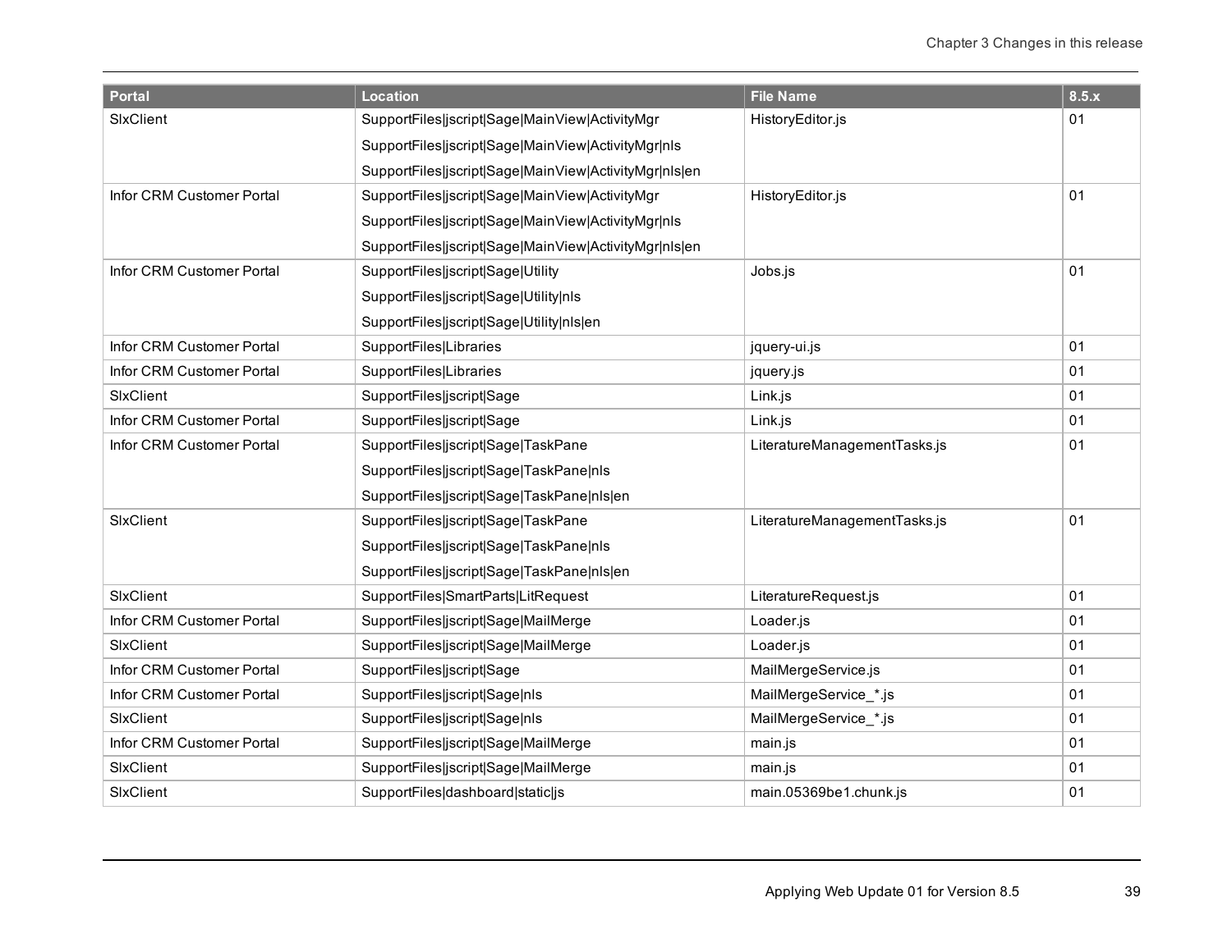| Portal | Location | File Name | 8.5.x |
| --- | --- | --- | --- |
| SlxClient | SupportFiles\|jscript\|Sage\|MainView\|ActivityMgr<br>SupportFiles\|jscript\|Sage\|MainView\|ActivityMgr\|nls<br>SupportFiles\|jscript\|Sage\|MainView\|ActivityMgr\|nls\|en | HistoryEditor.js | 01 |
| Infor CRM Customer Portal | SupportFiles\|jscript\|Sage\|MainView\|ActivityMgr<br>SupportFiles\|jscript\|Sage\|MainView\|ActivityMgr\|nls<br>SupportFiles\|jscript\|Sage\|MainView\|ActivityMgr\|nls\|en | HistoryEditor.js | 01 |
| Infor CRM Customer Portal | SupportFiles\|jscript\|Sage\|Utility<br>SupportFiles\|jscript\|Sage\|Utility\|nls<br>SupportFiles\|jscript\|Sage\|Utility\|nls\|en | Jobs.js | 01 |
| Infor CRM Customer Portal | SupportFiles\|Libraries | jquery-ui.js | 01 |
| Infor CRM Customer Portal | SupportFiles\|Libraries | jquery.js | 01 |
| SlxClient | SupportFiles\|jscript\|Sage | Link.js | 01 |
| Infor CRM Customer Portal | SupportFiles\|jscript\|Sage | Link.js | 01 |
| Infor CRM Customer Portal | SupportFiles\|jscript\|Sage\|TaskPane<br>SupportFiles\|jscript\|Sage\|TaskPane\|nls<br>SupportFiles\|jscript\|Sage\|TaskPane\|nls\|en | LiteratureManagementTasks.js | 01 |
| SlxClient | SupportFiles\|jscript\|Sage\|TaskPane<br>SupportFiles\|jscript\|Sage\|TaskPane\|nls<br>SupportFiles\|jscript\|Sage\|TaskPane\|nls\|en | LiteratureManagementTasks.js | 01 |
| SlxClient | SupportFiles\|SmartParts\|LitRequest | LiteratureRequest.js | 01 |
| Infor CRM Customer Portal | SupportFiles\|jscript\|Sage\|MailMerge | Loader.js | 01 |
| SlxClient | SupportFiles\|jscript\|Sage\|MailMerge | Loader.js | 01 |
| Infor CRM Customer Portal | SupportFiles\|jscript\|Sage | MailMergeService.js | 01 |
| Infor CRM Customer Portal | SupportFiles\|jscript\|Sage\|nls | MailMergeService_*.js | 01 |
| SlxClient | SupportFiles\|jscript\|Sage\|nls | MailMergeService_*.js | 01 |
| Infor CRM Customer Portal | SupportFiles\|jscript\|Sage\|MailMerge | main.js | 01 |
| SlxClient | SupportFiles\|jscript\|Sage\|MailMerge | main.js | 01 |
| SlxClient | SupportFiles\|dashboard\|static\|js | main.05369be1.chunk.js | 01 |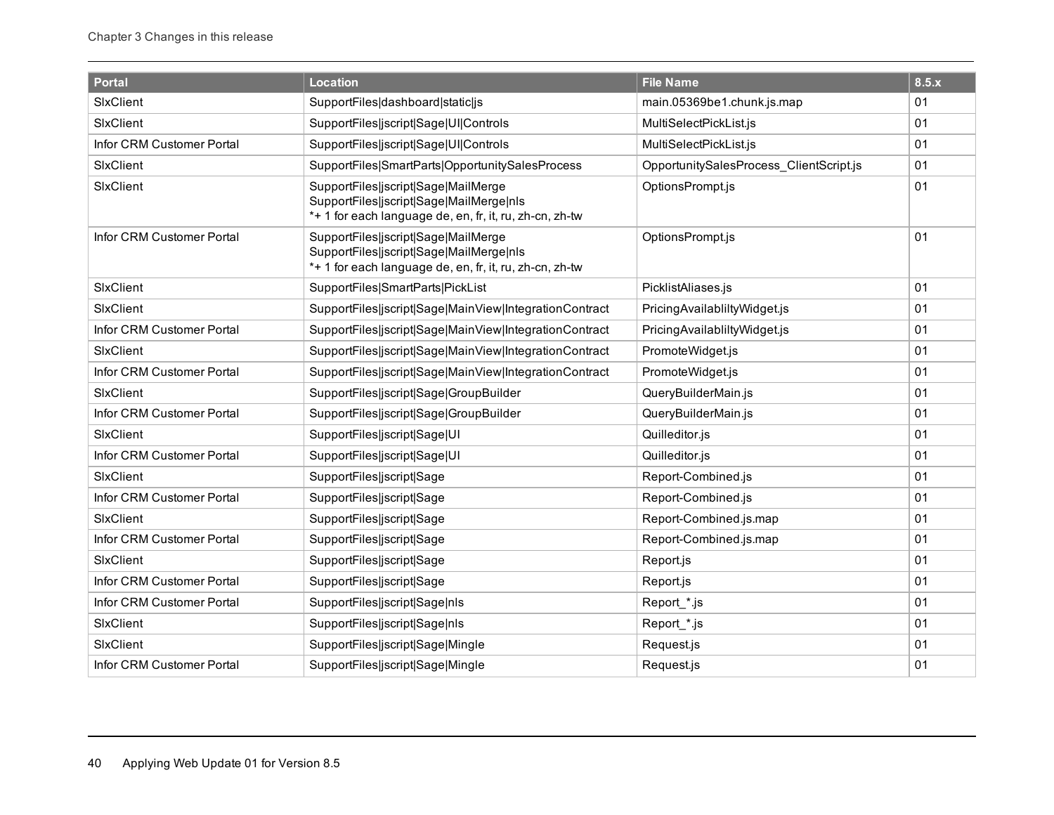| Portal | Location | File Name | 8.5.x |
| --- | --- | --- | --- |
| SlxClient | SupportFiles\|dashboard\|static\|js | main.05369be1.chunk.js.map | 01 |
| SlxClient | SupportFiles\|jscript\|Sage\|UI\|Controls | MultiSelectPickList.js | 01 |
| Infor CRM Customer Portal | SupportFiles\|jscript\|Sage\|UI\|Controls | MultiSelectPickList.js | 01 |
| SlxClient | SupportFiles\|SmartParts\|OpportunitySalesProcess | OpportunitySalesProcess_ClientScript.js | 01 |
| SlxClient | SupportFiles\|jscript\|Sage\|MailMerge<br>SupportFiles\|jscript\|Sage\|MailMerge\|nls<br>*+ 1 for each language de, en, fr, it, ru, zh-cn, zh-tw | OptionsPrompt.js | 01 |
| Infor CRM Customer Portal | SupportFiles\|jscript\|Sage\|MailMerge<br>SupportFiles\|jscript\|Sage\|MailMerge\|nls<br>*+ 1 for each language de, en, fr, it, ru, zh-cn, zh-tw | OptionsPrompt.js | 01 |
| SlxClient | SupportFiles\|SmartParts\|PickList | PicklistAliases.js | 01 |
| SlxClient | SupportFiles\|jscript\|Sage\|MainView\|IntegrationContract | PricingAvailablityWidget.js | 01 |
| Infor CRM Customer Portal | SupportFiles\|jscript\|Sage\|MainView\|IntegrationContract | PricingAvailablityWidget.js | 01 |
| SlxClient | SupportFiles\|jscript\|Sage\|MainView\|IntegrationContract | PromoteWidget.js | 01 |
| Infor CRM Customer Portal | SupportFiles\|jscript\|Sage\|MainView\|IntegrationContract | PromoteWidget.js | 01 |
| SlxClient | SupportFiles\|jscript\|Sage\|GroupBuilder | QueryBuilderMain.js | 01 |
| Infor CRM Customer Portal | SupportFiles\|jscript\|Sage\|GroupBuilder | QueryBuilderMain.js | 01 |
| SlxClient | SupportFiles\|jscript\|Sage\|UI | Quilleditor.js | 01 |
| Infor CRM Customer Portal | SupportFiles\|jscript\|Sage\|UI | Quilleditor.js | 01 |
| SlxClient | SupportFiles\|jscript\|Sage | Report-Combined.js | 01 |
| Infor CRM Customer Portal | SupportFiles\|jscript\|Sage | Report-Combined.js | 01 |
| SlxClient | SupportFiles\|jscript\|Sage | Report-Combined.js.map | 01 |
| Infor CRM Customer Portal | SupportFiles\|jscript\|Sage | Report-Combined.js.map | 01 |
| SlxClient | SupportFiles\|jscript\|Sage | Report.js | 01 |
| Infor CRM Customer Portal | SupportFiles\|jscript\|Sage | Report.js | 01 |
| Infor CRM Customer Portal | SupportFiles\|jscript\|Sage\|nls | Report_*.js | 01 |
| SlxClient | SupportFiles\|jscript\|Sage\|nls | Report_*.js | 01 |
| SlxClient | SupportFiles\|jscript\|Sage\|Mingle | Request.js | 01 |
| Infor CRM Customer Portal | SupportFiles\|jscript\|Sage\|Mingle | Request.js | 01 |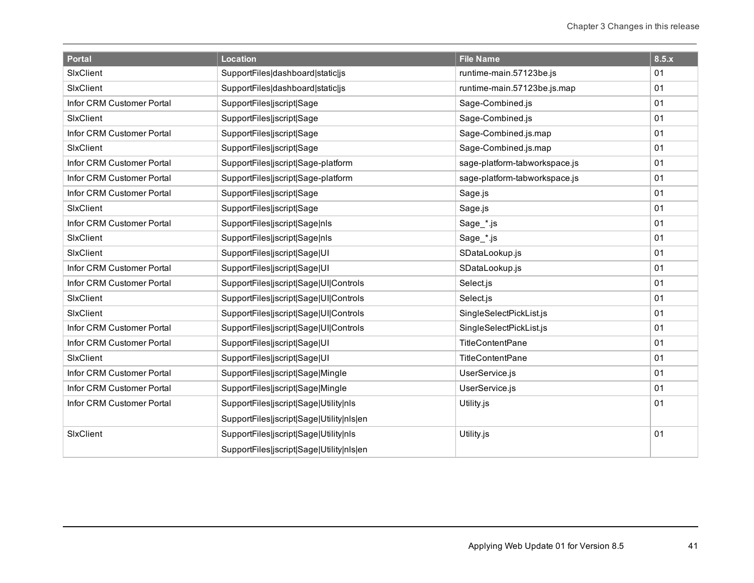| Portal | Location | File Name | 8.5.x |
| --- | --- | --- | --- |
| SlxClient | SupportFiles\|dashboard\|static\|js | runtime-main.57123be.js | 01 |
| SlxClient | SupportFiles\|dashboard\|static\|js | runtime-main.57123be.js.map | 01 |
| Infor CRM Customer Portal | SupportFiles\|jscript\|Sage | Sage-Combined.js | 01 |
| SlxClient | SupportFiles\|jscript\|Sage | Sage-Combined.js | 01 |
| Infor CRM Customer Portal | SupportFiles\|jscript\|Sage | Sage-Combined.js.map | 01 |
| SlxClient | SupportFiles\|jscript\|Sage | Sage-Combined.js.map | 01 |
| Infor CRM Customer Portal | SupportFiles\|jscript\|Sage-platform | sage-platform-tabworkspace.js | 01 |
| Infor CRM Customer Portal | SupportFiles\|jscript\|Sage-platform | sage-platform-tabworkspace.js | 01 |
| Infor CRM Customer Portal | SupportFiles\|jscript\|Sage | Sage.js | 01 |
| SlxClient | SupportFiles\|jscript\|Sage | Sage.js | 01 |
| Infor CRM Customer Portal | SupportFiles\|jscript\|Sage\|nls | Sage_*.js | 01 |
| SlxClient | SupportFiles\|jscript\|Sage\|nls | Sage_*.js | 01 |
| SlxClient | SupportFiles\|jscript\|Sage\|UI | SDataLookup.js | 01 |
| Infor CRM Customer Portal | SupportFiles\|jscript\|Sage\|UI | SDataLookup.js | 01 |
| Infor CRM Customer Portal | SupportFiles\|jscript\|Sage\|UI\|Controls | Select.js | 01 |
| SlxClient | SupportFiles\|jscript\|Sage\|UI\|Controls | Select.js | 01 |
| SlxClient | SupportFiles\|jscript\|Sage\|UI\|Controls | SingleSelectPickList.js | 01 |
| Infor CRM Customer Portal | SupportFiles\|jscript\|Sage\|UI\|Controls | SingleSelectPickList.js | 01 |
| Infor CRM Customer Portal | SupportFiles\|jscript\|Sage\|UI | TitleContentPane | 01 |
| SlxClient | SupportFiles\|jscript\|Sage\|UI | TitleContentPane | 01 |
| Infor CRM Customer Portal | SupportFiles\|jscript\|Sage\|Mingle | UserService.js | 01 |
| Infor CRM Customer Portal | SupportFiles\|jscript\|Sage\|Mingle | UserService.js | 01 |
| Infor CRM Customer Portal | SupportFiles\|jscript\|Sage\|Utility\|nls<br>SupportFiles\|jscript\|Sage\|Utility\|nls\|en | Utility.js | 01 |
| SlxClient | SupportFiles\|jscript\|Sage\|Utility\|nls<br>SupportFiles\|jscript\|Sage\|Utility\|nls\|en | Utility.js | 01 |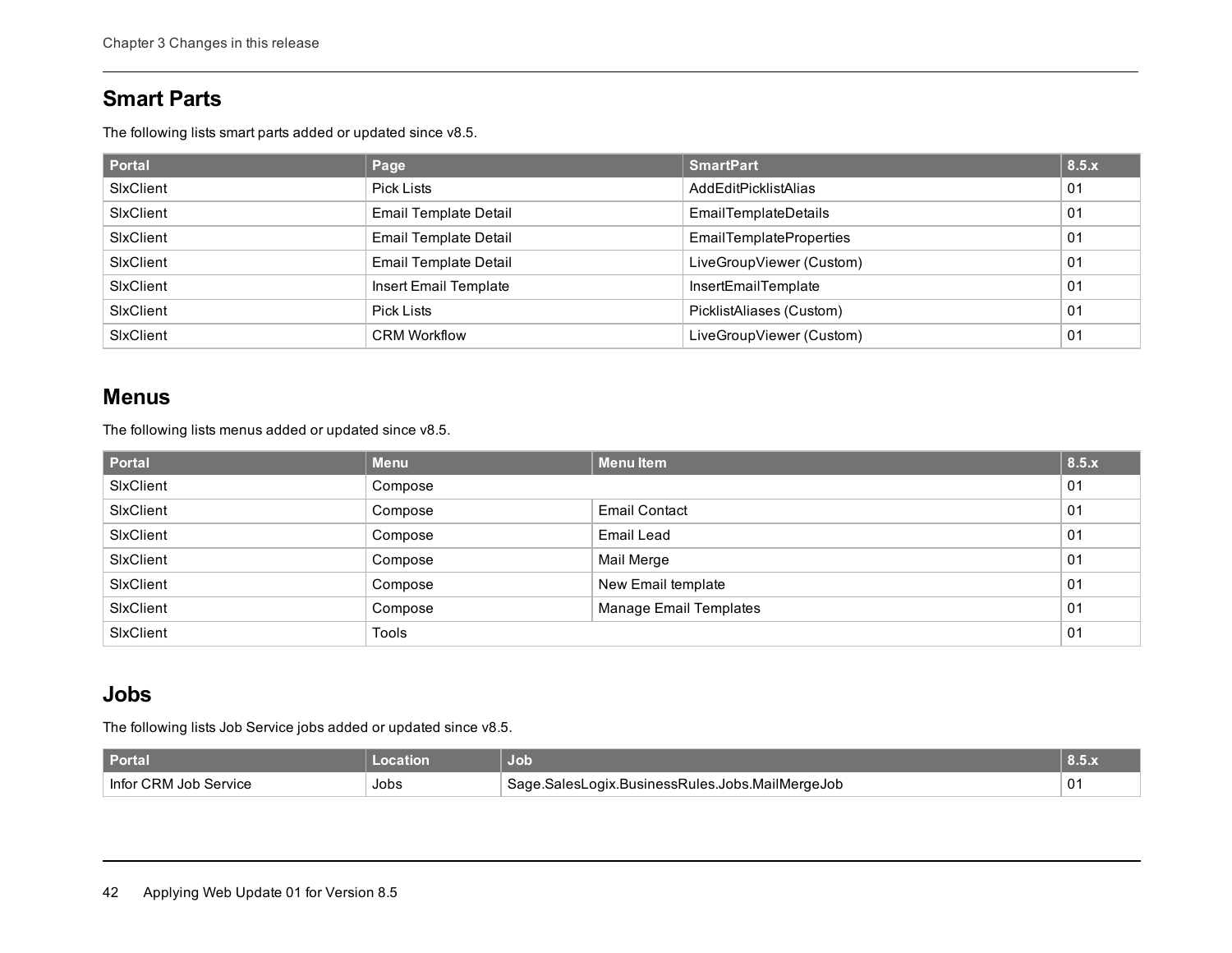## Smart Parts

The following lists smart parts added or updated since v8.5.

| Portal | Page | SmartPart | 8.5.x |
|---|---|---|---|
| SlxClient | Pick Lists | AddEditPicklistAlias | 01 |
| SlxClient | Email Template Detail | EmailTemplateDetails | 01 |
| SlxClient | Email Template Detail | EmailTemplateProperties | 01 |
| SlxClient | Email Template Detail | LiveGroupViewer (Custom) | 01 |
| SlxClient | Insert Email Template | InsertEmailTemplate | 01 |
| SlxClient | Pick Lists | PicklistAliases (Custom) | 01 |
| SlxClient | CRM Workflow | LiveGroupViewer (Custom) | 01 |

## Menus

The following lists menus added or updated since v8.5.

| Portal | Menu | Menu Item | 8.5.x |
|---|---|---|---|
| SlxClient | Compose | | 01 |
| SlxClient | Compose | Email Contact | 01 |
| SlxClient | Compose | Email Lead | 01 |
| SlxClient | Compose | Mail Merge | 01 |
| SlxClient | Compose | New Email template | 01 |
| SlxClient | Compose | Manage Email Templates | 01 |
| SlxClient | Tools | | 01 |

## Jobs

The following lists Job Service jobs added or updated since v8.5.

| Portal | Location | Job | 8.5.x |
|---|---|---|---|
| Infor CRM Job Service | Jobs | Sage.SalesLogix.BusinessRules.Jobs.MailMergeJob | 01 |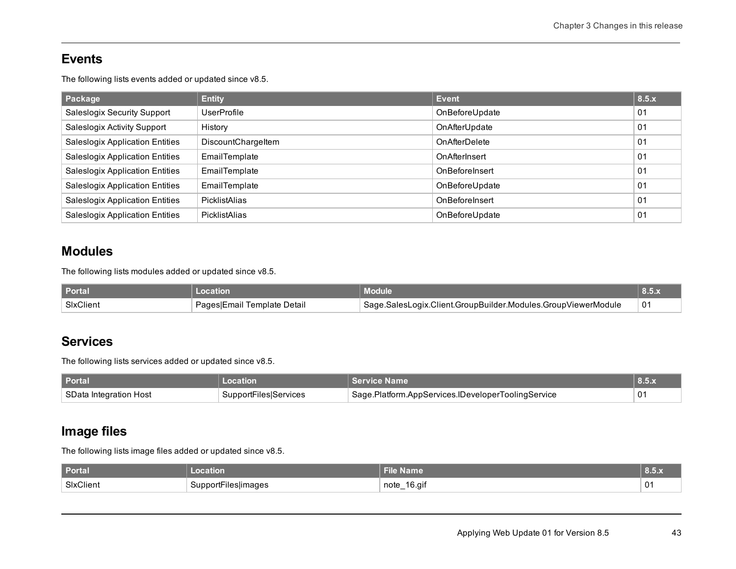## Events

The following lists events added or updated since v8.5.

| Package | Entity | Event | 8.5.x |
|---|---|---|---|
| Saleslogix Security Support | UserProfile | OnBeforeUpdate | 01 |
| Saleslogix Activity Support | History | OnAfterUpdate | 01 |
| Saleslogix Application Entities | DiscountChargeItem | OnAfterDelete | 01 |
| Saleslogix Application Entities | EmailTemplate | OnAfterInsert | 01 |
| Saleslogix Application Entities | EmailTemplate | OnBeforeInsert | 01 |
| Saleslogix Application Entities | EmailTemplate | OnBeforeUpdate | 01 |
| Saleslogix Application Entities | PicklistAlias | OnBeforeInsert | 01 |
| Saleslogix Application Entities | PicklistAlias | OnBeforeUpdate | 01 |

## Modules

The following lists modules added or updated since v8.5.

| Portal | Location | Module | 8.5.x |
|---|---|---|---|
| SlxClient | Pages\|Email Template Detail | Sage.SalesLogix.Client.GroupBuilder.Modules.GroupViewerModule | 01 |

## Services

The following lists services added or updated since v8.5.

| Portal | Location | Service Name | 8.5.x |
|---|---|---|---|
| SData Integration Host | SupportFiles\|Services | Sage.Platform.AppServices.IDeveloperToolingService | 01 |

## Image files

The following lists image files added or updated since v8.5.

| Portal | Location | File Name | 8.5.x |
|---|---|---|---|
| SlxClient | SupportFiles\|images | note_16.gif | 01 |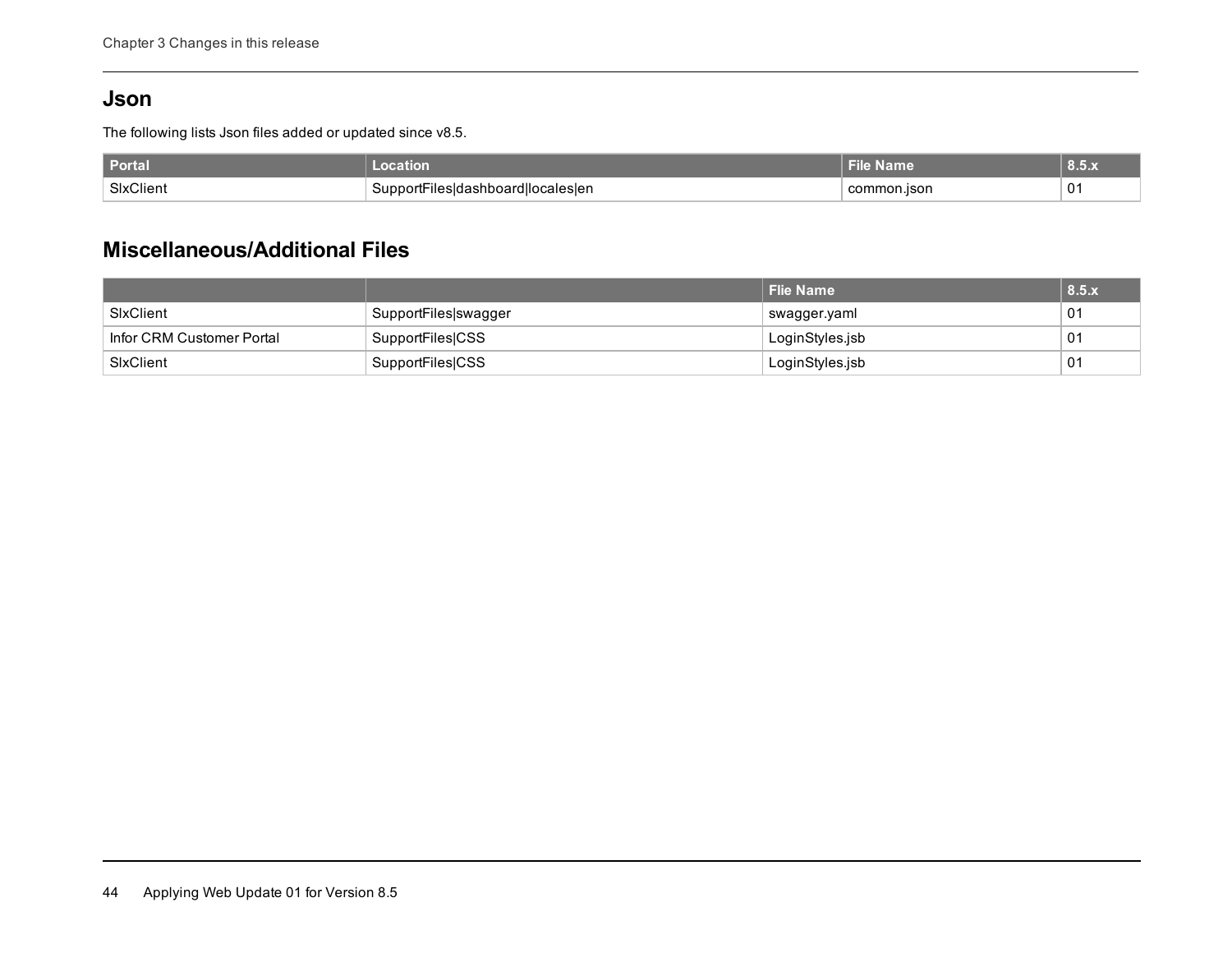## Json

The following lists Json files added or updated since v8.5.

| Portal | Location | File Name | 8.5.x |
|---|---|---|---|
| SlxClient | SupportFiles\|dashboard\|locales\|en | common.json | 01 |

## Miscellaneous/Additional Files

| | | Flie Name | 8.5.x |
|---|---|---|---|
| SlxClient | SupportFiles\|swagger | swagger.yaml | 01 |
| Infor CRM Customer Portal | SupportFiles\|CSS | LoginStyles.jsb | 01 |
| SlxClient | SupportFiles\|CSS | LoginStyles.jsb | 01 |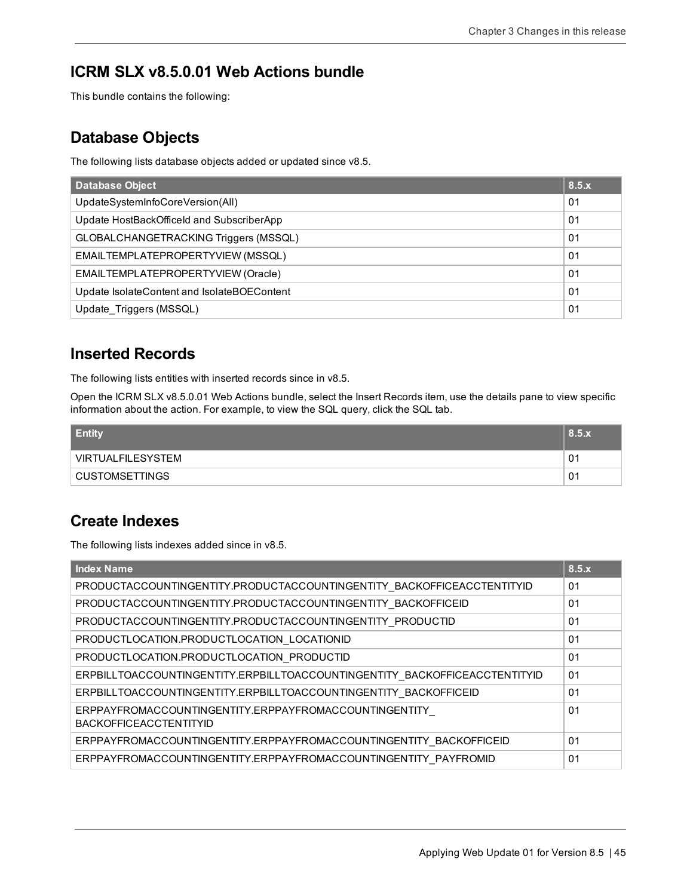## ICRM SLX v8.5.0.01 Web Actions bundle

This bundle contains the following:

### Database Objects

The following lists database objects added or updated since v8.5.

| Database Object | 8.5.x |
|---|---|
| UpdateSystemInfoCoreVersion(All) | 01 |
| Update HostBackOfficeId and SubscriberApp | 01 |
| GLOBALCHANGETRACKING Triggers (MSSQL) | 01 |
| EMAILTEMPLATEPROPERTYVIEW (MSSQL) | 01 |
| EMAILTEMPLATEPROPERTYVIEW (Oracle) | 01 |
| Update IsolateContent and IsolateBOEContent | 01 |
| Update_Triggers (MSSQL) | 01 |

### Inserted Records

The following lists entities with inserted records since in v8.5.

Open the ICRM SLX v8.5.0.01 Web Actions bundle, select the Insert Records item, use the details pane to view specific information about the action. For example, to view the SQL query, click the SQL tab.

| Entity | 8.5.x |
|---|---|
| VIRTUALFILESYSTEM | 01 |
| CUSTOMSETTINGS | 01 |

### Create Indexes

The following lists indexes added since in v8.5.

| Index Name | 8.5.x |
|---|---|
| PRODUCTACCOUNTINGENTITY.PRODUCTACCOUNTINGENTITY_BACKOFFICEACCTENTITYID | 01 |
| PRODUCTACCOUNTINGENTITY.PRODUCTACCOUNTINGENTITY_BACKOFFICEID | 01 |
| PRODUCTACCOUNTINGENTITY.PRODUCTACCOUNTINGENTITY_PRODUCTID | 01 |
| PRODUCTLOCATION.PRODUCTLOCATION_LOCATIONID | 01 |
| PRODUCTLOCATION.PRODUCTLOCATION_PRODUCTID | 01 |
| ERPBILLTOACCOUNTINGENTITY.ERPBILLTOACCOUNTINGENTITY_BACKOFFICEACCTENTITYID | 01 |
| ERPBILLTOACCOUNTINGENTITY.ERPBILLTOACCOUNTINGENTITY_BACKOFFICEID | 01 |
| ERPPAYFROMACCOUNTINGENTITY.ERPPAYFROMACCOUNTINGENTITY_ BACKOFFICEACCTENTITYID | 01 |
| ERPPAYFROMACCOUNTINGENTITY.ERPPAYFROMACCOUNTINGENTITY_BACKOFFICEID | 01 |
| ERPPAYFROMACCOUNTINGENTITY.ERPPAYFROMACCOUNTINGENTITY_PAYFROMID | 01 |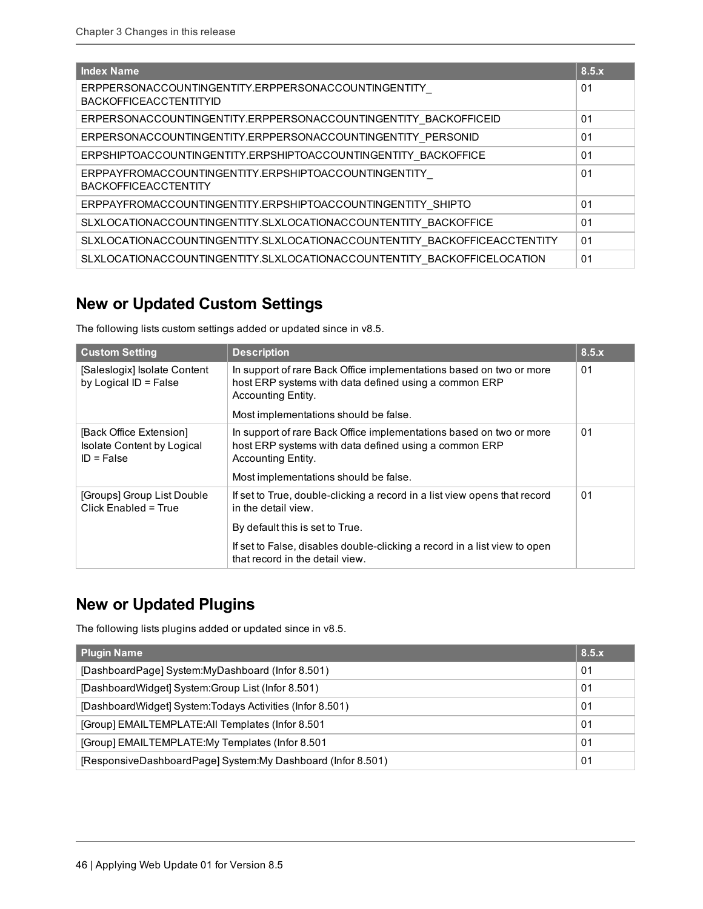| Index Name | 8.5.x |
| --- | --- |
| ERPPERSONACCOUNTINGENTITY.ERPPERSONACCOUNTINGENTITY_ BACKOFFICEACCTENTITYID | 01 |
| ERPERSONACCOUNTINGENTITY.ERPPERSONACCOUNTINGENTITY_BACKOFFICEID | 01 |
| ERPERSONACCOUNTINGENTITY.ERPPERSONACCOUNTINGENTITY_PERSONID | 01 |
| ERPSHIPTOACCOUNTINGENTITY.ERPSHIPTOACCOUNTINGENTITY_BACKOFFICE | 01 |
| ERPPAYFROMACCOUNTINGENTITY.ERPSHIPTOACCOUNTINGENTITY_ BACKOFFICEACCTENTITY | 01 |
| ERPPAYFROMACCOUNTINGENTITY.ERPSHIPTOACCOUNTINGENTITY_SHIPTO | 01 |
| SLXLOCATIONACCOUNTINGENTITY.SLXLOCATIONACCOUNTENTITY_BACKOFFICE | 01 |
| SLXLOCATIONACCOUNTINGENTITY.SLXLOCATIONACCOUNTENTITY_BACKOFFICEACCTENTITY | 01 |
| SLXLOCATIONACCOUNTINGENTITY.SLXLOCATIONACCOUNTENTITY_BACKOFFICELOCATION | 01 |

## New or Updated Custom Settings

The following lists custom settings added or updated since in v8.5.

| Custom Setting | Description | 8.5.x |
| --- | --- | --- |
| [Saleslogix] Isolate Content by Logical ID = False | In support of rare Back Office implementations based on two or more host ERP systems with data defined using a common ERP Accounting Entity.<br><br>Most implementations should be false. | 01 |
| [Back Office Extension] Isolate Content by Logical ID = False | In support of rare Back Office implementations based on two or more host ERP systems with data defined using a common ERP Accounting Entity.<br><br>Most implementations should be false. | 01 |
| [Groups] Group List Double Click Enabled = True | If set to True, double-clicking a record in a list view opens that record in the detail view.<br><br>By default this is set to True.<br><br>If set to False, disables double-clicking a record in a list view to open that record in the detail view. | 01 |

## New or Updated Plugins

The following lists plugins added or updated since in v8.5.

| Plugin Name | 8.5.x |
| --- | --- |
| [DashboardPage] System:MyDashboard (Infor 8.501) | 01 |
| [DashboardWidget] System:Group List (Infor 8.501) | 01 |
| [DashboardWidget] System:Todays Activities (Infor 8.501) | 01 |
| [Group] EMAILTEMPLATE:All Templates (Infor 8.501 | 01 |
| [Group] EMAILTEMPLATE:My Templates (Infor 8.501 | 01 |
| [ResponsiveDashboardPage] System:My Dashboard (Infor 8.501) | 01 |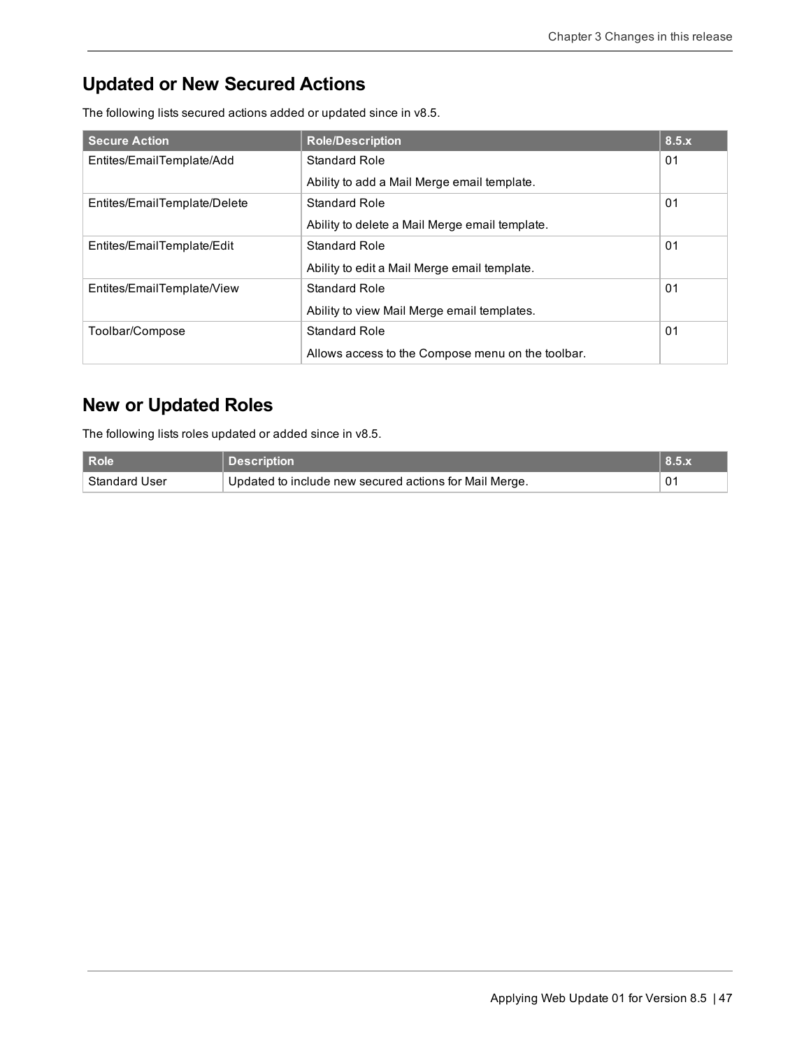## Updated or New Secured Actions

The following lists secured actions added or updated since in v8.5.

| Secure Action | Role/Description | 8.5.x |
| --- | --- | --- |
| Entites/EmailTemplate/Add | Standard Role<br><br>Ability to add a Mail Merge email template. | 01 |
| Entites/EmailTemplate/Delete | Standard Role<br><br>Ability to delete a Mail Merge email template. | 01 |
| Entites/EmailTemplate/Edit | Standard Role<br><br>Ability to edit a Mail Merge email template. | 01 |
| Entites/EmailTemplate/View | Standard Role<br><br>Ability to view Mail Merge email templates. | 01 |
| Toolbar/Compose | Standard Role<br><br>Allows access to the Compose menu on the toolbar. | 01 |

## New or Updated Roles

The following lists roles updated or added since in v8.5.

| Role | Description | 8.5.x |
| --- | --- | --- |
| Standard User | Updated to include new secured actions for Mail Merge. | 01 |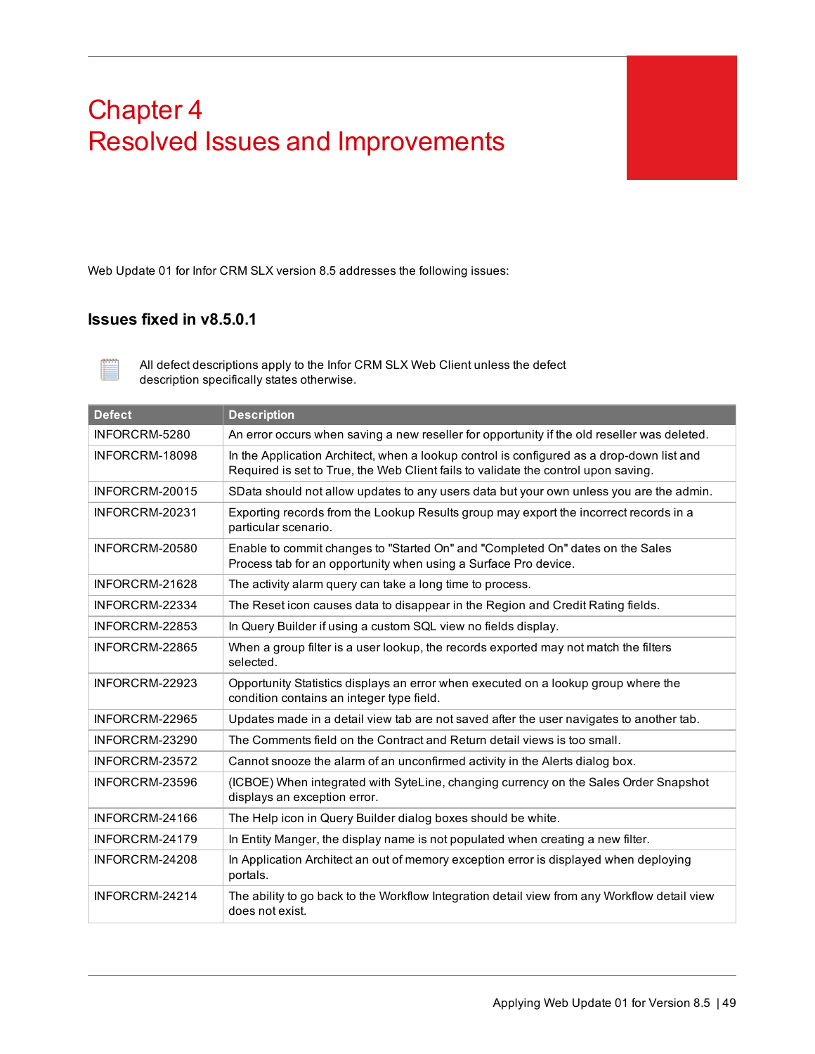# Chapter 4
# Resolved Issues and Improvements

Web Update 01 for Infor CRM SLX version 8.5 addresses the following issues:

## Issues fixed in v8.5.0.1

All defect descriptions apply to the Infor CRM SLX Web Client unless the defect description specifically states otherwise.

| Defect | Description |
|---|---|
| INFORCRM-5280 | An error occurs when saving a new reseller for opportunity if the old reseller was deleted. |
| INFORCRM-18098 | In the Application Architect, when a lookup control is configured as a drop-down list and Required is set to True, the Web Client fails to validate the control upon saving. |
| INFORCRM-20015 | SData should not allow updates to any users data but your own unless you are the admin. |
| INFORCRM-20231 | Exporting records from the Lookup Results group may export the incorrect records in a particular scenario. |
| INFORCRM-20580 | Enable to commit changes to "Started On" and "Completed On" dates on the Sales Process tab for an opportunity when using a Surface Pro device. |
| INFORCRM-21628 | The activity alarm query can take a long time to process. |
| INFORCRM-22334 | The Reset icon causes data to disappear in the Region and Credit Rating fields. |
| INFORCRM-22853 | In Query Builder if using a custom SQL view no fields display. |
| INFORCRM-22865 | When a group filter is a user lookup, the records exported may not match the filters selected. |
| INFORCRM-22923 | Opportunity Statistics displays an error when executed on a lookup group where the condition contains an integer type field. |
| INFORCRM-22965 | Updates made in a detail view tab are not saved after the user navigates to another tab. |
| INFORCRM-23290 | The Comments field on the Contract and Return detail views is too small. |
| INFORCRM-23572 | Cannot snooze the alarm of an unconfirmed activity in the Alerts dialog box. |
| INFORCRM-23596 | (ICBOE) When integrated with SyteLine, changing currency on the Sales Order Snapshot displays an exception error. |
| INFORCRM-24166 | The Help icon in Query Builder dialog boxes should be white. |
| INFORCRM-24179 | In Entity Manger, the display name is not populated when creating a new filter. |
| INFORCRM-24208 | In Application Architect an out of memory exception error is displayed when deploying portals. |
| INFORCRM-24214 | The ability to go back to the Workflow Integration detail view from any Workflow detail view does not exist. |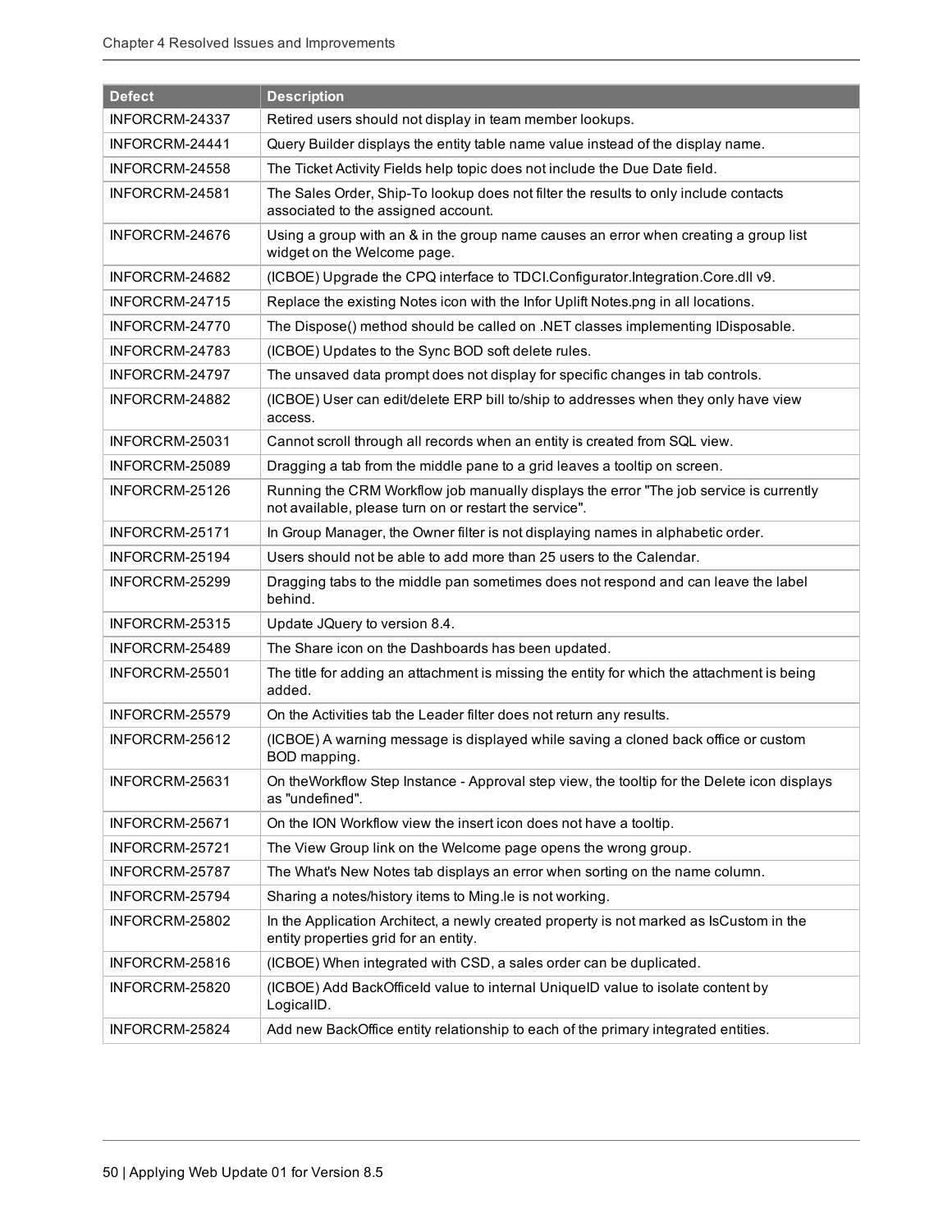| Defect | Description |
| --- | --- |
| INFORCRM-24337 | Retired users should not display in team member lookups. |
| INFORCRM-24441 | Query Builder displays the entity table name value instead of the display name. |
| INFORCRM-24558 | The Ticket Activity Fields help topic does not include the Due Date field. |
| INFORCRM-24581 | The Sales Order, Ship-To lookup does not filter the results to only include contacts associated to the assigned account. |
| INFORCRM-24676 | Using a group with an & in the group name causes an error when creating a group list widget on the Welcome page. |
| INFORCRM-24682 | (ICBOE) Upgrade the CPQ interface to TDCI.Configurator.Integration.Core.dll v9. |
| INFORCRM-24715 | Replace the existing Notes icon with the Infor Uplift Notes.png in all locations. |
| INFORCRM-24770 | The Dispose() method should be called on .NET classes implementing IDisposable. |
| INFORCRM-24783 | (ICBOE) Updates to the Sync BOD soft delete rules. |
| INFORCRM-24797 | The unsaved data prompt does not display for specific changes in tab controls. |
| INFORCRM-24882 | (ICBOE) User can edit/delete ERP bill to/ship to addresses when they only have view access. |
| INFORCRM-25031 | Cannot scroll through all records when an entity is created from SQL view. |
| INFORCRM-25089 | Dragging a tab from the middle pane to a grid leaves a tooltip on screen. |
| INFORCRM-25126 | Running the CRM Workflow job manually displays the error "The job service is currently not available, please turn on or restart the service". |
| INFORCRM-25171 | In Group Manager, the Owner filter is not displaying names in alphabetic order. |
| INFORCRM-25194 | Users should not be able to add more than 25 users to the Calendar. |
| INFORCRM-25299 | Dragging tabs to the middle pan sometimes does not respond and can leave the label behind. |
| INFORCRM-25315 | Update JQuery to version 8.4. |
| INFORCRM-25489 | The Share icon on the Dashboards has been updated. |
| INFORCRM-25501 | The title for adding an attachment is missing the entity for which the attachment is being added. |
| INFORCRM-25579 | On the Activities tab the Leader filter does not return any results. |
| INFORCRM-25612 | (ICBOE) A warning message is displayed while saving a cloned back office or custom BOD mapping. |
| INFORCRM-25631 | On theWorkflow Step Instance - Approval step view, the tooltip for the Delete icon displays as "undefined". |
| INFORCRM-25671 | On the ION Workflow view the insert icon does not have a tooltip. |
| INFORCRM-25721 | The View Group link on the Welcome page opens the wrong group. |
| INFORCRM-25787 | The What's New Notes tab displays an error when sorting on the name column. |
| INFORCRM-25794 | Sharing a notes/history items to Ming.le is not working. |
| INFORCRM-25802 | In the Application Architect, a newly created property is not marked as IsCustom in the entity properties grid for an entity. |
| INFORCRM-25816 | (ICBOE) When integrated with CSD, a sales order can be duplicated. |
| INFORCRM-25820 | (ICBOE) Add BackOfficeId value to internal UniqueID value to isolate content by LogicalID. |
| INFORCRM-25824 | Add new BackOffice entity relationship to each of the primary integrated entities. |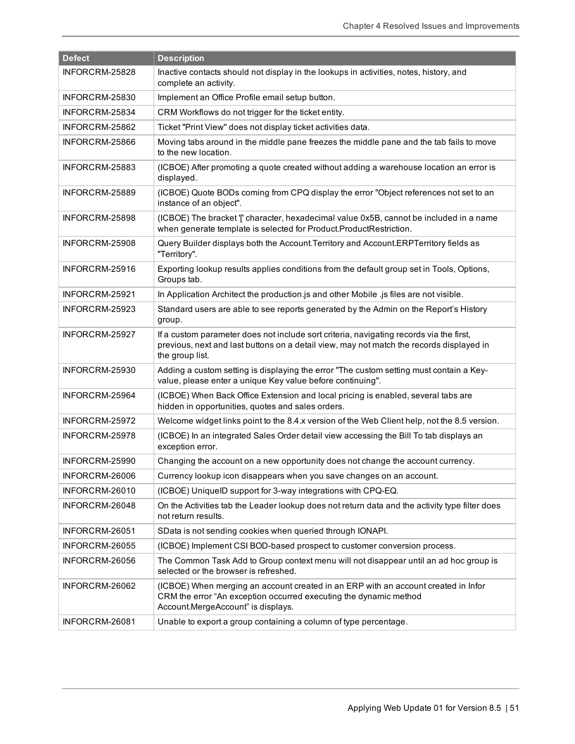| Defect | Description |
| --- | --- |
| INFORCRM-25828 | Inactive contacts should not display in the lookups in activities, notes, history, and complete an activity. |
| INFORCRM-25830 | Implement an Office Profile email setup button. |
| INFORCRM-25834 | CRM Workflows do not trigger for the ticket entity. |
| INFORCRM-25862 | Ticket "Print View" does not display ticket activities data. |
| INFORCRM-25866 | Moving tabs around in the middle pane freezes the middle pane and the tab fails to move to the new location. |
| INFORCRM-25883 | (ICBOE) After promoting a quote created without adding a warehouse location an error is displayed. |
| INFORCRM-25889 | (ICBOE) Quote BODs coming from CPQ display the error "Object references not set to an instance of an object". |
| INFORCRM-25898 | (ICBOE) The bracket '[' character, hexadecimal value 0x5B, cannot be included in a name when generate template is selected for Product.ProductRestriction. |
| INFORCRM-25908 | Query Builder displays both the Account.Territory and Account.ERPTerritory fields as "Territory". |
| INFORCRM-25916 | Exporting lookup results applies conditions from the default group set in Tools, Options, Groups tab. |
| INFORCRM-25921 | In Application Architect the production.js and other Mobile .js files are not visible. |
| INFORCRM-25923 | Standard users are able to see reports generated by the Admin on the Report's History group. |
| INFORCRM-25927 | If a custom parameter does not include sort criteria, navigating records via the first, previous, next and last buttons on a detail view, may not match the records displayed in the group list. |
| INFORCRM-25930 | Adding a custom setting is displaying the error "The custom setting must contain a Key-value, please enter a unique Key value before continuing". |
| INFORCRM-25964 | (ICBOE) When Back Office Extension and local pricing is enabled, several tabs are hidden in opportunities, quotes and sales orders. |
| INFORCRM-25972 | Welcome widget links point to the 8.4.x version of the Web Client help, not the 8.5 version. |
| INFORCRM-25978 | (ICBOE) In an integrated Sales Order detail view accessing the Bill To tab displays an exception error. |
| INFORCRM-25990 | Changing the account on a new opportunity does not change the account currency. |
| INFORCRM-26006 | Currency lookup icon disappears when you save changes on an account. |
| INFORCRM-26010 | (ICBOE) UniqueID support for 3-way integrations with CPQ-EQ. |
| INFORCRM-26048 | On the Activities tab the Leader lookup does not return data and the activity type filter does not return results. |
| INFORCRM-26051 | SData is not sending cookies when queried through IONAPI. |
| INFORCRM-26055 | (ICBOE) Implement CSI BOD-based prospect to customer conversion process. |
| INFORCRM-26056 | The Common Task Add to Group context menu will not disappear until an ad hoc group is selected or the browser is refreshed. |
| INFORCRM-26062 | (ICBOE) When merging an account created in an ERP with an account created in Infor CRM the error "An exception occurred executing the dynamic method Account.MergeAccount" is displays. |
| INFORCRM-26081 | Unable to export a group containing a column of type percentage. |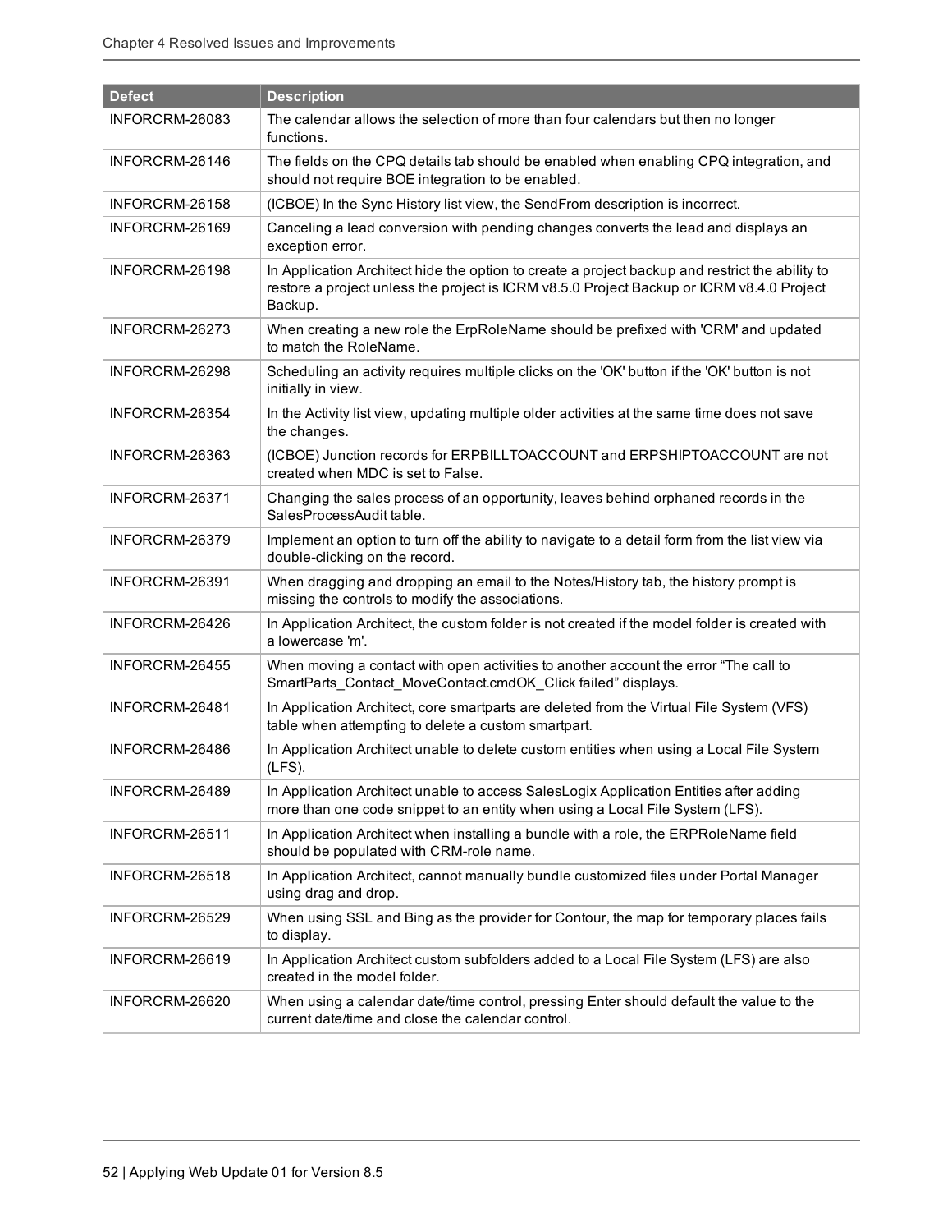| Defect | Description |
|---|---|
| INFORCRM-26083 | The calendar allows the selection of more than four calendars but then no longer functions. |
| INFORCRM-26146 | The fields on the CPQ details tab should be enabled when enabling CPQ integration, and should not require BOE integration to be enabled. |
| INFORCRM-26158 | (ICBOE) In the Sync History list view, the SendFrom description is incorrect. |
| INFORCRM-26169 | Canceling a lead conversion with pending changes converts the lead and displays an exception error. |
| INFORCRM-26198 | In Application Architect hide the option to create a project backup and restrict the ability to restore a project unless the project is ICRM v8.5.0 Project Backup or ICRM v8.4.0 Project Backup. |
| INFORCRM-26273 | When creating a new role the ErpRoleName should be prefixed with 'CRM' and updated to match the RoleName. |
| INFORCRM-26298 | Scheduling an activity requires multiple clicks on the 'OK' button if the 'OK' button is not initially in view. |
| INFORCRM-26354 | In the Activity list view, updating multiple older activities at the same time does not save the changes. |
| INFORCRM-26363 | (ICBOE) Junction records for ERPBILLTOACCOUNT and ERPSHIPTOACCOUNT are not created when MDC is set to False. |
| INFORCRM-26371 | Changing the sales process of an opportunity, leaves behind orphaned records in the SalesProcessAudit table. |
| INFORCRM-26379 | Implement an option to turn off the ability to navigate to a detail form from the list view via double-clicking on the record. |
| INFORCRM-26391 | When dragging and dropping an email to the Notes/History tab, the history prompt is missing the controls to modify the associations. |
| INFORCRM-26426 | In Application Architect, the custom folder is not created if the model folder is created with a lowercase 'm'. |
| INFORCRM-26455 | When moving a contact with open activities to another account the error “The call to SmartParts_Contact_MoveContact.cmdOK_Click failed” displays. |
| INFORCRM-26481 | In Application Architect, core smartparts are deleted from the Virtual File System (VFS) table when attempting to delete a custom smartpart. |
| INFORCRM-26486 | In Application Architect unable to delete custom entities when using a Local File System (LFS). |
| INFORCRM-26489 | In Application Architect unable to access SalesLogix Application Entities after adding more than one code snippet to an entity when using a Local File System (LFS). |
| INFORCRM-26511 | In Application Architect when installing a bundle with a role, the ERPRoleName field should be populated with CRM-role name. |
| INFORCRM-26518 | In Application Architect, cannot manually bundle customized files under Portal Manager using drag and drop. |
| INFORCRM-26529 | When using SSL and Bing as the provider for Contour, the map for temporary places fails to display. |
| INFORCRM-26619 | In Application Architect custom subfolders added to a Local File System (LFS) are also created in the model folder. |
| INFORCRM-26620 | When using a calendar date/time control, pressing Enter should default the value to the current date/time and close the calendar control. |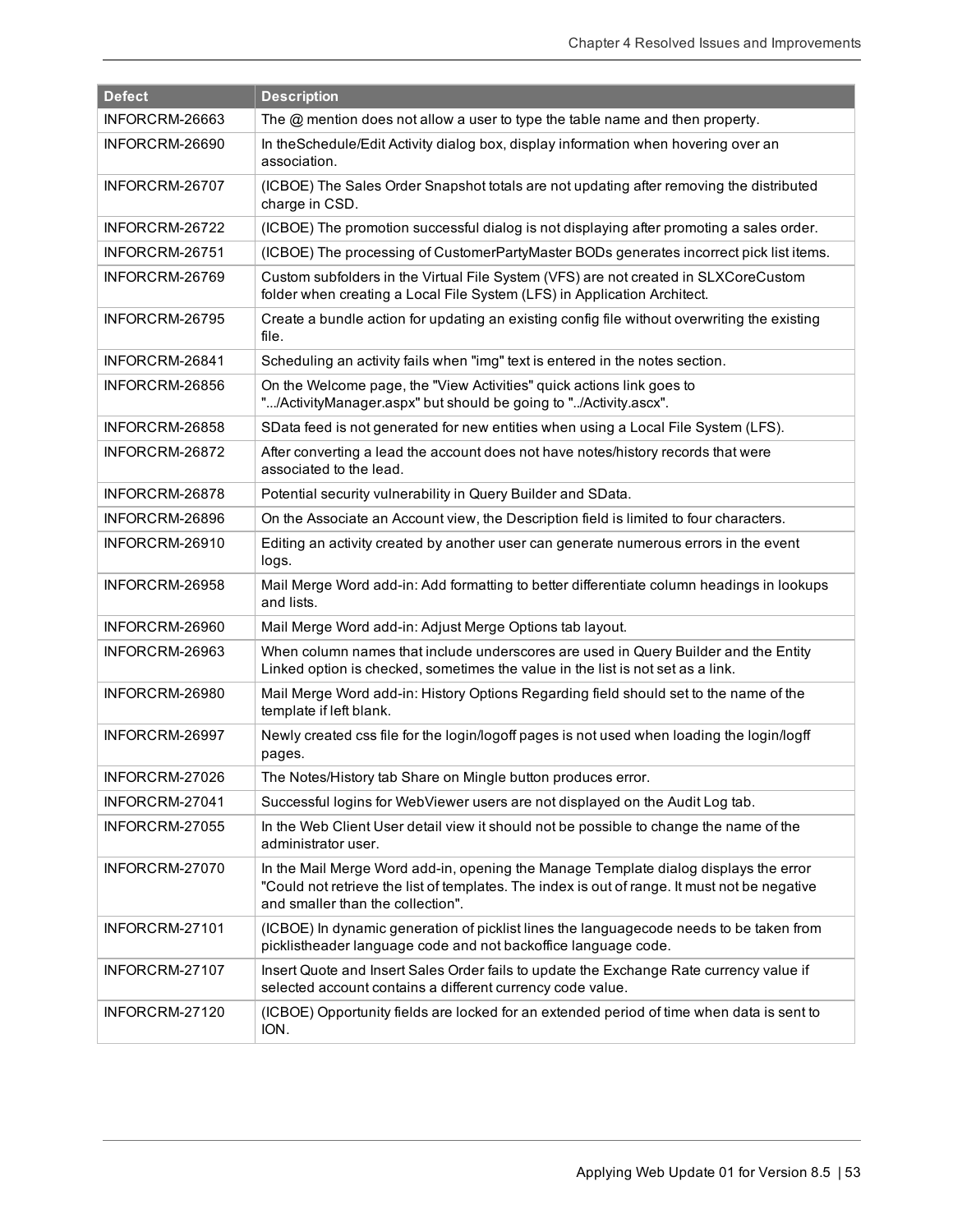| Defect | Description |
| --- | --- |
| INFORCRM-26663 | The @ mention does not allow a user to type the table name and then property. |
| INFORCRM-26690 | In theSchedule/Edit Activity dialog box, display information when hovering over an association. |
| INFORCRM-26707 | (ICBOE) The Sales Order Snapshot totals are not updating after removing the distributed charge in CSD. |
| INFORCRM-26722 | (ICBOE) The promotion successful dialog is not displaying after promoting a sales order. |
| INFORCRM-26751 | (ICBOE) The processing of CustomerPartyMaster BODs generates incorrect pick list items. |
| INFORCRM-26769 | Custom subfolders in the Virtual File System (VFS) are not created in SLXCoreCustom folder when creating a Local File System (LFS) in Application Architect. |
| INFORCRM-26795 | Create a bundle action for updating an existing config file without overwriting the existing file. |
| INFORCRM-26841 | Scheduling an activity fails when "img" text is entered in the notes section. |
| INFORCRM-26856 | On the Welcome page, the "View Activities" quick actions link goes to ".../ActivityManager.aspx" but should be going to "../Activity.ascx". |
| INFORCRM-26858 | SData feed is not generated for new entities when using a Local File System (LFS). |
| INFORCRM-26872 | After converting a lead the account does not have notes/history records that were associated to the lead. |
| INFORCRM-26878 | Potential security vulnerability in Query Builder and SData. |
| INFORCRM-26896 | On the Associate an Account view, the Description field is limited to four characters. |
| INFORCRM-26910 | Editing an activity created by another user can generate numerous errors in the event logs. |
| INFORCRM-26958 | Mail Merge Word add-in: Add formatting to better differentiate column headings in lookups and lists. |
| INFORCRM-26960 | Mail Merge Word add-in: Adjust Merge Options tab layout. |
| INFORCRM-26963 | When column names that include underscores are used in Query Builder and the Entity Linked option is checked, sometimes the value in the list is not set as a link. |
| INFORCRM-26980 | Mail Merge Word add-in: History Options Regarding field should set to the name of the template if left blank. |
| INFORCRM-26997 | Newly created css file for the login/logoff pages is not used when loading the login/logff pages. |
| INFORCRM-27026 | The Notes/History tab Share on Mingle button produces error. |
| INFORCRM-27041 | Successful logins for WebViewer users are not displayed on the Audit Log tab. |
| INFORCRM-27055 | In the Web Client User detail view it should not be possible to change the name of the administrator user. |
| INFORCRM-27070 | In the Mail Merge Word add-in, opening the Manage Template dialog displays the error "Could not retrieve the list of templates. The index is out of range. It must not be negative and smaller than the collection". |
| INFORCRM-27101 | (ICBOE) In dynamic generation of picklist lines the languagecode needs to be taken from picklistheader language code and not backoffice language code. |
| INFORCRM-27107 | Insert Quote and Insert Sales Order fails to update the Exchange Rate currency value if selected account contains a different currency code value. |
| INFORCRM-27120 | (ICBOE) Opportunity fields are locked for an extended period of time when data is sent to ION. |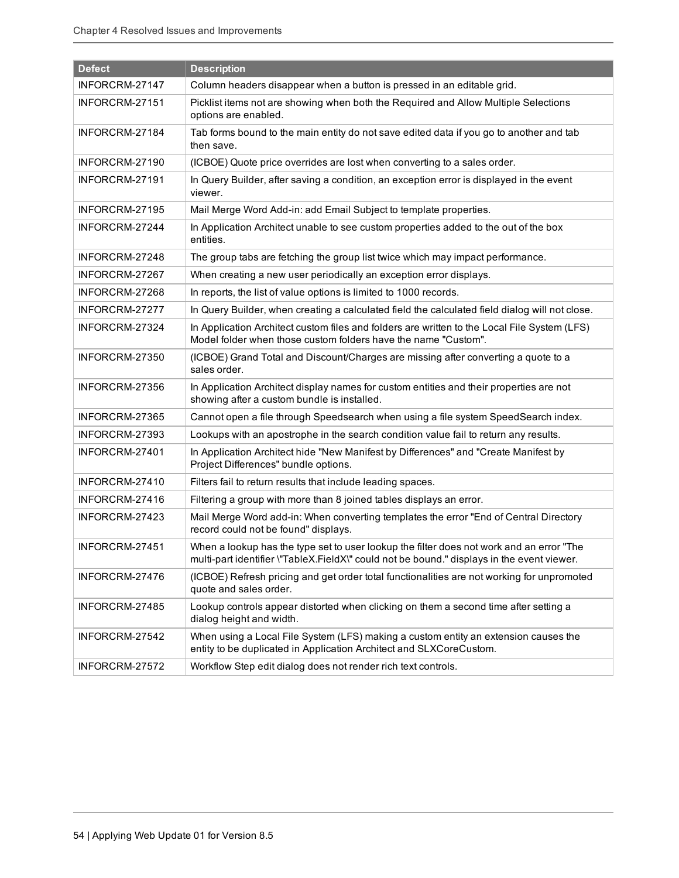| Defect | Description |
|---|---|
| INFORCRM-27147 | Column headers disappear when a button is pressed in an editable grid. |
| INFORCRM-27151 | Picklist items not are showing when both the Required and Allow Multiple Selections options are enabled. |
| INFORCRM-27184 | Tab forms bound to the main entity do not save edited data if you go to another and tab then save. |
| INFORCRM-27190 | (ICBOE) Quote price overrides are lost when converting to a sales order. |
| INFORCRM-27191 | In Query Builder, after saving a condition, an exception error is displayed in the event viewer. |
| INFORCRM-27195 | Mail Merge Word Add-in: add Email Subject to template properties. |
| INFORCRM-27244 | In Application Architect unable to see custom properties added to the out of the box entities. |
| INFORCRM-27248 | The group tabs are fetching the group list twice which may impact performance. |
| INFORCRM-27267 | When creating a new user periodically an exception error displays. |
| INFORCRM-27268 | In reports, the list of value options is limited to 1000 records. |
| INFORCRM-27277 | In Query Builder, when creating a calculated field the calculated field dialog will not close. |
| INFORCRM-27324 | In Application Architect custom files and folders are written to the Local File System (LFS) Model folder when those custom folders have the name "Custom". |
| INFORCRM-27350 | (ICBOE) Grand Total and Discount/Charges are missing after converting a quote to a sales order. |
| INFORCRM-27356 | In Application Architect display names for custom entities and their properties are not showing after a custom bundle is installed. |
| INFORCRM-27365 | Cannot open a file through Speedsearch when using a file system SpeedSearch index. |
| INFORCRM-27393 | Lookups with an apostrophe in the search condition value fail to return any results. |
| INFORCRM-27401 | In Application Architect hide "New Manifest by Differences" and "Create Manifest by Project Differences" bundle options. |
| INFORCRM-27410 | Filters fail to return results that include leading spaces. |
| INFORCRM-27416 | Filtering a group with more than 8 joined tables displays an error. |
| INFORCRM-27423 | Mail Merge Word add-in: When converting templates the error "End of Central Directory record could not be found" displays. |
| INFORCRM-27451 | When a lookup has the type set to user lookup the filter does not work and an error "The multi-part identifier \"TableX.FieldX\" could not be bound." displays in the event viewer. |
| INFORCRM-27476 | (ICBOE) Refresh pricing and get order total functionalities are not working for unpromoted quote and sales order. |
| INFORCRM-27485 | Lookup controls appear distorted when clicking on them a second time after setting a dialog height and width. |
| INFORCRM-27542 | When using a Local File System (LFS) making a custom entity an extension causes the entity to be duplicated in Application Architect and SLXCoreCustom. |
| INFORCRM-27572 | Workflow Step edit dialog does not render rich text controls. |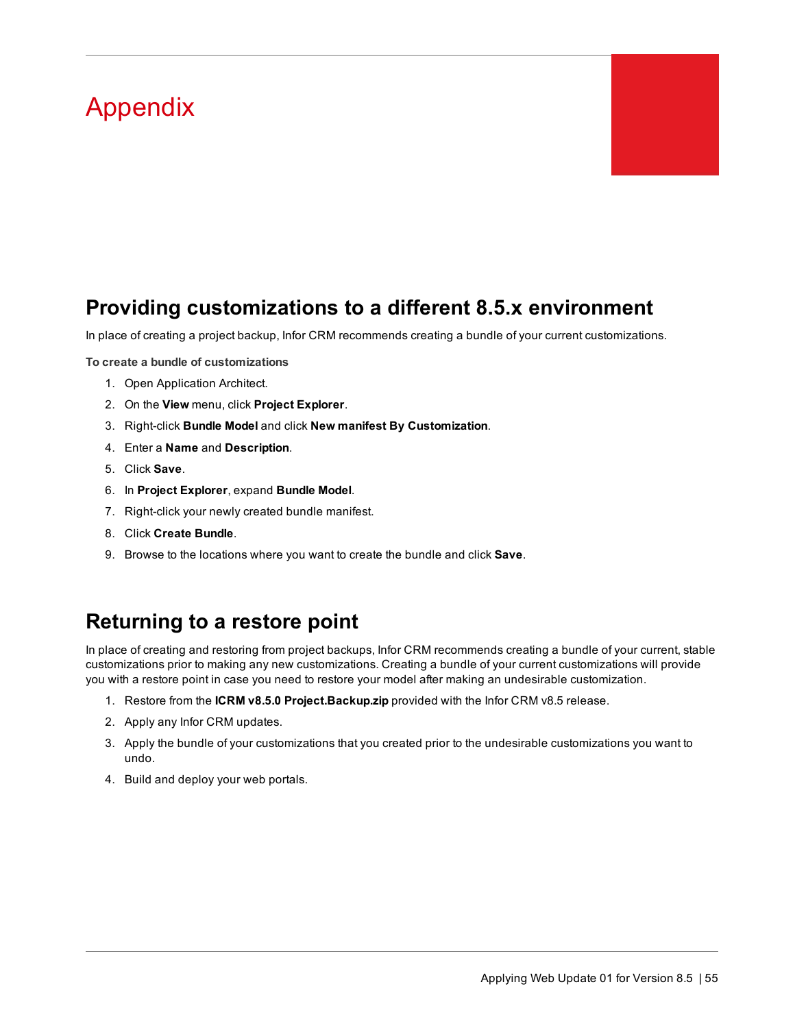# Appendix

## Providing customizations to a different 8.5.x environment

In place of creating a project backup, Infor CRM recommends creating a bundle of your current customizations.

**To create a bundle of customizations**

1. Open Application Architect.
2. On the **View** menu, click **Project Explorer**.
3. Right-click **Bundle Model** and click **New manifest By Customization**.
4. Enter a **Name** and **Description**.
5. Click **Save**.
6. In **Project Explorer**, expand **Bundle Model**.
7. Right-click your newly created bundle manifest.
8. Click **Create Bundle**.
9. Browse to the locations where you want to create the bundle and click **Save**.

## Returning to a restore point

In place of creating and restoring from project backups, Infor CRM recommends creating a bundle of your current, stable customizations prior to making any new customizations. Creating a bundle of your current customizations will provide you with a restore point in case you need to restore your model after making an undesirable customization.

1. Restore from the **ICRM v8.5.0 Project.Backup.zip** provided with the Infor CRM v8.5 release.
2. Apply any Infor CRM updates.
3. Apply the bundle of your customizations that you created prior to the undesirable customizations you want to undo.
4. Build and deploy your web portals.